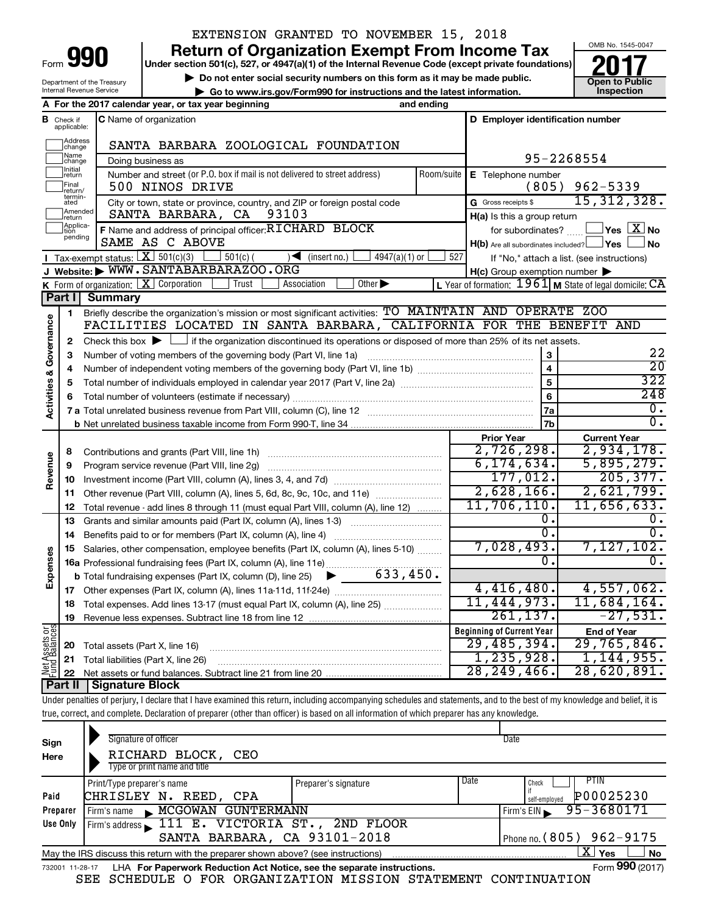EXTENSION GRANTED TO NOVEMBER 15, 2018

# Form 990 — Return of Organization Exempt From Income Tax — 2017

Under section 501(c), 527, or 4947(a)(1) of the Internal Revenue Code (except private foundations)

▶ Do not enter social security numbers on this form as it may be made public.

▶ Go to www.irs.gov/Form990 for instructions and the latest information.

Department of the Treasury
Internal Revenue Service

OMB No. 1545-0047

Open to Public Inspection

**A** For the 2017 calendar year, or tax year beginning and ending

**B** Check if applicable: Address change, Name change, Initial return, Final return/terminated, Amended return, Application pending

**C** Name of organization: SANTA BARBARA ZOOLOGICAL FOUNDATION

Doing business as

Number and street (or P.O. box if mail is not delivered to street address): 500 NINOS DRIVE — Room/suite

City or town, state or province, country, and ZIP or foreign postal code: SANTA BARBARA, CA 93103

**D** Employer identification number: 95-2268554

**E** Telephone number: (805) 962-5339

**G** Gross receipts $ 15,312,328.

**F** Name and address of principal officer: RICHARD BLOCK, SAME AS C ABOVE

**H(a)** Is this a group return for subordinates? ☐ Yes ☒ No

**H(b)** Are all subordinates included? ☐ Yes ☐ No — If "No," attach a list. (see instructions)

**H(c)** Group exemption number ▶

**I** Tax-exempt status: ☒ 501(c)(3) ☐ 501(c) ( ) ◀ (insert no.) ☐ 4947(a)(1) or ☐ 527

**J** Website: ▶ WWW.SANTABARBARAZOO.ORG

**K** Form of organization: ☒ Corporation ☐ Trust ☐ Association ☐ Other ▶

**L** Year of formation: 1961 **M** State of legal domicile: CA

## Part I Summary

**Activities & Governance**

1. Briefly describe the organization's mission or most significant activities: TO MAINTAIN AND OPERATE ZOO FACILITIES LOCATED IN SANTA BARBARA, CALIFORNIA FOR THE BENEFIT AND
2. Check this box ▶ ☐ if the organization discontinued its operations or disposed of more than 25% of its net assets.

| Line | Description | No. | Value |
|---|---|---|---|
| 3 | Number of voting members of the governing body (Part VI, line 1a) | 3 | 22 |
| 4 | Number of independent voting members of the governing body (Part VI, line 1b) | 4 | 20 |
| 5 | Total number of individuals employed in calendar year 2017 (Part V, line 2a) | 5 | 322 |
| 6 | Total number of volunteers (estimate if necessary) | 6 | 248 |
| 7a | Total unrelated business revenue from Part VIII, column (C), line 12 | 7a | 0. |
| 7b | Net unrelated business taxable income from Form 990-T, line 34 | 7b | 0. |

| | Line | Description | Prior Year | Current Year |
|---|---|---|---|---|
| **Revenue** | 8 | Contributions and grants (Part VIII, line 1h) | 2,726,298. | 2,934,178. |
| | 9 | Program service revenue (Part VIII, line 2g) | 6,174,634. | 5,895,279. |
| | 10 | Investment income (Part VIII, column (A), lines 3, 4, and 7d) | 177,012. | 205,377. |
| | 11 | Other revenue (Part VIII, column (A), lines 5, 6d, 8c, 9c, 10c, and 11e) | 2,628,166. | 2,621,799. |
| | 12 | Total revenue - add lines 8 through 11 (must equal Part VIII, column (A), line 12) | 11,706,110. | 11,656,633. |
| **Expenses** | 13 | Grants and similar amounts paid (Part IX, column (A), lines 1-3) | 0. | 0. |
| | 14 | Benefits paid to or for members (Part IX, column (A), line 4) | 0. | 0. |
| | 15 | Salaries, other compensation, employee benefits (Part IX, column (A), lines 5-10) | 7,028,493. | 7,127,102. |
| | 16a | Professional fundraising fees (Part IX, column (A), line 11e) | 0. | 0. |
| | b | Total fundraising expenses (Part IX, column (D), line 25) ▶ 633,450. | | |
| | 17 | Other expenses (Part IX, column (A), lines 11a-11d, 11f-24e) | 4,416,480. | 4,557,062. |
| | 18 | Total expenses. Add lines 13-17 (must equal Part IX, column (A), line 25) | 11,444,973. | 11,684,164. |
| | 19 | Revenue less expenses. Subtract line 18 from line 12 | 261,137. | -27,531. |
| | | | **Beginning of Current Year** | **End of Year** |
| **Net Assets or Fund Balances** | 20 | Total assets (Part X, line 16) | 29,485,394. | 29,765,846. |
| | 21 | Total liabilities (Part X, line 26) | 1,235,928. | 1,144,955. |
| | 22 | Net assets or fund balances. Subtract line 21 from line 20 | 28,249,466. | 28,620,891. |

## Part II Signature Block

Under penalties of perjury, I declare that I have examined this return, including accompanying schedules and statements, and to the best of my knowledge and belief, it is true, correct, and complete. Declaration of preparer (other than officer) is based on all information of which preparer has any knowledge.

**Sign Here**

Signature of officer — Date

RICHARD BLOCK, CEO
Type or print name and title

**Paid Preparer Use Only**

| Print/Type preparer's name | Preparer's signature | Date | Check if self-employed | PTIN |
|---|---|---|---|---|
| CHRISLEY N. REED, CPA | | | ☐ | P00025230 |

Firm's name ▶ MCGOWAN GUNTERMANN — Firm's EIN ▶ 95-3680171

Firm's address ▶ 111 E. VICTORIA ST., 2ND FLOOR, SANTA BARBARA, CA 93101-2018 — Phone no. (805) 962-9175

May the IRS discuss this return with the preparer shown above? (see instructions) ☒ Yes ☐ No

732001 11-28-17 LHA For Paperwork Reduction Act Notice, see the separate instructions. Form **990** (2017)

SEE SCHEDULE O FOR ORGANIZATION MISSION STATEMENT CONTINUATION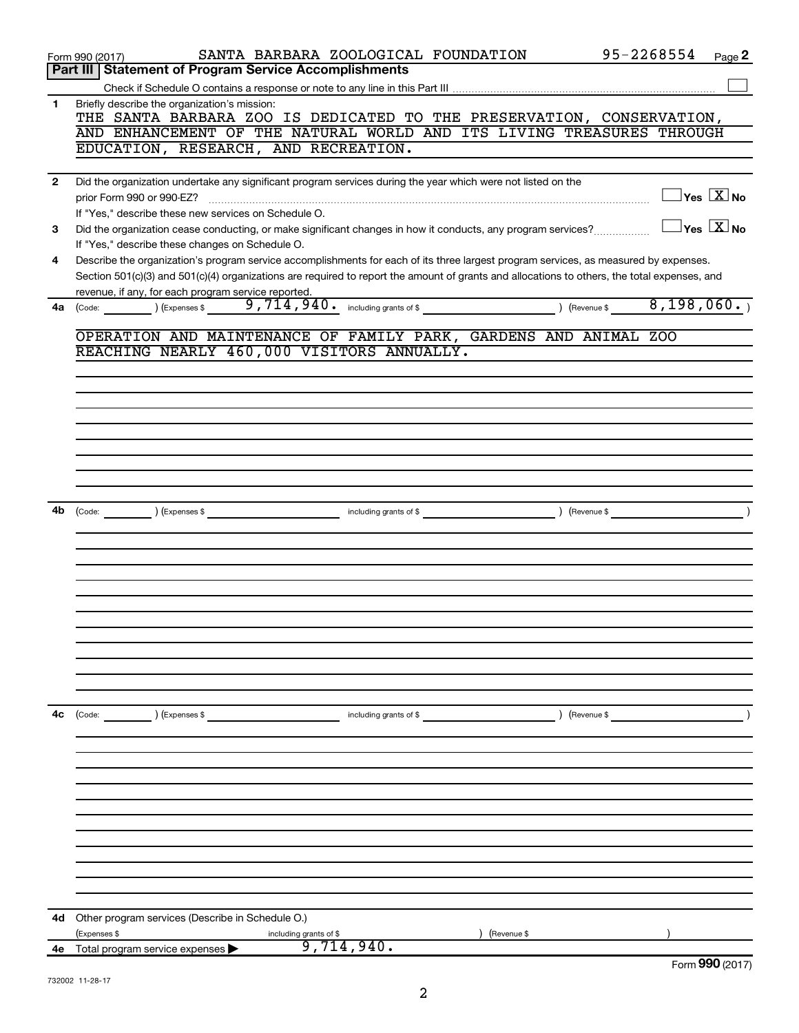Form 990 (2017) SANTA BARBARA ZOOLOGICAL FOUNDATION 95-2268554 Page **2**

## Part III Statement of Program Service Accomplishments

Check if Schedule O contains a response or note to any line in this Part III ☐

**1** Briefly describe the organization's mission:

THE SANTA BARBARA ZOO IS DEDICATED TO THE PRESERVATION, CONSERVATION, AND ENHANCEMENT OF THE NATURAL WORLD AND ITS LIVING TREASURES THROUGH EDUCATION, RESEARCH, AND RECREATION.

**2** Did the organization undertake any significant program services during the year which were not listed on the prior Form 990 or 990-EZ? ☐ Yes ☒ No

If "Yes," describe these new services on Schedule O.

**3** Did the organization cease conducting, or make significant changes in how it conducts, any program services? ☐ Yes ☒ No

If "Yes," describe these changes on Schedule O.

**4** Describe the organization's program service accomplishments for each of its three largest program services, as measured by expenses. Section 501(c)(3) and 501(c)(4) organizations are required to report the amount of grants and allocations to others, the total expenses, and revenue, if any, for each program service reported.

**4a** (Code: ) (Expenses $ 9,714,940. including grants of $ ) (Revenue $ 8,198,060. )

OPERATION AND MAINTENANCE OF FAMILY PARK, GARDENS AND ANIMAL ZOO REACHING NEARLY 460,000 VISITORS ANNUALLY.

**4b** (Code: ) (Expenses $ including grants of $ ) (Revenue $ )

**4c** (Code: ) (Expenses $ including grants of $ ) (Revenue $ )

**4d** Other program services (Describe in Schedule O.)

(Expenses $ including grants of $ ) (Revenue $ )

**4e** Total program service expenses ▶ 9,714,940.

Form **990** (2017)

732002 11-28-17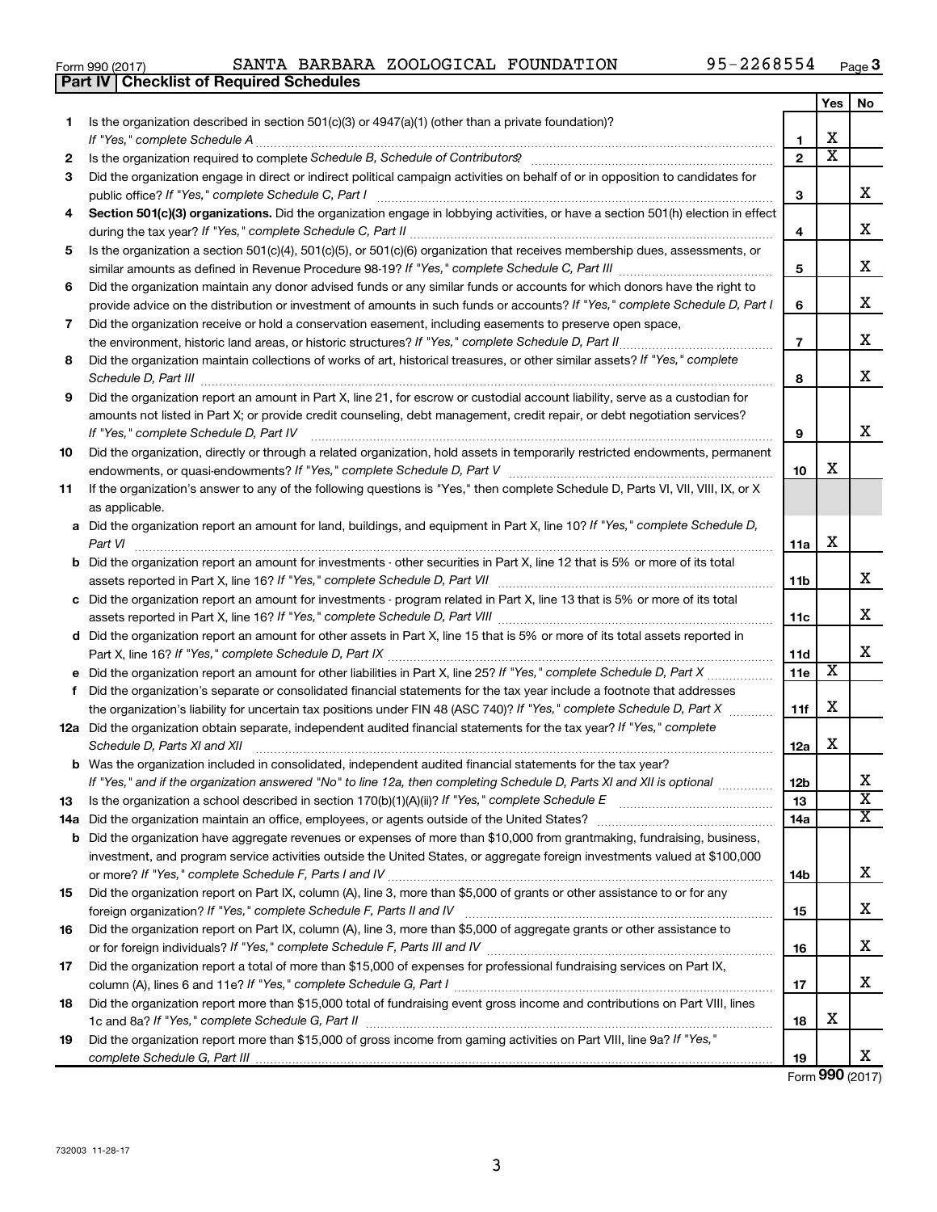Form 990 (2017) SANTA BARBARA ZOOLOGICAL FOUNDATION 95-2268554 Page 3

**Part IV | Checklist of Required Schedules**

| | | | Yes | No |
|---|---|---|---|---|
| 1 | Is the organization described in section 501(c)(3) or 4947(a)(1) (other than a private foundation)? *If "Yes," complete Schedule A* | 1 | X | |
| 2 | Is the organization required to complete *Schedule B, Schedule of Contributors*? | 2 | X | |
| 3 | Did the organization engage in direct or indirect political campaign activities on behalf of or in opposition to candidates for public office? *If "Yes," complete Schedule C, Part I* | 3 | | X |
| 4 | **Section 501(c)(3) organizations.** Did the organization engage in lobbying activities, or have a section 501(h) election in effect during the tax year? *If "Yes," complete Schedule C, Part II* | 4 | | X |
| 5 | Is the organization a section 501(c)(4), 501(c)(5), or 501(c)(6) organization that receives membership dues, assessments, or similar amounts as defined in Revenue Procedure 98-19? *If "Yes," complete Schedule C, Part III* | 5 | | X |
| 6 | Did the organization maintain any donor advised funds or any similar funds or accounts for which donors have the right to provide advice on the distribution or investment of amounts in such funds or accounts? *If "Yes," complete Schedule D, Part I* | 6 | | X |
| 7 | Did the organization receive or hold a conservation easement, including easements to preserve open space, the environment, historic land areas, or historic structures? *If "Yes," complete Schedule D, Part II* | 7 | | X |
| 8 | Did the organization maintain collections of works of art, historical treasures, or other similar assets? *If "Yes," complete Schedule D, Part III* | 8 | | X |
| 9 | Did the organization report an amount in Part X, line 21, for escrow or custodial account liability, serve as a custodian for amounts not listed in Part X; or provide credit counseling, debt management, credit repair, or debt negotiation services? *If "Yes," complete Schedule D, Part IV* | 9 | | X |
| 10 | Did the organization, directly or through a related organization, hold assets in temporarily restricted endowments, permanent endowments, or quasi-endowments? *If "Yes," complete Schedule D, Part V* | 10 | X | |
| 11 | If the organization's answer to any of the following questions is "Yes," then complete Schedule D, Parts VI, VII, VIII, IX, or X as applicable. | | | |
| a | Did the organization report an amount for land, buildings, and equipment in Part X, line 10? *If "Yes," complete Schedule D, Part VI* | 11a | X | |
| b | Did the organization report an amount for investments - other securities in Part X, line 12 that is 5% or more of its total assets reported in Part X, line 16? *If "Yes," complete Schedule D, Part VII* | 11b | | X |
| c | Did the organization report an amount for investments - program related in Part X, line 13 that is 5% or more of its total assets reported in Part X, line 16? *If "Yes," complete Schedule D, Part VIII* | 11c | | X |
| d | Did the organization report an amount for other assets in Part X, line 15 that is 5% or more of its total assets reported in Part X, line 16? *If "Yes," complete Schedule D, Part IX* | 11d | | X |
| e | Did the organization report an amount for other liabilities in Part X, line 25? *If "Yes," complete Schedule D, Part X* | 11e | X | |
| f | Did the organization's separate or consolidated financial statements for the tax year include a footnote that addresses the organization's liability for uncertain tax positions under FIN 48 (ASC 740)? *If "Yes," complete Schedule D, Part X* | 11f | X | |
| 12a | Did the organization obtain separate, independent audited financial statements for the tax year? *If "Yes," complete Schedule D, Parts XI and XII* | 12a | X | |
| b | Was the organization included in consolidated, independent audited financial statements for the tax year? *If "Yes," and if the organization answered "No" to line 12a, then completing Schedule D, Parts XI and XII is optional* | 12b | | X |
| 13 | Is the organization a school described in section 170(b)(1)(A)(ii)? *If "Yes," complete Schedule E* | 13 | | X |
| 14a | Did the organization maintain an office, employees, or agents outside of the United States? | 14a | | X |
| b | Did the organization have aggregate revenues or expenses of more than $10,000 from grantmaking, fundraising, business, investment, and program service activities outside the United States, or aggregate foreign investments valued at $100,000 or more? *If "Yes," complete Schedule F, Parts I and IV* | 14b | | X |
| 15 | Did the organization report on Part IX, column (A), line 3, more than $5,000 of grants or other assistance to or for any foreign organization? *If "Yes," complete Schedule F, Parts II and IV* | 15 | | X |
| 16 | Did the organization report on Part IX, column (A), line 3, more than $5,000 of aggregate grants or other assistance to or for foreign individuals? *If "Yes," complete Schedule F, Parts III and IV* | 16 | | X |
| 17 | Did the organization report a total of more than $15,000 of expenses for professional fundraising services on Part IX, column (A), lines 6 and 11e? *If "Yes," complete Schedule G, Part I* | 17 | | X |
| 18 | Did the organization report more than $15,000 total of fundraising event gross income and contributions on Part VIII, lines 1c and 8a? *If "Yes," complete Schedule G, Part II* | 18 | X | |
| 19 | Did the organization report more than $15,000 of gross income from gaming activities on Part VIII, line 9a? *If "Yes," complete Schedule G, Part III* | 19 | | X |

Form **990** (2017)

732003 11-28-17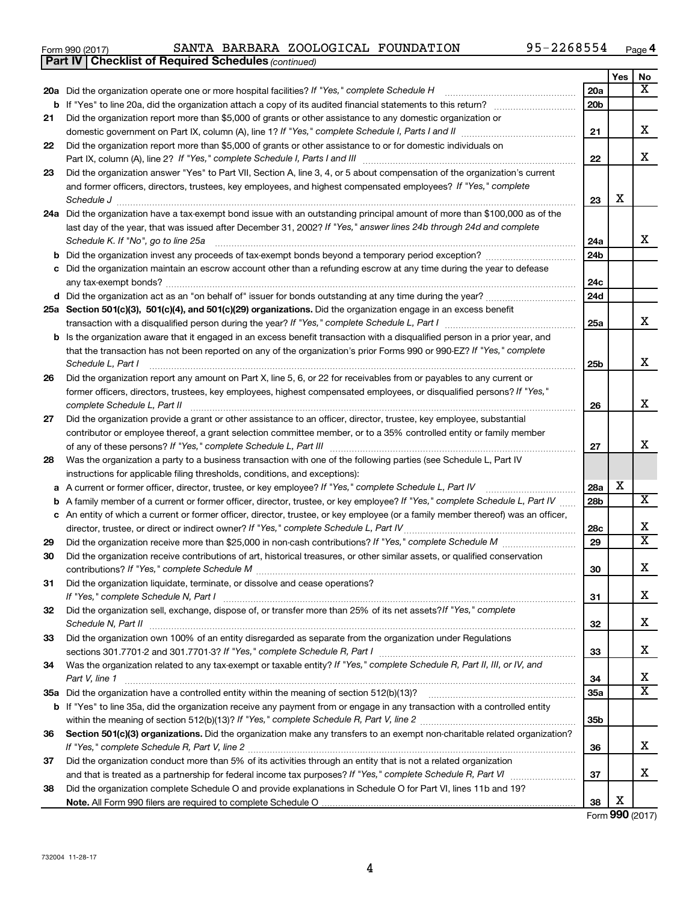Form 990 (2017) SANTA BARBARA ZOOLOGICAL FOUNDATION 95-2268554 Page 4

**Part IV | Checklist of Required Schedules** *(continued)*

| | | | Yes | No |
|---|---|---|---|---|
| **20a** | Did the organization operate one or more hospital facilities? *If "Yes," complete Schedule H* | **20a** | | X |
| **b** | If "Yes" to line 20a, did the organization attach a copy of its audited financial statements to this return? | **20b** | | |
| **21** | Did the organization report more than $5,000 of grants or other assistance to any domestic organization or domestic government on Part IX, column (A), line 1? *If "Yes," complete Schedule I, Parts I and II* | **21** | | X |
| **22** | Did the organization report more than $5,000 of grants or other assistance to or for domestic individuals on Part IX, column (A), line 2? *If "Yes," complete Schedule I, Parts I and III* | **22** | | X |
| **23** | Did the organization answer "Yes" to Part VII, Section A, line 3, 4, or 5 about compensation of the organization's current and former officers, directors, trustees, key employees, and highest compensated employees? *If "Yes," complete Schedule J* | **23** | X | |
| **24a** | Did the organization have a tax-exempt bond issue with an outstanding principal amount of more than $100,000 as of the last day of the year, that was issued after December 31, 2002? *If "Yes," answer lines 24b through 24d and complete Schedule K. If "No", go to line 25a* | **24a** | | X |
| **b** | Did the organization invest any proceeds of tax-exempt bonds beyond a temporary period exception? | **24b** | | |
| **c** | Did the organization maintain an escrow account other than a refunding escrow at any time during the year to defease any tax-exempt bonds? | **24c** | | |
| **d** | Did the organization act as an "on behalf of" issuer for bonds outstanding at any time during the year? | **24d** | | |
| **25a** | **Section 501(c)(3), 501(c)(4), and 501(c)(29) organizations.** Did the organization engage in an excess benefit transaction with a disqualified person during the year? *If "Yes," complete Schedule L, Part I* | **25a** | | X |
| **b** | Is the organization aware that it engaged in an excess benefit transaction with a disqualified person in a prior year, and that the transaction has not been reported on any of the organization's prior Forms 990 or 990-EZ? *If "Yes," complete Schedule L, Part I* | **25b** | | X |
| **26** | Did the organization report any amount on Part X, line 5, 6, or 22 for receivables from or payables to any current or former officers, directors, trustees, key employees, highest compensated employees, or disqualified persons? *If "Yes," complete Schedule L, Part II* | **26** | | X |
| **27** | Did the organization provide a grant or other assistance to an officer, director, trustee, key employee, substantial contributor or employee thereof, a grant selection committee member, or to a 35% controlled entity or family member of any of these persons? *If "Yes," complete Schedule L, Part III* | **27** | | X |
| **28** | Was the organization a party to a business transaction with one of the following parties (see Schedule L, Part IV instructions for applicable filing thresholds, conditions, and exceptions): | | | |
| **a** | A current or former officer, director, trustee, or key employee? *If "Yes," complete Schedule L, Part IV* | **28a** | X | |
| **b** | A family member of a current or former officer, director, trustee, or key employee? *If "Yes," complete Schedule L, Part IV* | **28b** | | X |
| **c** | An entity of which a current or former officer, director, trustee, or key employee (or a family member thereof) was an officer, director, trustee, or direct or indirect owner? *If "Yes," complete Schedule L, Part IV* | **28c** | | X |
| **29** | Did the organization receive more than $25,000 in non-cash contributions? *If "Yes," complete Schedule M* | **29** | | X |
| **30** | Did the organization receive contributions of art, historical treasures, or other similar assets, or qualified conservation contributions? *If "Yes," complete Schedule M* | **30** | | X |
| **31** | Did the organization liquidate, terminate, or dissolve and cease operations? *If "Yes," complete Schedule N, Part I* | **31** | | X |
| **32** | Did the organization sell, exchange, dispose of, or transfer more than 25% of its net assets? *If "Yes," complete Schedule N, Part II* | **32** | | X |
| **33** | Did the organization own 100% of an entity disregarded as separate from the organization under Regulations sections 301.7701-2 and 301.7701-3? *If "Yes," complete Schedule R, Part I* | **33** | | X |
| **34** | Was the organization related to any tax-exempt or taxable entity? *If "Yes," complete Schedule R, Part II, III, or IV, and Part V, line 1* | **34** | | X |
| **35a** | Did the organization have a controlled entity within the meaning of section 512(b)(13)? | **35a** | | X |
| **b** | If "Yes" to line 35a, did the organization receive any payment from or engage in any transaction with a controlled entity within the meaning of section 512(b)(13)? *If "Yes," complete Schedule R, Part V, line 2* | **35b** | | |
| **36** | **Section 501(c)(3) organizations.** Did the organization make any transfers to an exempt non-charitable related organization? *If "Yes," complete Schedule R, Part V, line 2* | **36** | | X |
| **37** | Did the organization conduct more than 5% of its activities through an entity that is not a related organization and that is treated as a partnership for federal income tax purposes? *If "Yes," complete Schedule R, Part VI* | **37** | | X |
| **38** | Did the organization complete Schedule O and provide explanations in Schedule O for Part VI, lines 11b and 19? **Note.** All Form 990 filers are required to complete Schedule O | **38** | X | |

Form **990** (2017)

732004 11-28-17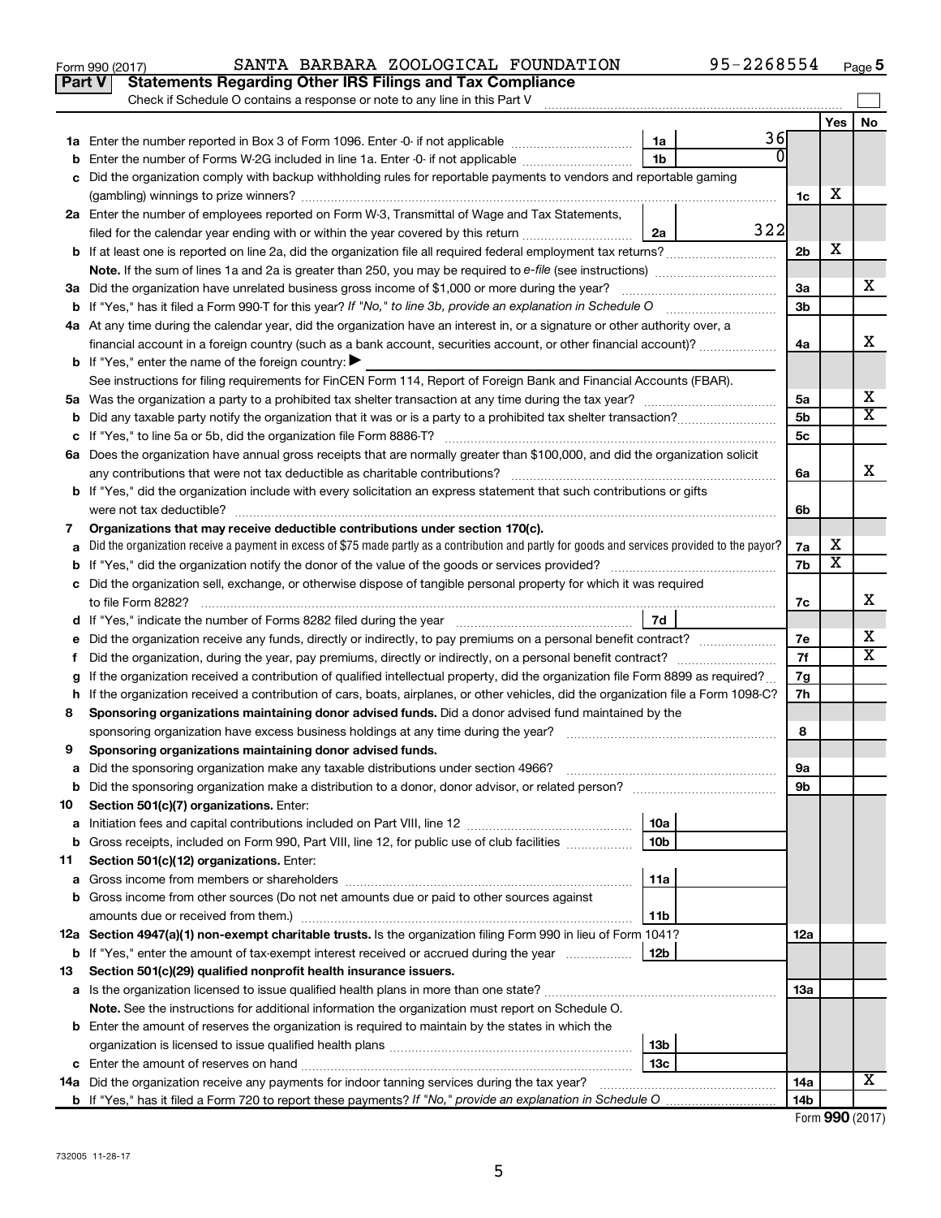Form 990 (2017) SANTA BARBARA ZOOLOGICAL FOUNDATION 95-2268554 Page 5

## Part V Statements Regarding Other IRS Filings and Tax Compliance

Check if Schedule O contains a response or note to any line in this Part V

| | | | | | Yes | No |
|---|---|---|---|---|---|---|
| 1a | Enter the number reported in Box 3 of Form 1096. Enter -0- if not applicable | 1a | 36 | | | |
| b | Enter the number of Forms W-2G included in line 1a. Enter -0- if not applicable | 1b | 0 | | | |
| c | Did the organization comply with backup withholding rules for reportable payments to vendors and reportable gaming (gambling) winnings to prize winners? | | | 1c | X | |
| 2a | Enter the number of employees reported on Form W-3, Transmittal of Wage and Tax Statements, filed for the calendar year ending with or within the year covered by this return | 2a | 322 | | | |
| b | If at least one is reported on line 2a, did the organization file all required federal employment tax returns? | | | 2b | X | |
| | **Note.** If the sum of lines 1a and 2a is greater than 250, you may be required to *e-file* (see instructions) | | | | | |
| 3a | Did the organization have unrelated business gross income of $1,000 or more during the year? | | | 3a | | X |
| b | If "Yes," has it filed a Form 990-T for this year? *If "No," to line 3b, provide an explanation in Schedule O* | | | 3b | | |
| 4a | At any time during the calendar year, did the organization have an interest in, or a signature or other authority over, a financial account in a foreign country (such as a bank account, securities account, or other financial account)? | | | 4a | | X |
| b | If "Yes," enter the name of the foreign country: ▶ | | | | | |
| | See instructions for filing requirements for FinCEN Form 114, Report of Foreign Bank and Financial Accounts (FBAR). | | | | | |
| 5a | Was the organization a party to a prohibited tax shelter transaction at any time during the tax year? | | | 5a | | X |
| b | Did any taxable party notify the organization that it was or is a party to a prohibited tax shelter transaction? | | | 5b | | X |
| c | If "Yes," to line 5a or 5b, did the organization file Form 8886-T? | | | 5c | | |
| 6a | Does the organization have annual gross receipts that are normally greater than $100,000, and did the organization solicit any contributions that were not tax deductible as charitable contributions? | | | 6a | | X |
| b | If "Yes," did the organization include with every solicitation an express statement that such contributions or gifts were not tax deductible? | | | 6b | | |
| 7 | **Organizations that may receive deductible contributions under section 170(c).** | | | | | |
| a | Did the organization receive a payment in excess of $75 made partly as a contribution and partly for goods and services provided to the payor? | | | 7a | X | |
| b | If "Yes," did the organization notify the donor of the value of the goods or services provided? | | | 7b | X | |
| c | Did the organization sell, exchange, or otherwise dispose of tangible personal property for which it was required to file Form 8282? | | | 7c | | X |
| d | If "Yes," indicate the number of Forms 8282 filed during the year | 7d | | | | |
| e | Did the organization receive any funds, directly or indirectly, to pay premiums on a personal benefit contract? | | | 7e | | X |
| f | Did the organization, during the year, pay premiums, directly or indirectly, on a personal benefit contract? | | | 7f | | X |
| g | If the organization received a contribution of qualified intellectual property, did the organization file Form 8899 as required? | | | 7g | | |
| h | If the organization received a contribution of cars, boats, airplanes, or other vehicles, did the organization file a Form 1098-C? | | | 7h | | |
| 8 | **Sponsoring organizations maintaining donor advised funds.** Did a donor advised fund maintained by the sponsoring organization have excess business holdings at any time during the year? | | | 8 | | |
| 9 | **Sponsoring organizations maintaining donor advised funds.** | | | | | |
| a | Did the sponsoring organization make any taxable distributions under section 4966? | | | 9a | | |
| b | Did the sponsoring organization make a distribution to a donor, donor advisor, or related person? | | | 9b | | |
| 10 | **Section 501(c)(7) organizations.** Enter: | | | | | |
| a | Initiation fees and capital contributions included on Part VIII, line 12 | 10a | | | | |
| b | Gross receipts, included on Form 990, Part VIII, line 12, for public use of club facilities | 10b | | | | |
| 11 | **Section 501(c)(12) organizations.** Enter: | | | | | |
| a | Gross income from members or shareholders | 11a | | | | |
| b | Gross income from other sources (Do not net amounts due or paid to other sources against amounts due or received from them.) | 11b | | | | |
| 12a | **Section 4947(a)(1) non-exempt charitable trusts.** Is the organization filing Form 990 in lieu of Form 1041? | | | 12a | | |
| b | If "Yes," enter the amount of tax-exempt interest received or accrued during the year | 12b | | | | |
| 13 | **Section 501(c)(29) qualified nonprofit health insurance issuers.** | | | | | |
| a | Is the organization licensed to issue qualified health plans in more than one state? | | | 13a | | |
| | **Note.** See the instructions for additional information the organization must report on Schedule O. | | | | | |
| b | Enter the amount of reserves the organization is required to maintain by the states in which the organization is licensed to issue qualified health plans | 13b | | | | |
| c | Enter the amount of reserves on hand | 13c | | | | |
| 14a | Did the organization receive any payments for indoor tanning services during the tax year? | | | 14a | | X |
| b | If "Yes," has it filed a Form 720 to report these payments? *If "No," provide an explanation in Schedule O* | | | 14b | | |

Form **990** (2017)

732005 11-28-17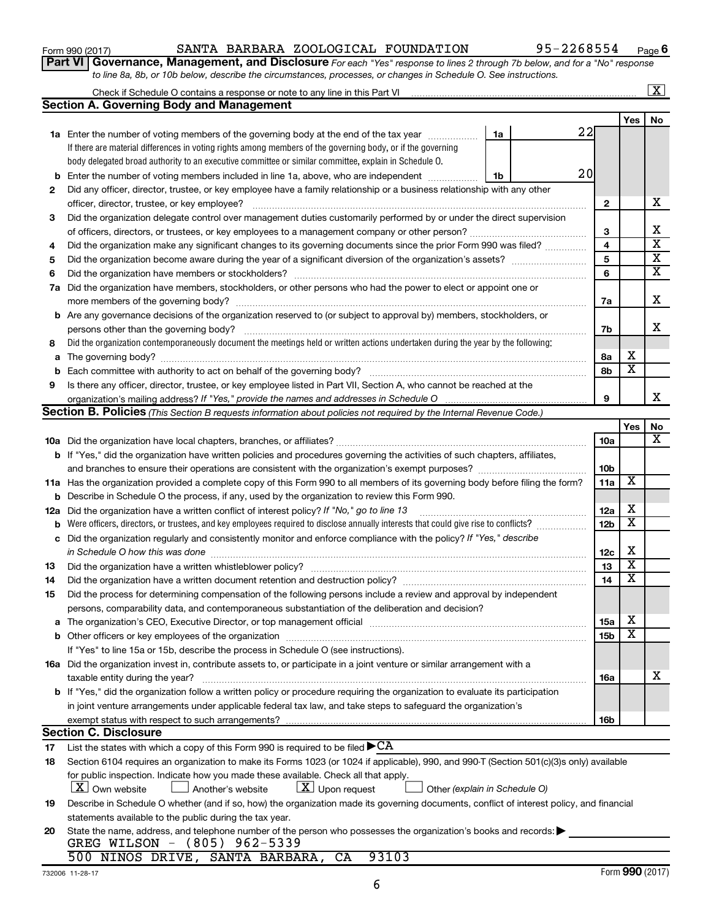Form 990 (2017) SANTA BARBARA ZOOLOGICAL FOUNDATION 95-2268554

## Part VI Governance, Management, and Disclosure

*For each "Yes" response to lines 2 through 7b below, and for a "No" response to line 8a, 8b, or 10b below, describe the circumstances, processes, or changes in Schedule O. See instructions.*

Check if Schedule O contains a response or note to any line in this Part VI .......... [X]

### Section A. Governing Body and Management

| | | | | Yes | No |
|---|---|---|---|---|---|
| **1a** | Enter the number of voting members of the governing body at the end of the tax year. If there are material differences in voting rights among members of the governing body, or if the governing body delegated broad authority to an executive committee or similar committee, explain in Schedule O. | 1a: 22 | | | |
| **b** | Enter the number of voting members included in line 1a, above, who are independent | 1b: 20 | | | |
| **2** | Did any officer, director, trustee, or key employee have a family relationship or a business relationship with any other officer, director, trustee, or key employee? | | 2 | | X |
| **3** | Did the organization delegate control over management duties customarily performed by or under the direct supervision of officers, directors, or trustees, or key employees to a management company or other person? | | 3 | | X |
| **4** | Did the organization make any significant changes to its governing documents since the prior Form 990 was filed? | | 4 | | X |
| **5** | Did the organization become aware during the year of a significant diversion of the organization's assets? | | 5 | | X |
| **6** | Did the organization have members or stockholders? | | 6 | | X |
| **7a** | Did the organization have members, stockholders, or other persons who had the power to elect or appoint one or more members of the governing body? | | 7a | | X |
| **b** | Are any governance decisions of the organization reserved to (or subject to approval by) members, stockholders, or persons other than the governing body? | | 7b | | X |
| **8** | Did the organization contemporaneously document the meetings held or written actions undertaken during the year by the following: | | | | |
| **a** | The governing body? | | 8a | X | |
| **b** | Each committee with authority to act on behalf of the governing body? | | 8b | X | |
| **9** | Is there any officer, director, trustee, or key employee listed in Part VII, Section A, who cannot be reached at the organization's mailing address? *If "Yes," provide the names and addresses in Schedule O* | | 9 | | X |

### Section B. Policies *(This Section B requests information about policies not required by the Internal Revenue Code.)*

| | | | Yes | No |
|---|---|---|---|---|
| **10a** | Did the organization have local chapters, branches, or affiliates? | 10a | | X |
| **b** | If "Yes," did the organization have written policies and procedures governing the activities of such chapters, affiliates, and branches to ensure their operations are consistent with the organization's exempt purposes? | 10b | | |
| **11a** | Has the organization provided a complete copy of this Form 990 to all members of its governing body before filing the form? | 11a | X | |
| **b** | Describe in Schedule O the process, if any, used by the organization to review this Form 990. | | | |
| **12a** | Did the organization have a written conflict of interest policy? *If "No," go to line 13* | 12a | X | |
| **b** | Were officers, directors, or trustees, and key employees required to disclose annually interests that could give rise to conflicts? | 12b | X | |
| **c** | Did the organization regularly and consistently monitor and enforce compliance with the policy? *If "Yes," describe in Schedule O how this was done* | 12c | X | |
| **13** | Did the organization have a written whistleblower policy? | 13 | X | |
| **14** | Did the organization have a written document retention and destruction policy? | 14 | X | |
| **15** | Did the process for determining compensation of the following persons include a review and approval by independent persons, comparability data, and contemporaneous substantiation of the deliberation and decision? | | | |
| **a** | The organization's CEO, Executive Director, or top management official | 15a | X | |
| **b** | Other officers or key employees of the organization | 15b | X | |
| | If "Yes" to line 15a or 15b, describe the process in Schedule O (see instructions). | | | |
| **16a** | Did the organization invest in, contribute assets to, or participate in a joint venture or similar arrangement with a taxable entity during the year? | 16a | | X |
| **b** | If "Yes," did the organization follow a written policy or procedure requiring the organization to evaluate its participation in joint venture arrangements under applicable federal tax law, and take steps to safeguard the organization's exempt status with respect to such arrangements? | 16b | | |

### Section C. Disclosure

**17** List the states with which a copy of this Form 990 is required to be filed ▶ CA

**18** Section 6104 requires an organization to make its Forms 1023 (or 1024 if applicable), 990, and 990-T (Section 501(c)(3)s only) available for public inspection. Indicate how you made these available. Check all that apply.

[X] Own website  [ ] Another's website  [X] Upon request  [ ] Other *(explain in Schedule O)*

**19** Describe in Schedule O whether (and if so, how) the organization made its governing documents, conflict of interest policy, and financial statements available to the public during the tax year.

**20** State the name, address, and telephone number of the person who possesses the organization's books and records: ▶

GREG WILSON - (805) 962-5339
500 NINOS DRIVE, SANTA BARBARA, CA 93103

732006 11-28-17 Form **990** (2017)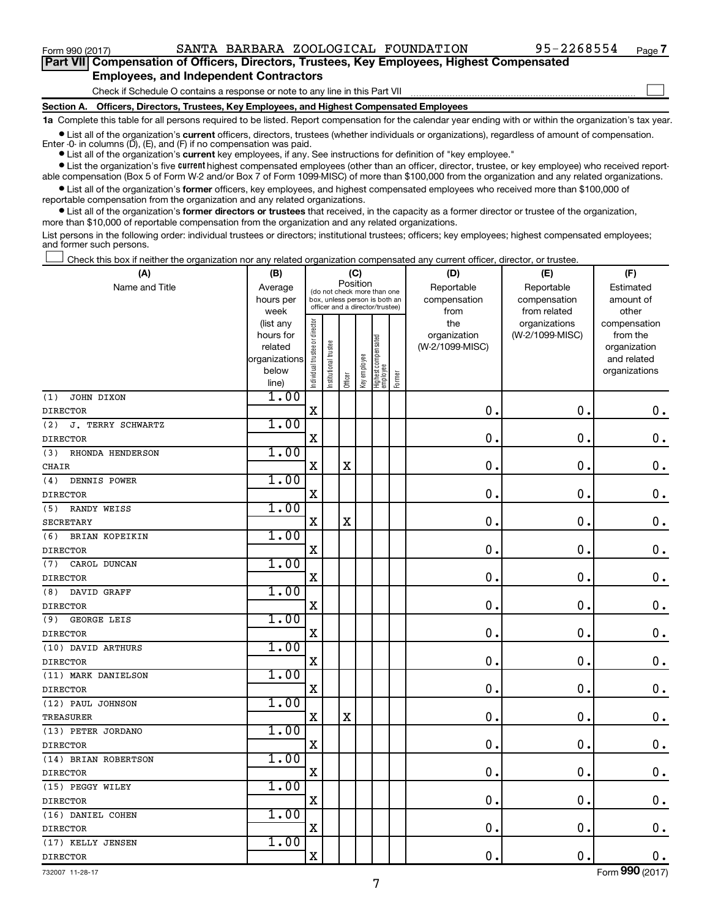Form 990 (2017) SANTA BARBARA ZOOLOGICAL FOUNDATION 95-2268554 Page 7

**Part VII Compensation of Officers, Directors, Trustees, Key Employees, Highest Compensated Employees, and Independent Contractors**

Check if Schedule O contains a response or note to any line in this Part VII ☐

**Section A. Officers, Directors, Trustees, Key Employees, and Highest Compensated Employees**

**1a** Complete this table for all persons required to be listed. Report compensation for the calendar year ending with or within the organization's tax year.

- List all of the organization's **current** officers, directors, trustees (whether individuals or organizations), regardless of amount of compensation. Enter -0- in columns (D), (E), and (F) if no compensation was paid.
- List all of the organization's **current** key employees, if any. See instructions for definition of "key employee."
- List the organization's five **current** highest compensated employees (other than an officer, director, trustee, or key employee) who received reportable compensation (Box 5 of Form W-2 and/or Box 7 of Form 1099-MISC) of more than $100,000 from the organization and any related organizations.
- List all of the organization's **former** officers, key employees, and highest compensated employees who received more than $100,000 of reportable compensation from the organization and any related organizations.
- List all of the organization's **former directors or trustees** that received, in the capacity as a former director or trustee of the organization, more than $10,000 of reportable compensation from the organization and any related organizations.

List persons in the following order: individual trustees or directors; institutional trustees; officers; key employees; highest compensated employees; and former such persons.

☐ Check this box if neither the organization nor any related organization compensated any current officer, director, or trustee.

| (A) Name and Title | (B) Average hours per week (list any hours for related organizations below line) | (C) Position: Individual trustee or director | Institutional trustee | Officer | Key employee | Highest compensated employee | Former | (D) Reportable compensation from the organization (W-2/1099-MISC) | (E) Reportable compensation from related organizations (W-2/1099-MISC) | (F) Estimated amount of other compensation from the organization and related organizations |
|---|---|---|---|---|---|---|---|---|---|---|
| (1) JOHN DIXON<br>DIRECTOR | 1.00 | X | | | | | | 0. | 0. | 0. |
| (2) J. TERRY SCHWARTZ<br>DIRECTOR | 1.00 | X | | | | | | 0. | 0. | 0. |
| (3) RHONDA HENDERSON<br>CHAIR | 1.00 | X | | X | | | | 0. | 0. | 0. |
| (4) DENNIS POWER<br>DIRECTOR | 1.00 | X | | | | | | 0. | 0. | 0. |
| (5) RANDY WEISS<br>SECRETARY | 1.00 | X | | X | | | | 0. | 0. | 0. |
| (6) BRIAN KOPEIKIN<br>DIRECTOR | 1.00 | X | | | | | | 0. | 0. | 0. |
| (7) CAROL DUNCAN<br>DIRECTOR | 1.00 | X | | | | | | 0. | 0. | 0. |
| (8) DAVID GRAFF<br>DIRECTOR | 1.00 | X | | | | | | 0. | 0. | 0. |
| (9) GEORGE LEIS<br>DIRECTOR | 1.00 | X | | | | | | 0. | 0. | 0. |
| (10) DAVID ARTHURS<br>DIRECTOR | 1.00 | X | | | | | | 0. | 0. | 0. |
| (11) MARK DANIELSON<br>DIRECTOR | 1.00 | X | | | | | | 0. | 0. | 0. |
| (12) PAUL JOHNSON<br>TREASURER | 1.00 | X | | X | | | | 0. | 0. | 0. |
| (13) PETER JORDANO<br>DIRECTOR | 1.00 | X | | | | | | 0. | 0. | 0. |
| (14) BRIAN ROBERTSON<br>DIRECTOR | 1.00 | X | | | | | | 0. | 0. | 0. |
| (15) PEGGY WILEY<br>DIRECTOR | 1.00 | X | | | | | | 0. | 0. | 0. |
| (16) DANIEL COHEN<br>DIRECTOR | 1.00 | X | | | | | | 0. | 0. | 0. |
| (17) KELLY JENSEN<br>DIRECTOR | 1.00 | X | | | | | | 0. | 0. | 0. |

732007 11-28-17 Form **990** (2017)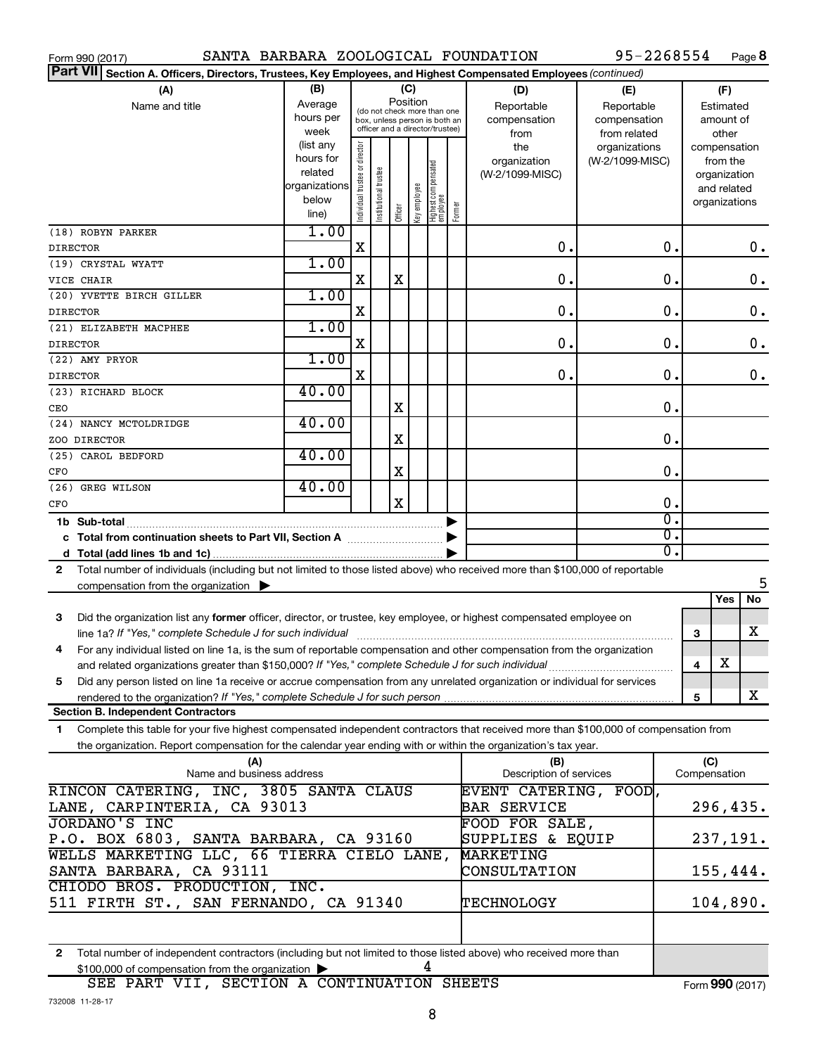Form 990 (2017) SANTA BARBARA ZOOLOGICAL FOUNDATION 95-2268554 Page **8**

**Part VII Section A. Officers, Directors, Trustees, Key Employees, and Highest Compensated Employees** *(continued)*

| (A) Name and title | (B) Average hours per week (list any hours for related organizations below line) | (C) Individual trustee or director | Institutional trustee | Officer | Key employee | Highest compensated employee | Former | (D) Reportable compensation from the organization (W-2/1099-MISC) | (E) Reportable compensation from related organizations (W-2/1099-MISC) | (F) Estimated amount of other compensation from the organization and related organizations |
|---|---|---|---|---|---|---|---|---|---|---|
| (18) ROBYN PARKER<br>DIRECTOR | 1.00 | X | | | | | | 0. | 0. | 0. |
| (19) CRYSTAL WYATT<br>VICE CHAIR | 1.00 | X | | X | | | | 0. | 0. | 0. |
| (20) YVETTE BIRCH GILLER<br>DIRECTOR | 1.00 | X | | | | | | 0. | 0. | 0. |
| (21) ELIZABETH MACPHEE<br>DIRECTOR | 1.00 | X | | | | | | 0. | 0. | 0. |
| (22) AMY PRYOR<br>DIRECTOR | 1.00 | X | | | | | | 0. | 0. | 0. |
| (23) RICHARD BLOCK<br>CEO | 40.00 | | | X | | | | | 0. | |
| (24) NANCY MCTOLDRIDGE<br>ZOO DIRECTOR | 40.00 | | | X | | | | | 0. | |
| (25) CAROL BEDFORD<br>CFO | 40.00 | | | X | | | | | 0. | |
| (26) GREG WILSON<br>CFO | 40.00 | | | X | | | | | 0. | |
| **1b Sub-total** | | | | | | | | | 0. | |
| **c Total from continuation sheets to Part VII, Section A** | | | | | | | | | 0. | |
| **d Total (add lines 1b and 1c)** | | | | | | | | | 0. | |

**2** Total number of individuals (including but not limited to those listed above) who received more than $100,000 of reportable compensation from the organization ▶ 5

| | | Yes | No |
|---|---|---|---|
| **3** Did the organization list any **former** officer, director, or trustee, key employee, or highest compensated employee on line 1a? *If "Yes," complete Schedule J for such individual* | 3 | | X |
| **4** For any individual listed on line 1a, is the sum of reportable compensation and other compensation from the organization and related organizations greater than $150,000? *If "Yes," complete Schedule J for such individual* | 4 | X | |
| **5** Did any person listed on line 1a receive or accrue compensation from any unrelated organization or individual for services rendered to the organization? *If "Yes," complete Schedule J for such person* | 5 | | X |

**Section B. Independent Contractors**

**1** Complete this table for your five highest compensated independent contractors that received more than $100,000 of compensation from the organization. Report compensation for the calendar year ending with or within the organization's tax year.

| (A) Name and business address | (B) Description of services | (C) Compensation |
|---|---|---|
| RINCON CATERING, INC, 3805 SANTA CLAUS LANE, CARPINTERIA, CA 93013 | EVENT CATERING, FOOD, BAR SERVICE | 296,435. |
| JORDANO'S INC P.O. BOX 6803, SANTA BARBARA, CA 93160 | FOOD FOR SALE, SUPPLIES & EQUIP | 237,191. |
| WELLS MARKETING LLC, 66 TIERRA CIELO LANE, SANTA BARBARA, CA 93111 | MARKETING CONSULTATION | 155,444. |
| CHIODO BROS. PRODUCTION, INC. 511 FIRTH ST., SAN FERNANDO, CA 91340 | TECHNOLOGY | 104,890. |
| | | |

**2** Total number of independent contractors (including but not limited to those listed above) who received more than $100,000 of compensation from the organization ▶ 4

SEE PART VII, SECTION A CONTINUATION SHEETS

732008 11-28-17

Form **990** (2017)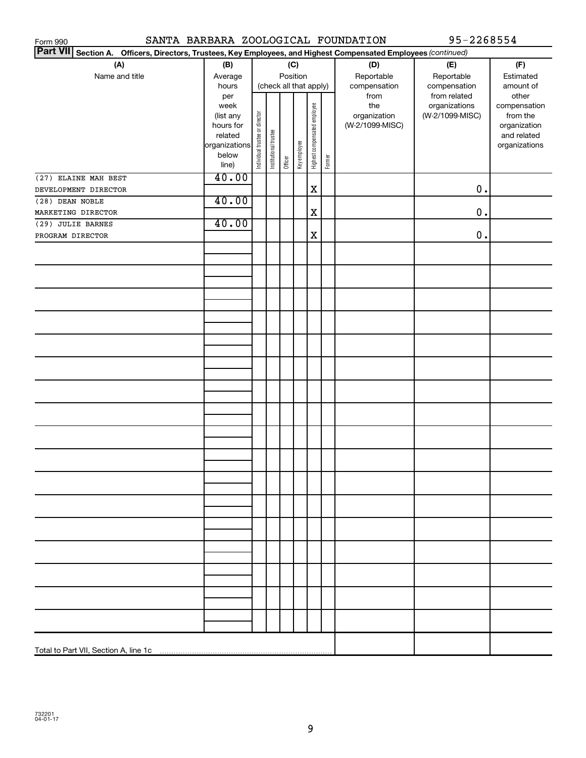Form 990 SANTA BARBARA ZOOLOGICAL FOUNDATION 95-2268554

**Part VII** **Section A. Officers, Directors, Trustees, Key Employees, and Highest Compensated Employees** *(continued)*

| (A) Name and title | (B) Average hours per week (list any hours for related organizations below line) | (C) Position (check all that apply): Individual trustee or director | Institutional trustee | Officer | Key employee | Highest compensated employee | Former | (D) Reportable compensation from the organization (W-2/1099-MISC) | (E) Reportable compensation from related organizations (W-2/1099-MISC) | (F) Estimated amount of other compensation from the organization and related organizations |
|---|---|---|---|---|---|---|---|---|---|---|
| (27) ELAINE MAH BEST<br>DEVELOPMENT DIRECTOR | 40.00 | | | | | X | | | 0. | |
| (28) DEAN NOBLE<br>MARKETING DIRECTOR | 40.00 | | | | | X | | | 0. | |
| (29) JULIE BARNES<br>PROGRAM DIRECTOR | 40.00 | | | | | X | | | 0. | |
| Total to Part VII, Section A, line 1c | | | | | | | | | | |

732201 04-01-17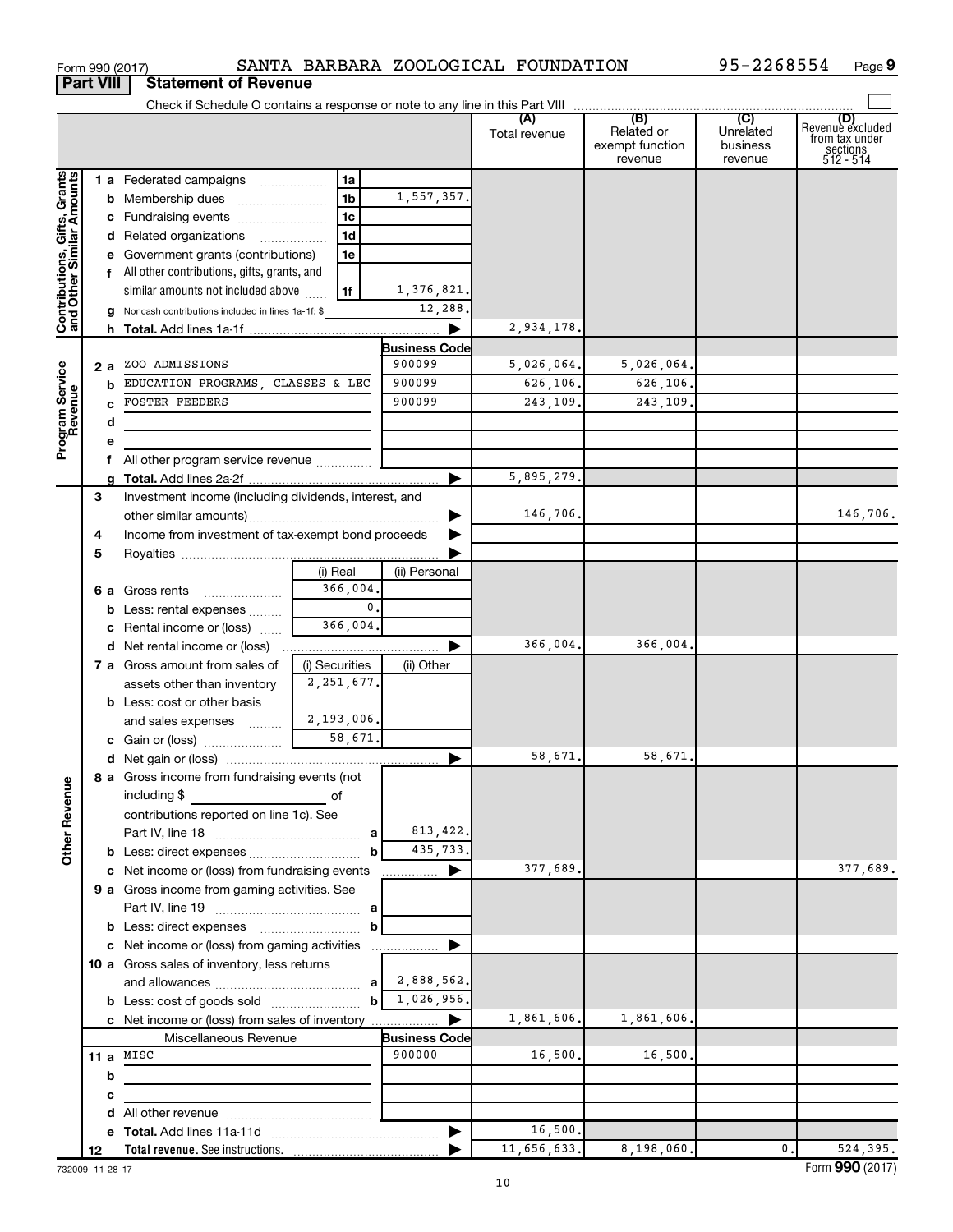Form 990 (2017) SANTA BARBARA ZOOLOGICAL FOUNDATION 95-2268554 Page 9

**Part VIII Statement of Revenue**

Check if Schedule O contains a response or note to any line in this Part VIII

| | | | | (A) Total revenue | (B) Related or exempt function revenue | (C) Unrelated business revenue | (D) Revenue excluded from tax under sections 512 - 514 |
|---|---|---|---|---|---|---|---|
| **Contributions, Gifts, Grants and Other Similar Amounts** | 1 a Federated campaigns | 1a | | | | | |
| | b Membership dues | 1b | 1,557,357. | | | | |
| | c Fundraising events | 1c | | | | | |
| | d Related organizations | 1d | | | | | |
| | e Government grants (contributions) | 1e | | | | | |
| | f All other contributions, gifts, grants, and similar amounts not included above | 1f | 1,376,821. | | | | |
| | g Noncash contributions included in lines 1a-1f: $ | | 12,288. | | | | |
| | h **Total.** Add lines 1a-1f | | | 2,934,178. | | | |
| **Program Service Revenue** | | | **Business Code** | | | | |
| | 2 a ZOO ADMISSIONS | | 900099 | 5,026,064. | 5,026,064. | | |
| | b EDUCATION PROGRAMS, CLASSES & LEC | | 900099 | 626,106. | 626,106. | | |
| | c FOSTER FEEDERS | | 900099 | 243,109. | 243,109. | | |
| | d | | | | | | |
| | e | | | | | | |
| | f All other program service revenue | | | | | | |
| | g **Total.** Add lines 2a-2f | | | 5,895,279. | | | |
| **Other Revenue** | 3 Investment income (including dividends, interest, and other similar amounts) | | | 146,706. | | | 146,706. |
| | 4 Income from investment of tax-exempt bond proceeds | | | | | | |
| | 5 Royalties | | | | | | |
| | | (i) Real | (ii) Personal | | | | |
| | 6 a Gross rents | 366,004. | | | | | |
| | b Less: rental expenses | 0. | | | | | |
| | c Rental income or (loss) | 366,004. | | | | | |
| | d Net rental income or (loss) | | | 366,004. | 366,004. | | |
| | 7 a Gross amount from sales of assets other than inventory | (i) Securities 2,251,677. | (ii) Other | | | | |
| | b Less: cost or other basis and sales expenses | 2,193,006. | | | | | |
| | c Gain or (loss) | 58,671. | | | | | |
| | d Net gain or (loss) | | | 58,671. | 58,671. | | |
| | 8 a Gross income from fundraising events (not including $ of contributions reported on line 1c). See Part IV, line 18 | a | 813,422. | | | | |
| | b Less: direct expenses | b | 435,733. | | | | |
| | c Net income or (loss) from fundraising events | | | 377,689. | | | 377,689. |
| | 9 a Gross income from gaming activities. See Part IV, line 19 | a | | | | | |
| | b Less: direct expenses | b | | | | | |
| | c Net income or (loss) from gaming activities | | | | | | |
| | 10 a Gross sales of inventory, less returns and allowances | a | 2,888,562. | | | | |
| | b Less: cost of goods sold | b | 1,026,956. | | | | |
| | c Net income or (loss) from sales of inventory | | | 1,861,606. | 1,861,606. | | |
| | Miscellaneous Revenue | | **Business Code** | | | | |
| | 11 a MISC | | 900000 | 16,500. | 16,500. | | |
| | b | | | | | | |
| | c | | | | | | |
| | d All other revenue | | | | | | |
| | e **Total.** Add lines 11a-11d | | | 16,500. | | | |
| | 12 **Total revenue.** See instructions. | | | 11,656,633. | 8,198,060. | 0. | 524,395. |

732009 11-28-17 Form **990** (2017)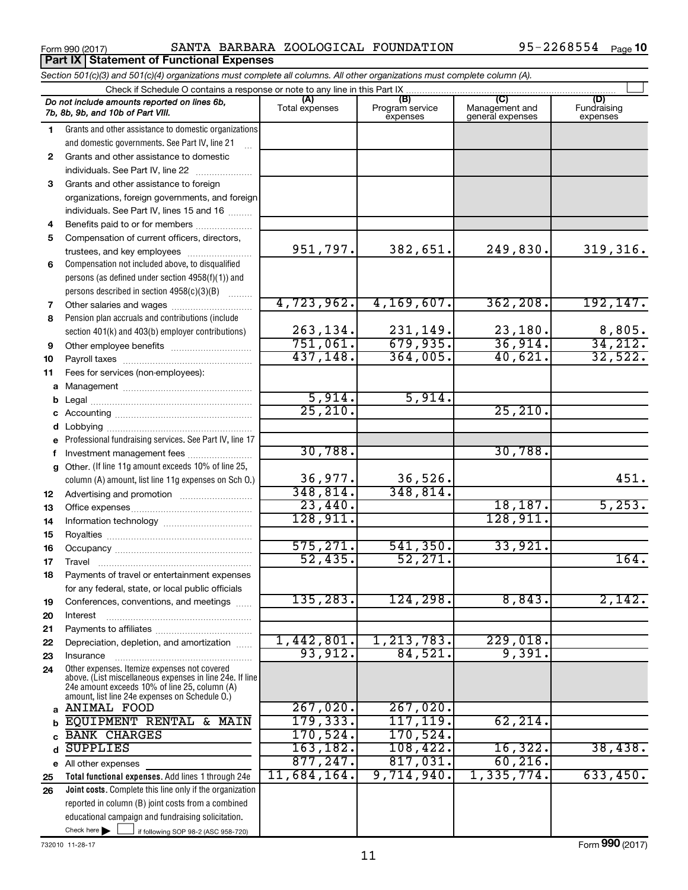Form 990 (2017) SANTA BARBARA ZOOLOGICAL FOUNDATION 95-2268554 Page **10**

## Part IX Statement of Functional Expenses

*Section 501(c)(3) and 501(c)(4) organizations must complete all columns. All other organizations must complete column (A).*

Check if Schedule O contains a response or note to any line in this Part IX ☐

| | *Do not include amounts reported on lines 6b, 7b, 8b, 9b, and 10b of Part VIII.* | (A) Total expenses | (B) Program service expenses | (C) Management and general expenses | (D) Fundraising expenses |
|---|---|---|---|---|---|
| 1 | Grants and other assistance to domestic organizations and domestic governments. See Part IV, line 21 | | | | |
| 2 | Grants and other assistance to domestic individuals. See Part IV, line 22 | | | | |
| 3 | Grants and other assistance to foreign organizations, foreign governments, and foreign individuals. See Part IV, lines 15 and 16 | | | | |
| 4 | Benefits paid to or for members | | | | |
| 5 | Compensation of current officers, directors, trustees, and key employees | 951,797. | 382,651. | 249,830. | 319,316. |
| 6 | Compensation not included above, to disqualified persons (as defined under section 4958(f)(1)) and persons described in section 4958(c)(3)(B) | | | | |
| 7 | Other salaries and wages | 4,723,962. | 4,169,607. | 362,208. | 192,147. |
| 8 | Pension plan accruals and contributions (include section 401(k) and 403(b) employer contributions) | 263,134. | 231,149. | 23,180. | 8,805. |
| 9 | Other employee benefits | 751,061. | 679,935. | 36,914. | 34,212. |
| 10 | Payroll taxes | 437,148. | 364,005. | 40,621. | 32,522. |
| 11 | Fees for services (non-employees): | | | | |
| a | Management | | | | |
| b | Legal | 5,914. | 5,914. | | |
| c | Accounting | 25,210. | | 25,210. | |
| d | Lobbying | | | | |
| e | Professional fundraising services. See Part IV, line 17 | | | | |
| f | Investment management fees | 30,788. | | 30,788. | |
| g | Other. (If line 11g amount exceeds 10% of line 25, column (A) amount, list line 11g expenses on Sch O.) | 36,977. | 36,526. | | 451. |
| 12 | Advertising and promotion | 348,814. | 348,814. | | |
| 13 | Office expenses | 23,440. | | 18,187. | 5,253. |
| 14 | Information technology | 128,911. | | 128,911. | |
| 15 | Royalties | | | | |
| 16 | Occupancy | 575,271. | 541,350. | 33,921. | |
| 17 | Travel | 52,435. | 52,271. | | 164. |
| 18 | Payments of travel or entertainment expenses for any federal, state, or local public officials | | | | |
| 19 | Conferences, conventions, and meetings | 135,283. | 124,298. | 8,843. | 2,142. |
| 20 | Interest | | | | |
| 21 | Payments to affiliates | | | | |
| 22 | Depreciation, depletion, and amortization | 1,442,801. | 1,213,783. | 229,018. | |
| 23 | Insurance | 93,912. | 84,521. | 9,391. | |
| 24 | Other expenses. Itemize expenses not covered above. (List miscellaneous expenses in line 24e. If line 24e amount exceeds 10% of line 25, column (A) amount, list line 24e expenses on Schedule O.) | | | | |
| a | ANIMAL FOOD | 267,020. | 267,020. | | |
| b | EQUIPMENT RENTAL & MAIN | 179,333. | 117,119. | 62,214. | |
| c | BANK CHARGES | 170,524. | 170,524. | | |
| d | SUPPLIES | 163,182. | 108,422. | 16,322. | 38,438. |
| e | All other expenses | 877,247. | 817,031. | 60,216. | |
| 25 | **Total functional expenses.** Add lines 1 through 24e | 11,684,164. | 9,714,940. | 1,335,774. | 633,450. |
| 26 | **Joint costs.** Complete this line only if the organization reported in column (B) joint costs from a combined educational campaign and fundraising solicitation. Check here ☐ if following SOP 98-2 (ASC 958-720) | | | | |

732010 11-28-17 Form **990** (2017)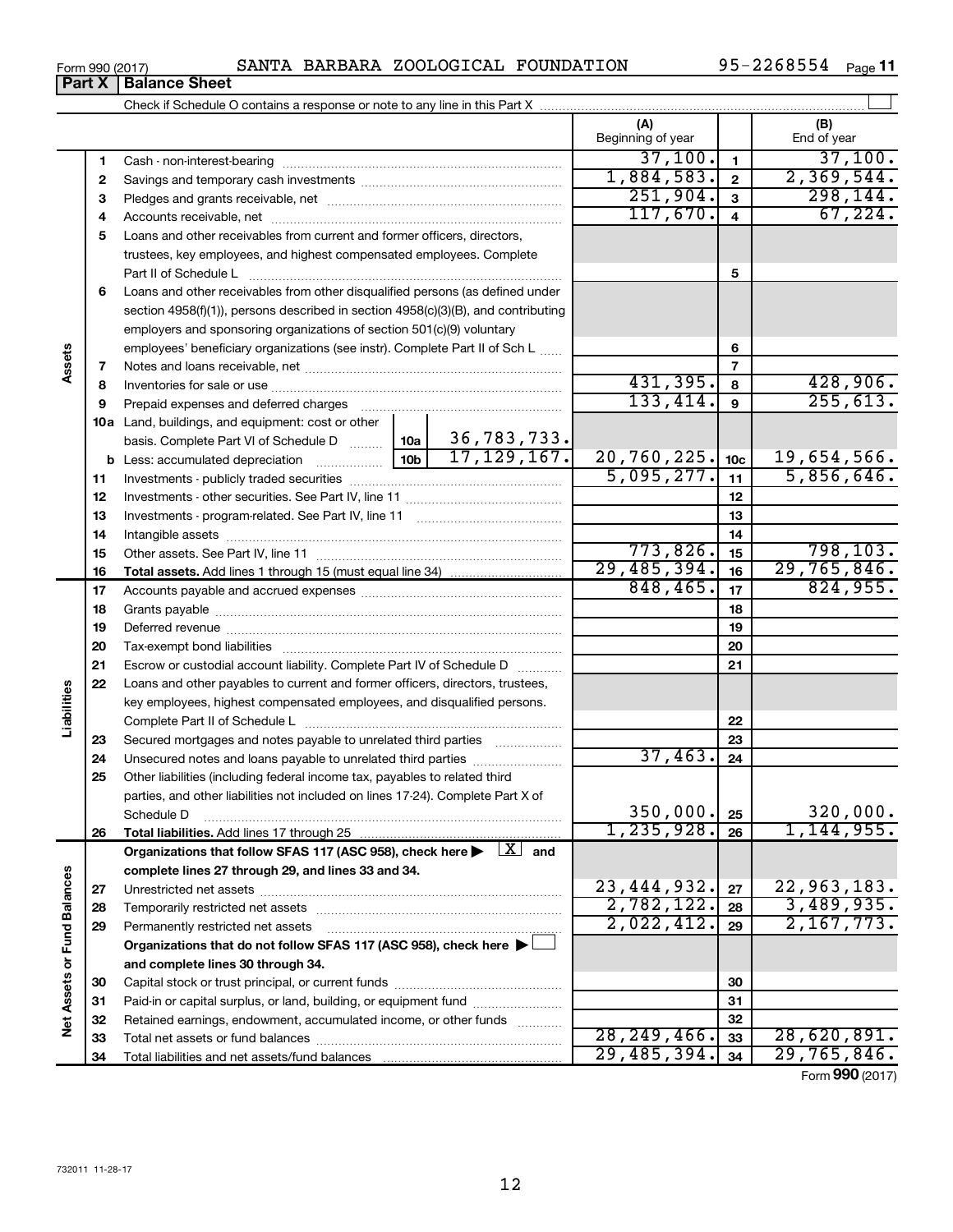Form 990 (2017) SANTA BARBARA ZOOLOGICAL FOUNDATION 95-2268554 Page 11

## Part X | Balance Sheet

Check if Schedule O contains a response or note to any line in this Part X

| | | | | (A) Beginning of year | | (B) End of year |
|---|---|---|---|---|---|---|
| **Assets** | 1 | Cash - non-interest-bearing | | 37,100. | 1 | 37,100. |
| | 2 | Savings and temporary cash investments | | 1,884,583. | 2 | 2,369,544. |
| | 3 | Pledges and grants receivable, net | | 251,904. | 3 | 298,144. |
| | 4 | Accounts receivable, net | | 117,670. | 4 | 67,224. |
| | 5 | Loans and other receivables from current and former officers, directors, trustees, key employees, and highest compensated employees. Complete Part II of Schedule L | | | 5 | |
| | 6 | Loans and other receivables from other disqualified persons (as defined under section 4958(f)(1)), persons described in section 4958(c)(3)(B), and contributing employers and sponsoring organizations of section 501(c)(9) voluntary employees' beneficiary organizations (see instr). Complete Part II of Sch L | | | 6 | |
| | 7 | Notes and loans receivable, net | | | 7 | |
| | 8 | Inventories for sale or use | | 431,395. | 8 | 428,906. |
| | 9 | Prepaid expenses and deferred charges | | 133,414. | 9 | 255,613. |
| | 10a | Land, buildings, and equipment: cost or other basis. Complete Part VI of Schedule D | 10a 36,783,733. | | | |
| | b | Less: accumulated depreciation | 10b 17,129,167. | 20,760,225. | 10c | 19,654,566. |
| | 11 | Investments - publicly traded securities | | 5,095,277. | 11 | 5,856,646. |
| | 12 | Investments - other securities. See Part IV, line 11 | | | 12 | |
| | 13 | Investments - program-related. See Part IV, line 11 | | | 13 | |
| | 14 | Intangible assets | | | 14 | |
| | 15 | Other assets. See Part IV, line 11 | | 773,826. | 15 | 798,103. |
| | 16 | **Total assets.** Add lines 1 through 15 (must equal line 34) | | 29,485,394. | 16 | 29,765,846. |
| **Liabilities** | 17 | Accounts payable and accrued expenses | | 848,465. | 17 | 824,955. |
| | 18 | Grants payable | | | 18 | |
| | 19 | Deferred revenue | | | 19 | |
| | 20 | Tax-exempt bond liabilities | | | 20 | |
| | 21 | Escrow or custodial account liability. Complete Part IV of Schedule D | | | 21 | |
| | 22 | Loans and other payables to current and former officers, directors, trustees, key employees, highest compensated employees, and disqualified persons. Complete Part II of Schedule L | | | 22 | |
| | 23 | Secured mortgages and notes payable to unrelated third parties | | | 23 | |
| | 24 | Unsecured notes and loans payable to unrelated third parties | | 37,463. | 24 | |
| | 25 | Other liabilities (including federal income tax, payables to related third parties, and other liabilities not included on lines 17-24). Complete Part X of Schedule D | | 350,000. | 25 | 320,000. |
| | 26 | **Total liabilities.** Add lines 17 through 25 | | 1,235,928. | 26 | 1,144,955. |
| **Net Assets or Fund Balances** | | **Organizations that follow SFAS 117 (ASC 958), check here ▶ [X] and complete lines 27 through 29, and lines 33 and 34.** | | | | |
| | 27 | Unrestricted net assets | | 23,444,932. | 27 | 22,963,183. |
| | 28 | Temporarily restricted net assets | | 2,782,122. | 28 | 3,489,935. |
| | 29 | Permanently restricted net assets | | 2,022,412. | 29 | 2,167,773. |
| | | **Organizations that do not follow SFAS 117 (ASC 958), check here ▶ [ ] and complete lines 30 through 34.** | | | | |
| | 30 | Capital stock or trust principal, or current funds | | | 30 | |
| | 31 | Paid-in or capital surplus, or land, building, or equipment fund | | | 31 | |
| | 32 | Retained earnings, endowment, accumulated income, or other funds | | | 32 | |
| | 33 | Total net assets or fund balances | | 28,249,466. | 33 | 28,620,891. |
| | 34 | Total liabilities and net assets/fund balances | | 29,485,394. | 34 | 29,765,846. |

Form **990** (2017)

732011 11-28-17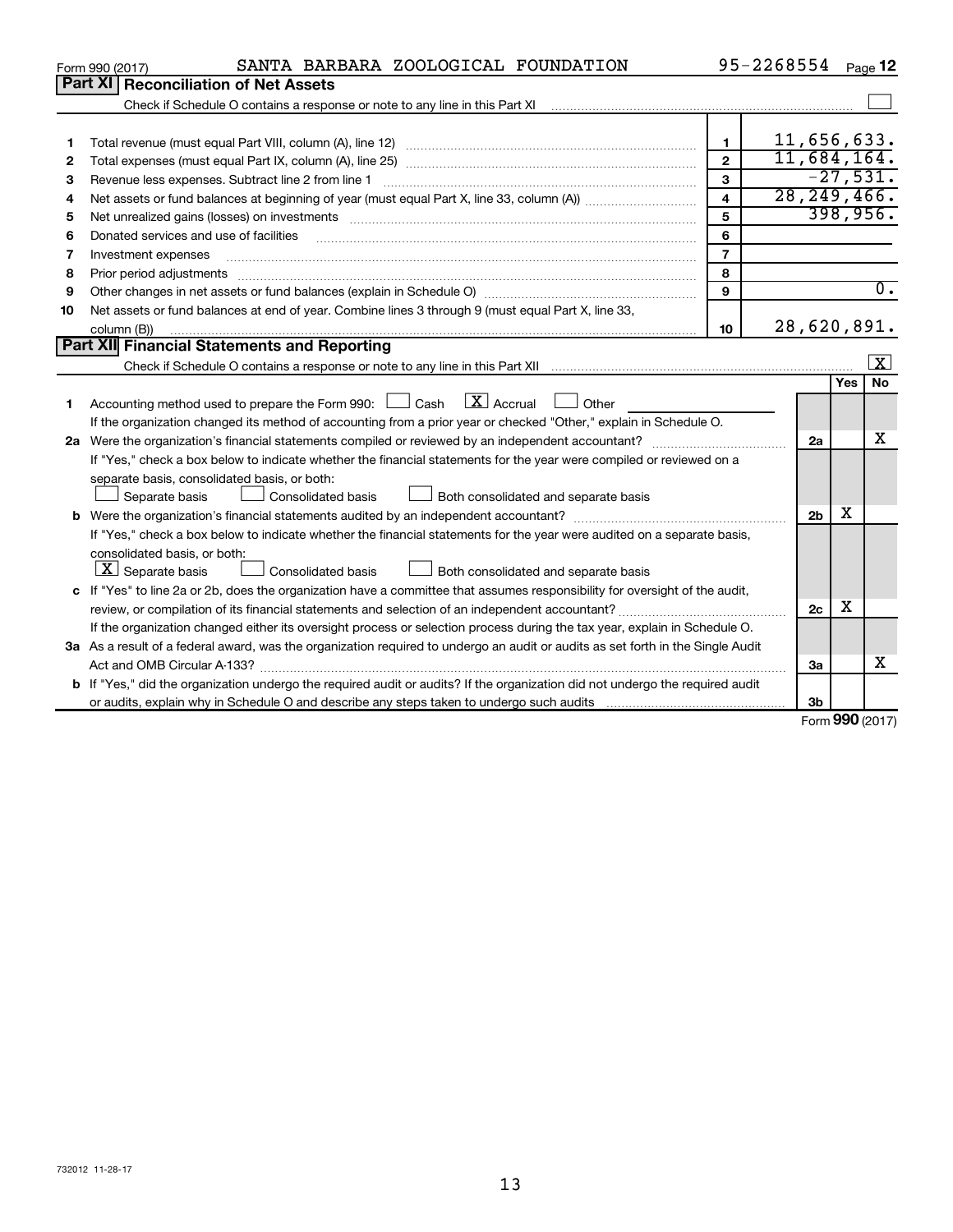Form 990 (2017) SANTA BARBARA ZOOLOGICAL FOUNDATION 95-2268554 Page **12**

## Part XI Reconciliation of Net Assets

Check if Schedule O contains a response or note to any line in this Part XI ☐

| | | | |
|---|---|---|---|
| 1 | Total revenue (must equal Part VIII, column (A), line 12) | 1 | 11,656,633. |
| 2 | Total expenses (must equal Part IX, column (A), line 25) | 2 | 11,684,164. |
| 3 | Revenue less expenses. Subtract line 2 from line 1 | 3 | -27,531. |
| 4 | Net assets or fund balances at beginning of year (must equal Part X, line 33, column (A)) | 4 | 28,249,466. |
| 5 | Net unrealized gains (losses) on investments | 5 | 398,956. |
| 6 | Donated services and use of facilities | 6 | |
| 7 | Investment expenses | 7 | |
| 8 | Prior period adjustments | 8 | |
| 9 | Other changes in net assets or fund balances (explain in Schedule O) | 9 | 0. |
| 10 | Net assets or fund balances at end of year. Combine lines 3 through 9 (must equal Part X, line 33, column (B)) | 10 | 28,620,891. |

## Part XII Financial Statements and Reporting

Check if Schedule O contains a response or note to any line in this Part XII ☒

| | | | Yes | No |
|---|---|---|---|---|
| 1 | Accounting method used to prepare the Form 990: ☐ Cash ☒ Accrual ☐ Other<br>If the organization changed its method of accounting from a prior year or checked "Other," explain in Schedule O. | | | |
| 2a | Were the organization's financial statements compiled or reviewed by an independent accountant?<br>If "Yes," check a box below to indicate whether the financial statements for the year were compiled or reviewed on a separate basis, consolidated basis, or both:<br>☐ Separate basis ☐ Consolidated basis ☐ Both consolidated and separate basis | 2a | | X |
| b | Were the organization's financial statements audited by an independent accountant?<br>If "Yes," check a box below to indicate whether the financial statements for the year were audited on a separate basis, consolidated basis, or both:<br>☒ Separate basis ☐ Consolidated basis ☐ Both consolidated and separate basis | 2b | X | |
| c | If "Yes" to line 2a or 2b, does the organization have a committee that assumes responsibility for oversight of the audit, review, or compilation of its financial statements and selection of an independent accountant?<br>If the organization changed either its oversight process or selection process during the tax year, explain in Schedule O. | 2c | X | |
| 3a | As a result of a federal award, was the organization required to undergo an audit or audits as set forth in the Single Audit Act and OMB Circular A-133? | 3a | | X |
| b | If "Yes," did the organization undergo the required audit or audits? If the organization did not undergo the required audit or audits, explain why in Schedule O and describe any steps taken to undergo such audits | 3b | | |

Form **990** (2017)

732012 11-28-17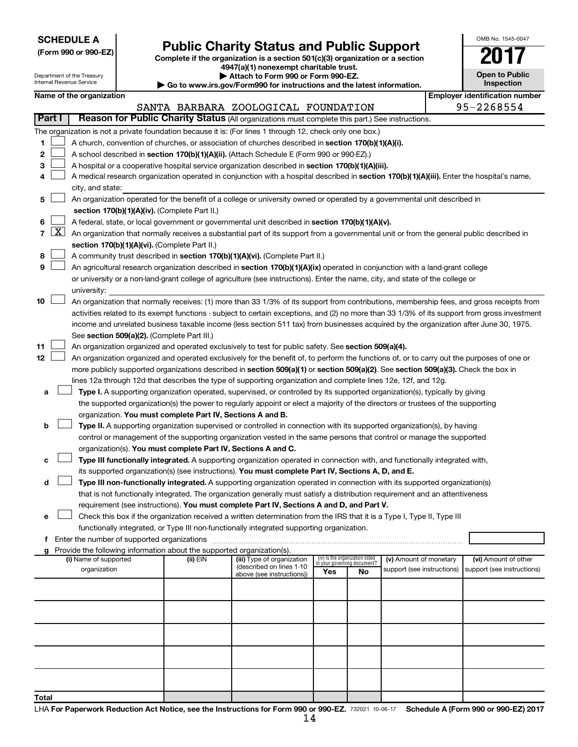**SCHEDULE A**
**(Form 990 or 990-EZ)**

Department of the Treasury
Internal Revenue Service

# Public Charity Status and Public Support

**Complete if the organization is a section 501(c)(3) organization or a section 4947(a)(1) nonexempt charitable trust.**
**▶ Attach to Form 990 or Form 990-EZ.**
**▶ Go to www.irs.gov/Form990 for instructions and the latest information.**

OMB No. 1545-0047

**2017**

**Open to Public Inspection**

**Name of the organization**
SANTA BARBARA ZOOLOGICAL FOUNDATION

**Employer identification number**
95-2268554

## Part I — Reason for Public Charity Status (All organizations must complete this part.) See instructions.

The organization is not a private foundation because it is: (For lines 1 through 12, check only one box.)

1. ☐ A church, convention of churches, or association of churches described in **section 170(b)(1)(A)(i).**
2. ☐ A school described in **section 170(b)(1)(A)(ii).** (Attach Schedule E (Form 990 or 990-EZ).)
3. ☐ A hospital or a cooperative hospital service organization described in **section 170(b)(1)(A)(iii).**
4. ☐ A medical research organization operated in conjunction with a hospital described in **section 170(b)(1)(A)(iii).** Enter the hospital's name, city, and state:
5. ☐ An organization operated for the benefit of a college or university owned or operated by a governmental unit described in **section 170(b)(1)(A)(iv).** (Complete Part II.)
6. ☐ A federal, state, or local government or governmental unit described in **section 170(b)(1)(A)(v).**
7. ☒ An organization that normally receives a substantial part of its support from a governmental unit or from the general public described in **section 170(b)(1)(A)(vi).** (Complete Part II.)
8. ☐ A community trust described in **section 170(b)(1)(A)(vi).** (Complete Part II.)
9. ☐ An agricultural research organization described in **section 170(b)(1)(A)(ix)** operated in conjunction with a land-grant college or university or a non-land-grant college of agriculture (see instructions). Enter the name, city, and state of the college or university:
10. ☐ An organization that normally receives: (1) more than 33 1/3% of its support from contributions, membership fees, and gross receipts from activities related to its exempt functions - subject to certain exceptions, and (2) no more than 33 1/3% of its support from gross investment income and unrelated business taxable income (less section 511 tax) from businesses acquired by the organization after June 30, 1975. See **section 509(a)(2).** (Complete Part III.)
11. ☐ An organization organized and operated exclusively to test for public safety. See **section 509(a)(4).**
12. ☐ An organization organized and operated exclusively for the benefit of, to perform the functions of, or to carry out the purposes of one or more publicly supported organizations described in **section 509(a)(1)** or **section 509(a)(2).** See **section 509(a)(3).** Check the box in lines 12a through 12d that describes the type of supporting organization and complete lines 12e, 12f, and 12g.
   - **a** ☐ **Type I.** A supporting organization operated, supervised, or controlled by its supported organization(s), typically by giving the supported organization(s) the power to regularly appoint or elect a majority of the directors or trustees of the supporting organization. **You must complete Part IV, Sections A and B.**
   - **b** ☐ **Type II.** A supporting organization supervised or controlled in connection with its supported organization(s), by having control or management of the supporting organization vested in the same persons that control or manage the supported organization(s). **You must complete Part IV, Sections A and C.**
   - **c** ☐ **Type III functionally integrated.** A supporting organization operated in connection with, and functionally integrated with, its supported organization(s) (see instructions). **You must complete Part IV, Sections A, D, and E.**
   - **d** ☐ **Type III non-functionally integrated.** A supporting organization operated in connection with its supported organization(s) that is not functionally integrated. The organization generally must satisfy a distribution requirement and an attentiveness requirement (see instructions). **You must complete Part IV, Sections A and D, and Part V.**
   - **e** ☐ Check this box if the organization received a written determination from the IRS that it is a Type I, Type II, Type III functionally integrated, or Type III non-functionally integrated supporting organization.
   - **f** Enter the number of supported organizations
   - **g** Provide the following information about the supported organization(s).

| (i) Name of supported organization | (ii) EIN | (iii) Type of organization (described on lines 1-10 above (see instructions)) | (iv) Is the organization listed in your governing document? Yes | No | (v) Amount of monetary support (see instructions) | (vi) Amount of other support (see instructions) |
|---|---|---|---|---|---|---|
| | | | | | | |
| | | | | | | |
| | | | | | | |
| | | | | | | |
| | | | | | | |
| **Total** | | | | | | |

LHA **For Paperwork Reduction Act Notice, see the Instructions for Form 990 or 990-EZ.** 732021 10-06-17 **Schedule A (Form 990 or 990-EZ) 2017**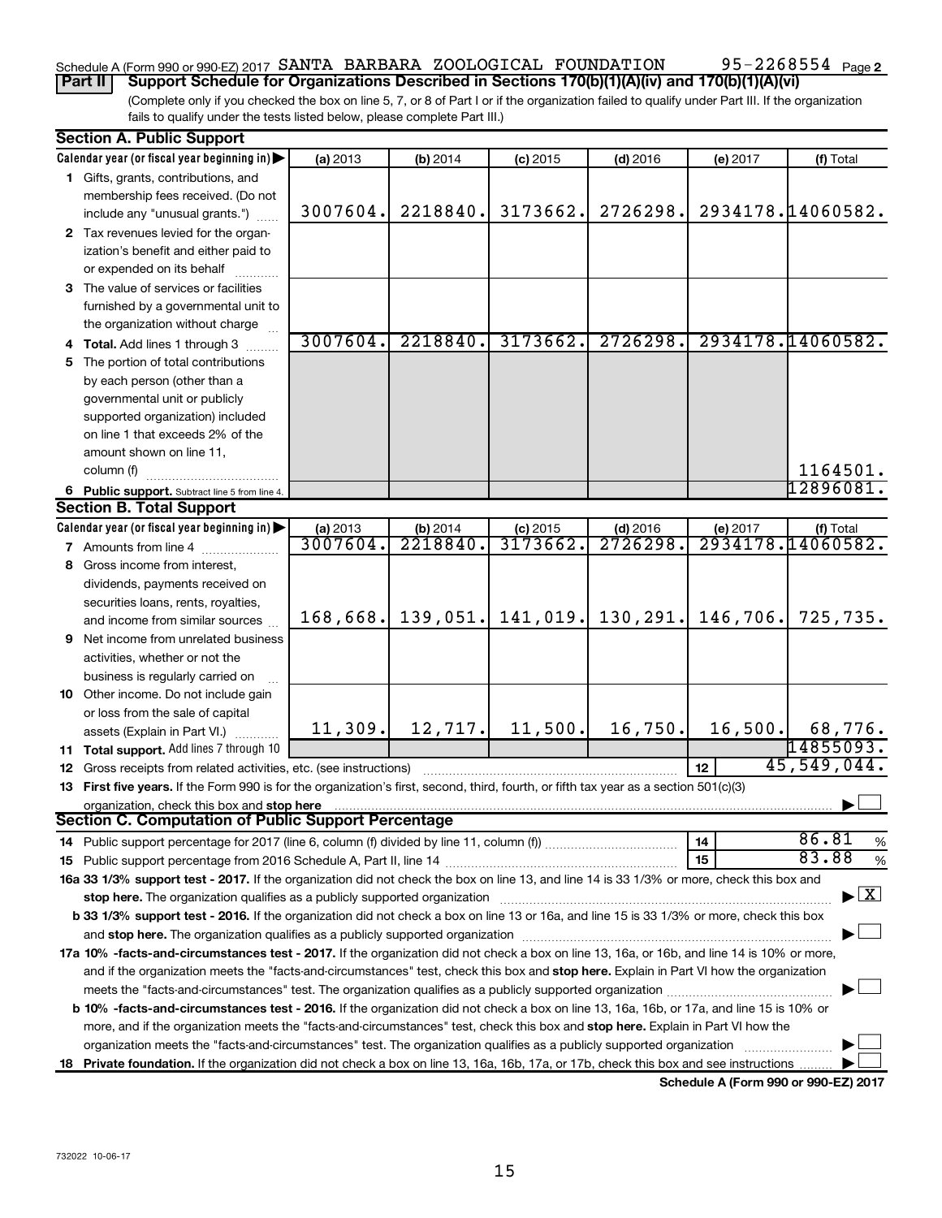Schedule A (Form 990 or 990-EZ) 2017 SANTA BARBARA ZOOLOGICAL FOUNDATION 95-2268554 Page 2

**Part II Support Schedule for Organizations Described in Sections 170(b)(1)(A)(iv) and 170(b)(1)(A)(vi)**

(Complete only if you checked the box on line 5, 7, or 8 of Part I or if the organization failed to qualify under Part III. If the organization fails to qualify under the tests listed below, please complete Part III.)

**Section A. Public Support**

| Calendar year (or fiscal year beginning in) ▶ | (a) 2013 | (b) 2014 | (c) 2015 | (d) 2016 | (e) 2017 | (f) Total |
|---|---|---|---|---|---|---|
| 1 Gifts, grants, contributions, and membership fees received. (Do not include any "unusual grants.") | 3007604. | 2218840. | 3173662. | 2726298. | 2934178. | 14060582. |
| 2 Tax revenues levied for the organization's benefit and either paid to or expended on its behalf | | | | | | |
| 3 The value of services or facilities furnished by a governmental unit to the organization without charge | | | | | | |
| 4 Total. Add lines 1 through 3 | 3007604. | 2218840. | 3173662. | 2726298. | 2934178. | 14060582. |
| 5 The portion of total contributions by each person (other than a governmental unit or publicly supported organization) included on line 1 that exceeds 2% of the amount shown on line 11, column (f) | | | | | | 1164501. |
| 6 Public support. Subtract line 5 from line 4. | | | | | | 12896081. |

**Section B. Total Support**

| Calendar year (or fiscal year beginning in) ▶ | (a) 2013 | (b) 2014 | (c) 2015 | (d) 2016 | (e) 2017 | (f) Total |
|---|---|---|---|---|---|---|
| 7 Amounts from line 4 | 3007604. | 2218840. | 3173662. | 2726298. | 2934178. | 14060582. |
| 8 Gross income from interest, dividends, payments received on securities loans, rents, royalties, and income from similar sources | 168,668. | 139,051. | 141,019. | 130,291. | 146,706. | 725,735. |
| 9 Net income from unrelated business activities, whether or not the business is regularly carried on | | | | | | |
| 10 Other income. Do not include gain or loss from the sale of capital assets (Explain in Part VI.) | 11,309. | 12,717. | 11,500. | 16,750. | 16,500. | 68,776. |
| 11 Total support. Add lines 7 through 10 | | | | | | 14855093. |
| 12 Gross receipts from related activities, etc. (see instructions) | | | | | 12 | 45,549,044. |

13 **First five years.** If the Form 990 is for the organization's first, second, third, fourth, or fifth tax year as a section 501(c)(3) organization, check this box and **stop here** ▶ ☐

**Section C. Computation of Public Support Percentage**

| | | |
|---|---|---|
| 14 Public support percentage for 2017 (line 6, column (f) divided by line 11, column (f)) | 14 | 86.81 % |
| 15 Public support percentage from 2016 Schedule A, Part II, line 14 | 15 | 83.88 % |

**16a 33 1/3% support test - 2017.** If the organization did not check the box on line 13, and line 14 is 33 1/3% or more, check this box and **stop here.** The organization qualifies as a publicly supported organization ▶ ☒

**b 33 1/3% support test - 2016.** If the organization did not check a box on line 13 or 16a, and line 15 is 33 1/3% or more, check this box and **stop here.** The organization qualifies as a publicly supported organization ▶ ☐

**17a 10% -facts-and-circumstances test - 2017.** If the organization did not check a box on line 13, 16a, or 16b, and line 14 is 10% or more, and if the organization meets the "facts-and-circumstances" test, check this box and **stop here.** Explain in Part VI how the organization meets the "facts-and-circumstances" test. The organization qualifies as a publicly supported organization ▶ ☐

**b 10% -facts-and-circumstances test - 2016.** If the organization did not check a box on line 13, 16a, 16b, or 17a, and line 15 is 10% or more, and if the organization meets the "facts-and-circumstances" test, check this box and **stop here.** Explain in Part VI how the organization meets the "facts-and-circumstances" test. The organization qualifies as a publicly supported organization ▶ ☐

**18 Private foundation.** If the organization did not check a box on line 13, 16a, 16b, 17a, or 17b, check this box and see instructions ▶ ☐

**Schedule A (Form 990 or 990-EZ) 2017**

732022 10-06-17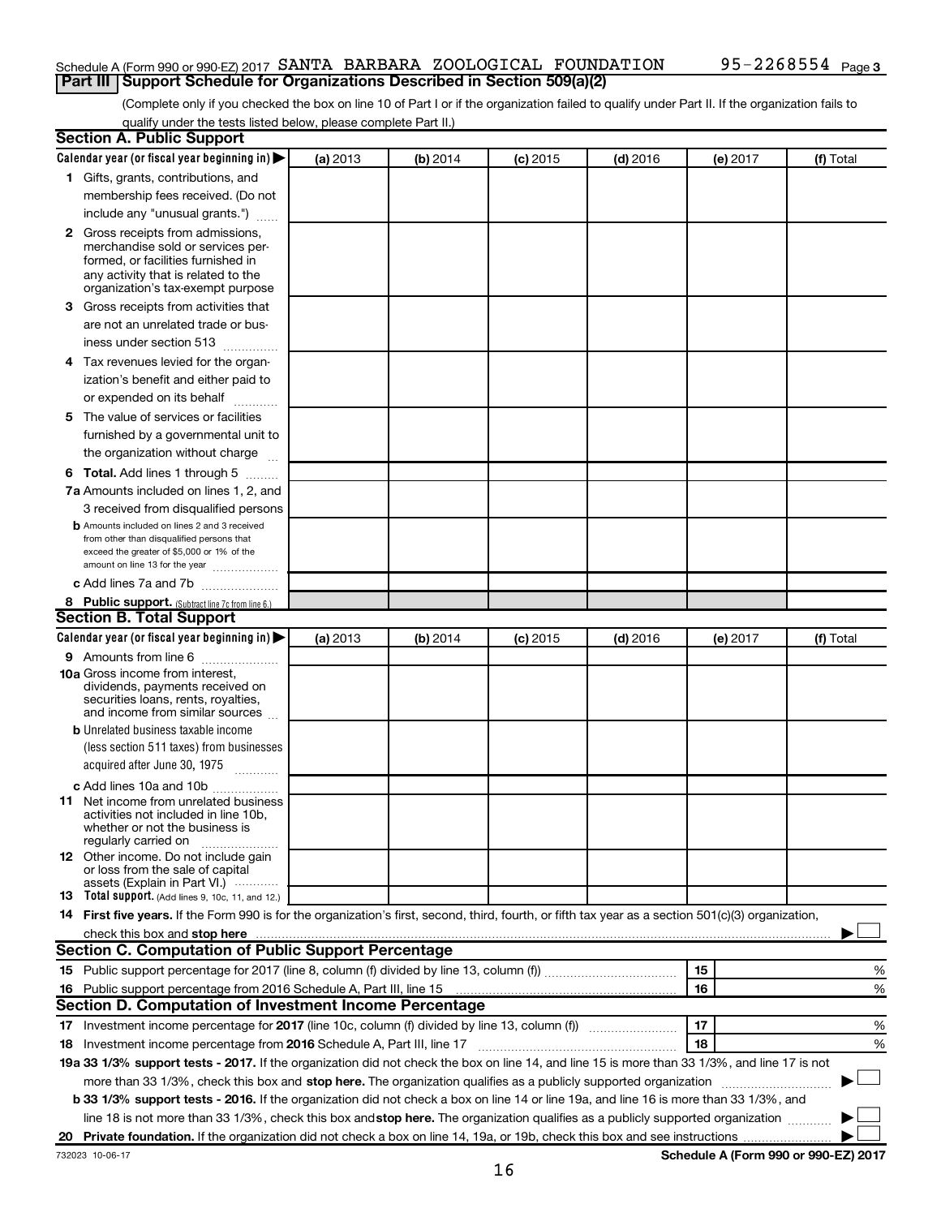Schedule A (Form 990 or 990-EZ) 2017 SANTA BARBARA ZOOLOGICAL FOUNDATION 95-2268554 Page 3

## Part III Support Schedule for Organizations Described in Section 509(a)(2)

(Complete only if you checked the box on line 10 of Part I or if the organization failed to qualify under Part II. If the organization fails to qualify under the tests listed below, please complete Part II.)

### Section A. Public Support

| Calendar year (or fiscal year beginning in) ▶ | (a) 2013 | (b) 2014 | (c) 2015 | (d) 2016 | (e) 2017 | (f) Total |
|---|---|---|---|---|---|---|
| **1** Gifts, grants, contributions, and membership fees received. (Do not include any "unusual grants.") | | | | | | |
| **2** Gross receipts from admissions, merchandise sold or services performed, or facilities furnished in any activity that is related to the organization's tax-exempt purpose | | | | | | |
| **3** Gross receipts from activities that are not an unrelated trade or business under section 513 | | | | | | |
| **4** Tax revenues levied for the organization's benefit and either paid to or expended on its behalf | | | | | | |
| **5** The value of services or facilities furnished by a governmental unit to the organization without charge | | | | | | |
| **6 Total.** Add lines 1 through 5 | | | | | | |
| **7a** Amounts included on lines 1, 2, and 3 received from disqualified persons | | | | | | |
| **b** Amounts included on lines 2 and 3 received from other than disqualified persons that exceed the greater of $5,000 or 1% of the amount on line 13 for the year | | | | | | |
| **c** Add lines 7a and 7b | | | | | | |
| **8 Public support.** (Subtract line 7c from line 6.) | | | | | | |

### Section B. Total Support

| Calendar year (or fiscal year beginning in) ▶ | (a) 2013 | (b) 2014 | (c) 2015 | (d) 2016 | (e) 2017 | (f) Total |
|---|---|---|---|---|---|---|
| **9** Amounts from line 6 | | | | | | |
| **10a** Gross income from interest, dividends, payments received on securities loans, rents, royalties, and income from similar sources | | | | | | |
| **b** Unrelated business taxable income (less section 511 taxes) from businesses acquired after June 30, 1975 | | | | | | |
| **c** Add lines 10a and 10b | | | | | | |
| **11** Net income from unrelated business activities not included in line 10b, whether or not the business is regularly carried on | | | | | | |
| **12** Other income. Do not include gain or loss from the sale of capital assets (Explain in Part VI.) | | | | | | |
| **13 Total support.** (Add lines 9, 10c, 11, and 12.) | | | | | | |

**14 First five years.** If the Form 990 is for the organization's first, second, third, fourth, or fifth tax year as a section 501(c)(3) organization, check this box and **stop here** ▶ ☐

### Section C. Computation of Public Support Percentage

| | | | |
|---|---|---|---|
| **15** Public support percentage for 2017 (line 8, column (f) divided by line 13, column (f)) | 15 | | % |
| **16** Public support percentage from 2016 Schedule A, Part III, line 15 | 16 | | % |

### Section D. Computation of Investment Income Percentage

| | | | |
|---|---|---|---|
| **17** Investment income percentage for **2017** (line 10c, column (f) divided by line 13, column (f)) | 17 | | % |
| **18** Investment income percentage from **2016** Schedule A, Part III, line 17 | 18 | | % |

**19a 33 1/3% support tests - 2017.** If the organization did not check the box on line 14, and line 15 is more than 33 1/3%, and line 17 is not more than 33 1/3%, check this box and **stop here.** The organization qualifies as a publicly supported organization ▶ ☐

**b 33 1/3% support tests - 2016.** If the organization did not check a box on line 14 or line 19a, and line 16 is more than 33 1/3%, and line 18 is not more than 33 1/3%, check this box and **stop here.** The organization qualifies as a publicly supported organization ▶ ☐

**20 Private foundation.** If the organization did not check a box on line 14, 19a, or 19b, check this box and see instructions ▶ ☐

732023 10-06-17 **Schedule A (Form 990 or 990-EZ) 2017**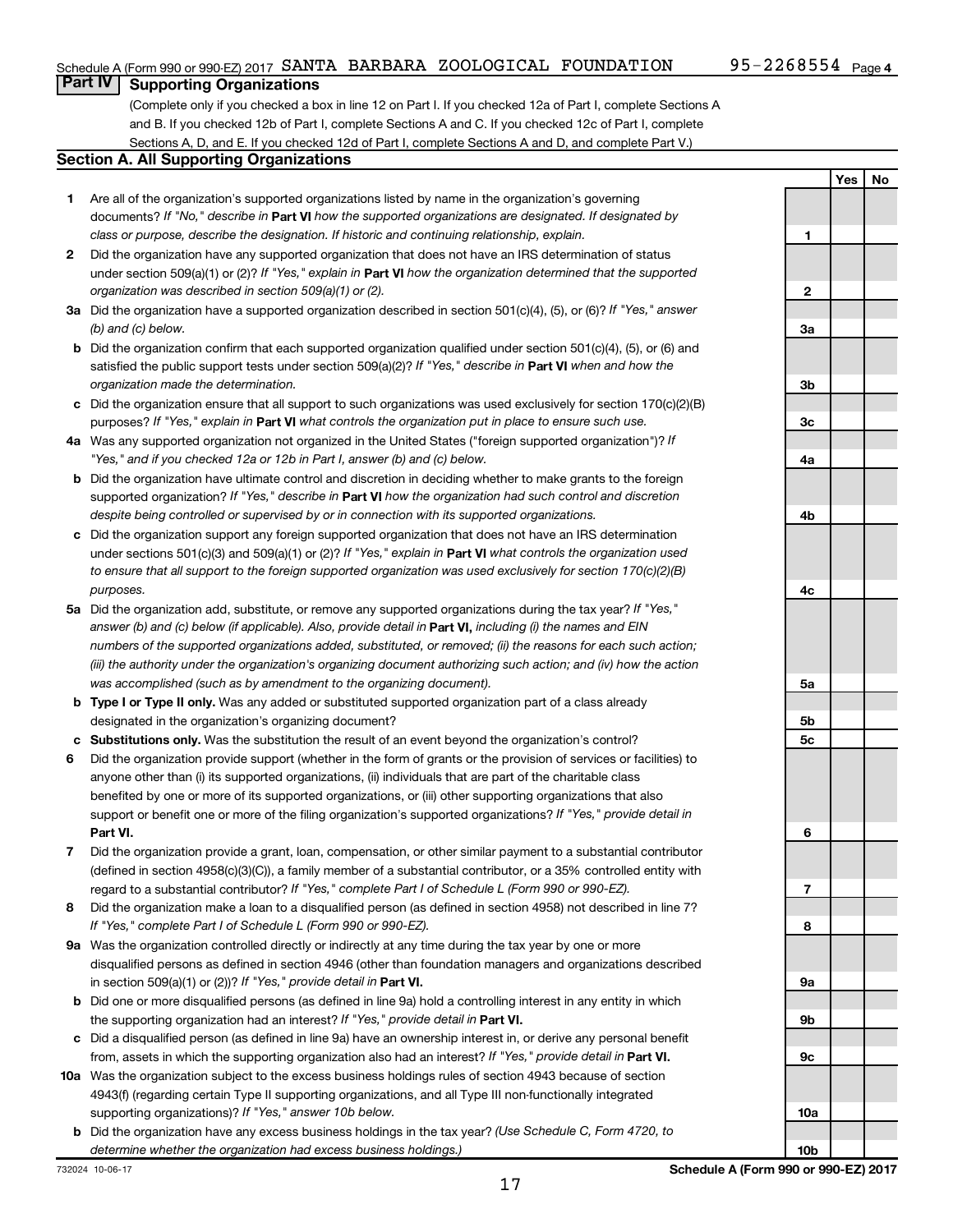Schedule A (Form 990 or 990-EZ) 2017 SANTA BARBARA ZOOLOGICAL FOUNDATION 95-2268554 Page 4

## Part IV Supporting Organizations

(Complete only if you checked a box in line 12 on Part I. If you checked 12a of Part I, complete Sections A and B. If you checked 12b of Part I, complete Sections A and C. If you checked 12c of Part I, complete Sections A, D, and E. If you checked 12d of Part I, complete Sections A and D, and complete Part V.)

### Section A. All Supporting Organizations

| | | | Yes | No |
|---|---|---|---|---|
| **1** | Are all of the organization's supported organizations listed by name in the organization's governing documents? *If "No," describe in* **Part VI** *how the supported organizations are designated. If designated by class or purpose, describe the designation. If historic and continuing relationship, explain.* | 1 | | |
| **2** | Did the organization have any supported organization that does not have an IRS determination of status under section 509(a)(1) or (2)? *If "Yes," explain in* **Part VI** *how the organization determined that the supported organization was described in section 509(a)(1) or (2).* | 2 | | |
| **3a** | Did the organization have a supported organization described in section 501(c)(4), (5), or (6)? *If "Yes," answer (b) and (c) below.* | 3a | | |
| **b** | Did the organization confirm that each supported organization qualified under section 501(c)(4), (5), or (6) and satisfied the public support tests under section 509(a)(2)? *If "Yes," describe in* **Part VI** *when and how the organization made the determination.* | 3b | | |
| **c** | Did the organization ensure that all support to such organizations was used exclusively for section 170(c)(2)(B) purposes? *If "Yes," explain in* **Part VI** *what controls the organization put in place to ensure such use.* | 3c | | |
| **4a** | Was any supported organization not organized in the United States ("foreign supported organization")? *If "Yes," and if you checked 12a or 12b in Part I, answer (b) and (c) below.* | 4a | | |
| **b** | Did the organization have ultimate control and discretion in deciding whether to make grants to the foreign supported organization? *If "Yes," describe in* **Part VI** *how the organization had such control and discretion despite being controlled or supervised by or in connection with its supported organizations.* | 4b | | |
| **c** | Did the organization support any foreign supported organization that does not have an IRS determination under sections 501(c)(3) and 509(a)(1) or (2)? *If "Yes," explain in* **Part VI** *what controls the organization used to ensure that all support to the foreign supported organization was used exclusively for section 170(c)(2)(B) purposes.* | 4c | | |
| **5a** | Did the organization add, substitute, or remove any supported organizations during the tax year? *If "Yes," answer (b) and (c) below (if applicable). Also, provide detail in* **Part VI,** *including (i) the names and EIN numbers of the supported organizations added, substituted, or removed; (ii) the reasons for each such action; (iii) the authority under the organization's organizing document authorizing such action; and (iv) how the action was accomplished (such as by amendment to the organizing document).* | 5a | | |
| **b** | **Type I or Type II only.** Was any added or substituted supported organization part of a class already designated in the organization's organizing document? | 5b | | |
| **c** | **Substitutions only.** Was the substitution the result of an event beyond the organization's control? | 5c | | |
| **6** | Did the organization provide support (whether in the form of grants or the provision of services or facilities) to anyone other than (i) its supported organizations, (ii) individuals that are part of the charitable class benefited by one or more of its supported organizations, or (iii) other supporting organizations that also support or benefit one or more of the filing organization's supported organizations? *If "Yes," provide detail in* **Part VI.** | 6 | | |
| **7** | Did the organization provide a grant, loan, compensation, or other similar payment to a substantial contributor (defined in section 4958(c)(3)(C)), a family member of a substantial contributor, or a 35% controlled entity with regard to a substantial contributor? *If "Yes," complete Part I of Schedule L (Form 990 or 990-EZ).* | 7 | | |
| **8** | Did the organization make a loan to a disqualified person (as defined in section 4958) not described in line 7? *If "Yes," complete Part I of Schedule L (Form 990 or 990-EZ).* | 8 | | |
| **9a** | Was the organization controlled directly or indirectly at any time during the tax year by one or more disqualified persons as defined in section 4946 (other than foundation managers and organizations described in section 509(a)(1) or (2))? *If "Yes," provide detail in* **Part VI.** | 9a | | |
| **b** | Did one or more disqualified persons (as defined in line 9a) hold a controlling interest in any entity in which the supporting organization had an interest? *If "Yes," provide detail in* **Part VI.** | 9b | | |
| **c** | Did a disqualified person (as defined in line 9a) have an ownership interest in, or derive any personal benefit from, assets in which the supporting organization also had an interest? *If "Yes," provide detail in* **Part VI.** | 9c | | |
| **10a** | Was the organization subject to the excess business holdings rules of section 4943 because of section 4943(f) (regarding certain Type II supporting organizations, and all Type III non-functionally integrated supporting organizations)? *If "Yes," answer 10b below.* | 10a | | |
| **b** | Did the organization have any excess business holdings in the tax year? *(Use Schedule C, Form 4720, to determine whether the organization had excess business holdings.)* | 10b | | |

732024 10-06-17 **Schedule A (Form 990 or 990-EZ) 2017**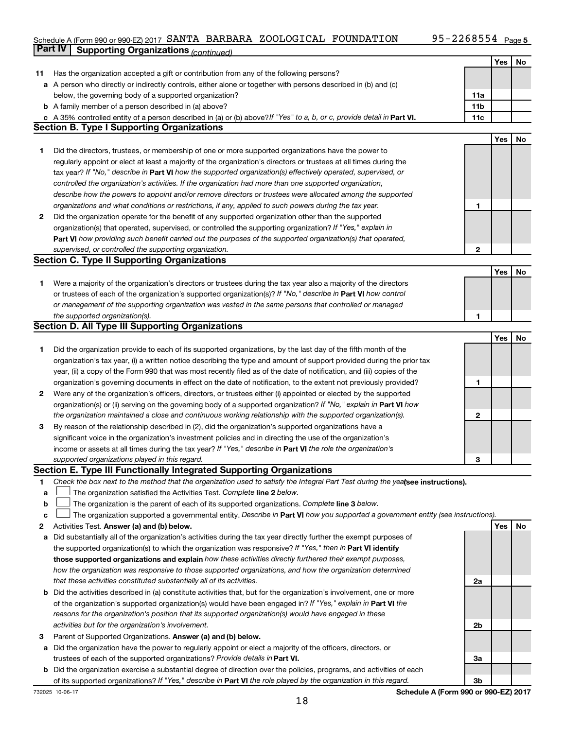Schedule A (Form 990 or 990-EZ) 2017 SANTA BARBARA ZOOLOGICAL FOUNDATION 95-2268554 Page 5

## Part IV Supporting Organizations *(continued)*

| | | | Yes | No |
|---|---|---|---|---|
| **11** | Has the organization accepted a gift or contribution from any of the following persons? | | | |
| **a** | A person who directly or indirectly controls, either alone or together with persons described in (b) and (c) below, the governing body of a supported organization? | 11a | | |
| **b** | A family member of a person described in (a) above? | 11b | | |
| **c** | A 35% controlled entity of a person described in (a) or (b) above? *If "Yes" to a, b, or c, provide detail in* **Part VI.** | 11c | | |

### Section B. Type I Supporting Organizations

| | | | Yes | No |
|---|---|---|---|---|
| **1** | Did the directors, trustees, or membership of one or more supported organizations have the power to regularly appoint or elect at least a majority of the organization's directors or trustees at all times during the tax year? *If "No," describe in* **Part VI** *how the supported organization(s) effectively operated, supervised, or controlled the organization's activities. If the organization had more than one supported organization, describe how the powers to appoint and/or remove directors or trustees were allocated among the supported organizations and what conditions or restrictions, if any, applied to such powers during the tax year.* | 1 | | |
| **2** | Did the organization operate for the benefit of any supported organization other than the supported organization(s) that operated, supervised, or controlled the supporting organization? *If "Yes," explain in* **Part VI** *how providing such benefit carried out the purposes of the supported organization(s) that operated, supervised, or controlled the supporting organization.* | 2 | | |

### Section C. Type II Supporting Organizations

| | | | Yes | No |
|---|---|---|---|---|
| **1** | Were a majority of the organization's directors or trustees during the tax year also a majority of the directors or trustees of each of the organization's supported organization(s)? *If "No," describe in* **Part VI** *how control or management of the supporting organization was vested in the same persons that controlled or managed the supported organization(s).* | 1 | | |

### Section D. All Type III Supporting Organizations

| | | | Yes | No |
|---|---|---|---|---|
| **1** | Did the organization provide to each of its supported organizations, by the last day of the fifth month of the organization's tax year, (i) a written notice describing the type and amount of support provided during the prior tax year, (ii) a copy of the Form 990 that was most recently filed as of the date of notification, and (iii) copies of the organization's governing documents in effect on the date of notification, to the extent not previously provided? | 1 | | |
| **2** | Were any of the organization's officers, directors, or trustees either (i) appointed or elected by the supported organization(s) or (ii) serving on the governing body of a supported organization? *If "No," explain in* **Part VI** *how the organization maintained a close and continuous working relationship with the supported organization(s).* | 2 | | |
| **3** | By reason of the relationship described in (2), did the organization's supported organizations have a significant voice in the organization's investment policies and in directing the use of the organization's income or assets at all times during the tax year? *If "Yes," describe in* **Part VI** *the role the organization's supported organizations played in this regard.* | 3 | | |

### Section E. Type III Functionally Integrated Supporting Organizations

**1** *Check the box next to the method that the organization used to satisfy the Integral Part Test during the year* **(see instructions).**

- **a** ☐ The organization satisfied the Activities Test. *Complete* **line 2** *below.*
- **b** ☐ The organization is the parent of each of its supported organizations. *Complete* **line 3** *below.*
- **c** ☐ The organization supported a governmental entity. *Describe in* **Part VI** *how you supported a government entity (see instructions).*

| | | | Yes | No |
|---|---|---|---|---|
| **2** | Activities Test. **Answer (a) and (b) below.** | | | |
| **a** | Did substantially all of the organization's activities during the tax year directly further the exempt purposes of the supported organization(s) to which the organization was responsive? *If "Yes," then in* **Part VI identify those supported organizations and explain** *how these activities directly furthered their exempt purposes, how the organization was responsive to those supported organizations, and how the organization determined that these activities constituted substantially all of its activities.* | 2a | | |
| **b** | Did the activities described in (a) constitute activities that, but for the organization's involvement, one or more of the organization's supported organization(s) would have been engaged in? *If "Yes," explain in* **Part VI** *the reasons for the organization's position that its supported organization(s) would have engaged in these activities but for the organization's involvement.* | 2b | | |
| **3** | Parent of Supported Organizations. **Answer (a) and (b) below.** | | | |
| **a** | Did the organization have the power to regularly appoint or elect a majority of the officers, directors, or trustees of each of the supported organizations? *Provide details in* **Part VI.** | 3a | | |
| **b** | Did the organization exercise a substantial degree of direction over the policies, programs, and activities of each of its supported organizations? *If "Yes," describe in* **Part VI** *the role played by the organization in this regard.* | 3b | | |

732025 10-06-17 **Schedule A (Form 990 or 990-EZ) 2017**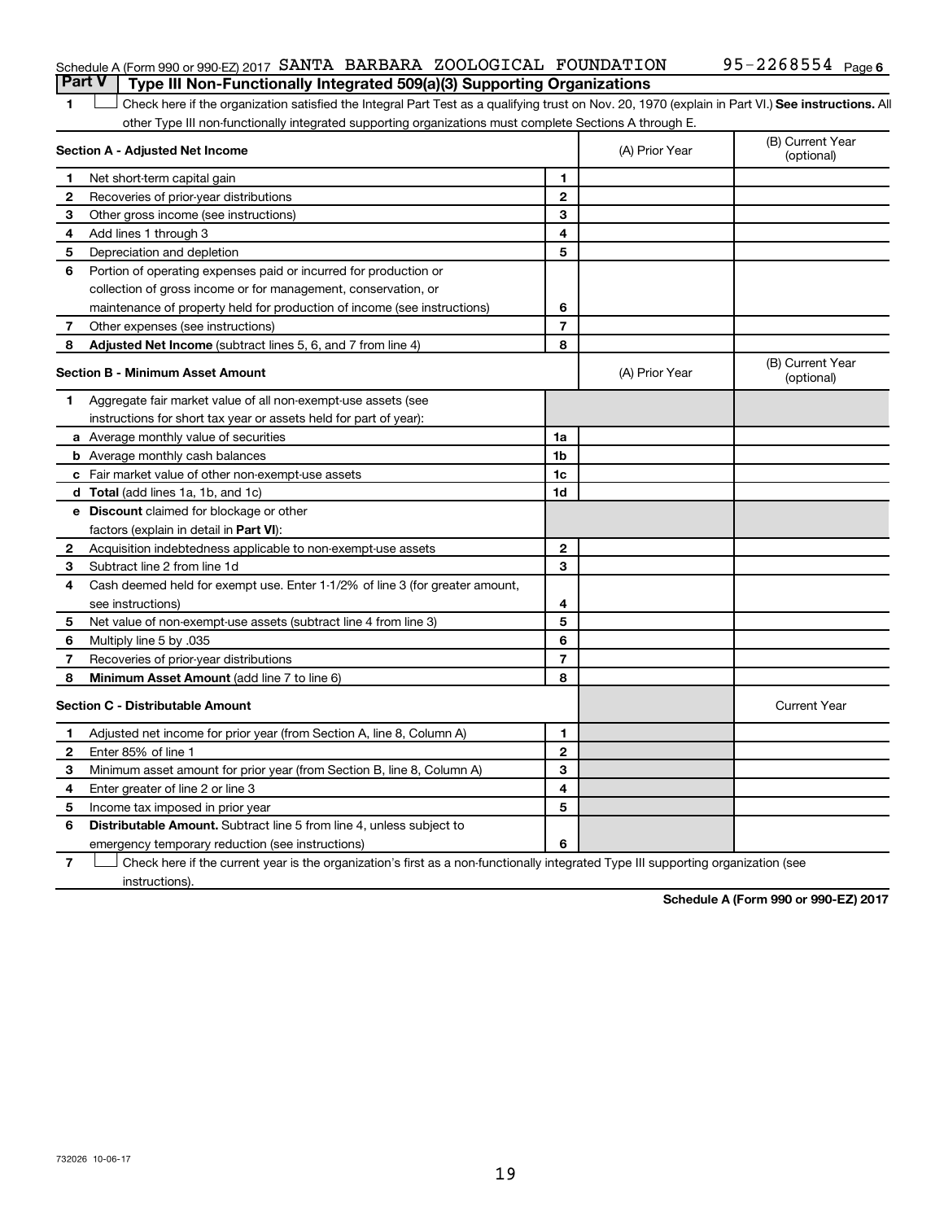Schedule A (Form 990 or 990-EZ) 2017 SANTA BARBARA ZOOLOGICAL FOUNDATION 95-2268554 Page 6

## Part V Type III Non-Functionally Integrated 509(a)(3) Supporting Organizations

1 ☐ Check here if the organization satisfied the Integral Part Test as a qualifying trust on Nov. 20, 1970 (explain in Part VI.) **See instructions.** All other Type III non-functionally integrated supporting organizations must complete Sections A through E.

| **Section A - Adjusted Net Income** | | (A) Prior Year | (B) Current Year (optional) |
|---|---|---|---|
| 1 Net short-term capital gain | 1 | | |
| 2 Recoveries of prior-year distributions | 2 | | |
| 3 Other gross income (see instructions) | 3 | | |
| 4 Add lines 1 through 3 | 4 | | |
| 5 Depreciation and depletion | 5 | | |
| 6 Portion of operating expenses paid or incurred for production or collection of gross income or for management, conservation, or maintenance of property held for production of income (see instructions) | 6 | | |
| 7 Other expenses (see instructions) | 7 | | |
| 8 **Adjusted Net Income** (subtract lines 5, 6, and 7 from line 4) | 8 | | |

| **Section B - Minimum Asset Amount** | | (A) Prior Year | (B) Current Year (optional) |
|---|---|---|---|
| 1 Aggregate fair market value of all non-exempt-use assets (see instructions for short tax year or assets held for part of year): | | | |
| a Average monthly value of securities | 1a | | |
| b Average monthly cash balances | 1b | | |
| c Fair market value of other non-exempt-use assets | 1c | | |
| d **Total** (add lines 1a, 1b, and 1c) | 1d | | |
| e **Discount** claimed for blockage or other factors (explain in detail in **Part VI**): | | | |
| 2 Acquisition indebtedness applicable to non-exempt-use assets | 2 | | |
| 3 Subtract line 2 from line 1d | 3 | | |
| 4 Cash deemed held for exempt use. Enter 1-1/2% of line 3 (for greater amount, see instructions) | 4 | | |
| 5 Net value of non-exempt-use assets (subtract line 4 from line 3) | 5 | | |
| 6 Multiply line 5 by .035 | 6 | | |
| 7 Recoveries of prior-year distributions | 7 | | |
| 8 **Minimum Asset Amount** (add line 7 to line 6) | 8 | | |

| **Section C - Distributable Amount** | | | Current Year |
|---|---|---|---|
| 1 Adjusted net income for prior year (from Section A, line 8, Column A) | 1 | | |
| 2 Enter 85% of line 1 | 2 | | |
| 3 Minimum asset amount for prior year (from Section B, line 8, Column A) | 3 | | |
| 4 Enter greater of line 2 or line 3 | 4 | | |
| 5 Income tax imposed in prior year | 5 | | |
| 6 **Distributable Amount.** Subtract line 5 from line 4, unless subject to emergency temporary reduction (see instructions) | 6 | | |

7 ☐ Check here if the current year is the organization's first as a non-functionally integrated Type III supporting organization (see instructions).

**Schedule A (Form 990 or 990-EZ) 2017**

732026 10-06-17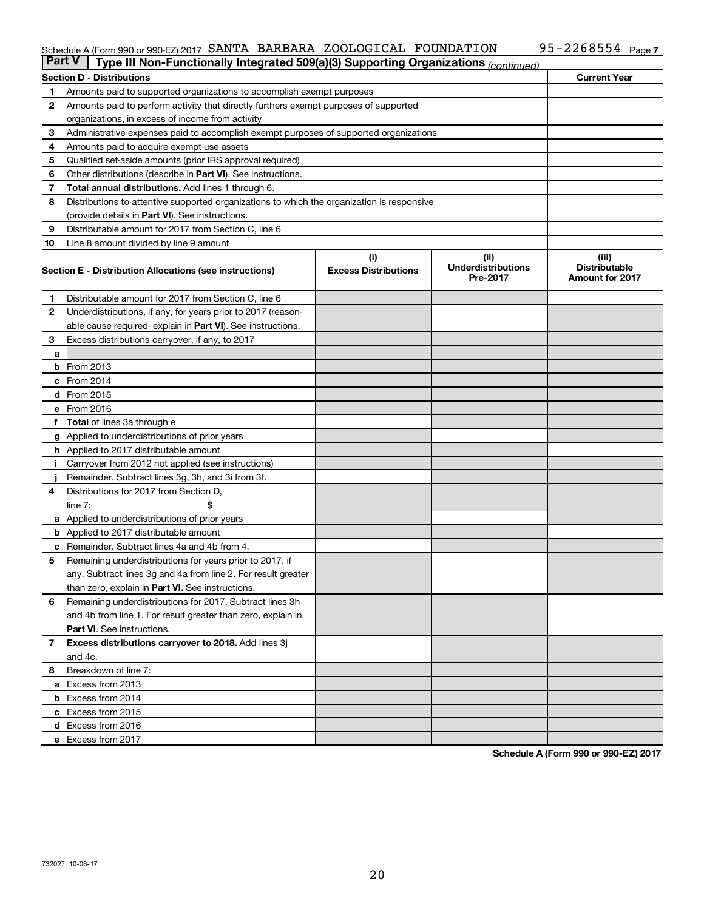Schedule A (Form 990 or 990-EZ) 2017 SANTA BARBARA ZOOLOGICAL FOUNDATION 95-2268554 Page 7

**Part V | Type III Non-Functionally Integrated 509(a)(3) Supporting Organizations** *(continued)*

| Section D - Distributions | | Current Year |
|---|---|---|
| 1 | Amounts paid to supported organizations to accomplish exempt purposes | |
| 2 | Amounts paid to perform activity that directly furthers exempt purposes of supported organizations, in excess of income from activity | |
| 3 | Administrative expenses paid to accomplish exempt purposes of supported organizations | |
| 4 | Amounts paid to acquire exempt-use assets | |
| 5 | Qualified set-aside amounts (prior IRS approval required) | |
| 6 | Other distributions (describe in **Part VI**). See instructions. | |
| 7 | **Total annual distributions.** Add lines 1 through 6. | |
| 8 | Distributions to attentive supported organizations to which the organization is responsive (provide details in **Part VI**). See instructions. | |
| 9 | Distributable amount for 2017 from Section C, line 6 | |
| 10 | Line 8 amount divided by line 9 amount | |

| Section E - Distribution Allocations (see instructions) | | (i) Excess Distributions | (ii) Underdistributions Pre-2017 | (iii) Distributable Amount for 2017 |
|---|---|---|---|---|
| 1 | Distributable amount for 2017 from Section C, line 6 | | | |
| 2 | Underdistributions, if any, for years prior to 2017 (reasonable cause required- explain in **Part VI**). See instructions. | | | |
| 3 | Excess distributions carryover, if any, to 2017 | | | |
| a | | | | |
| b | From 2013 | | | |
| c | From 2014 | | | |
| d | From 2015 | | | |
| e | From 2016 | | | |
| f | **Total** of lines 3a through e | | | |
| g | Applied to underdistributions of prior years | | | |
| h | Applied to 2017 distributable amount | | | |
| i | Carryover from 2012 not applied (see instructions) | | | |
| j | Remainder. Subtract lines 3g, 3h, and 3i from 3f. | | | |
| 4 | Distributions for 2017 from Section D, line 7: $ | | | |
| a | Applied to underdistributions of prior years | | | |
| b | Applied to 2017 distributable amount | | | |
| c | Remainder. Subtract lines 4a and 4b from 4. | | | |
| 5 | Remaining underdistributions for years prior to 2017, if any. Subtract lines 3g and 4a from line 2. For result greater than zero, explain in **Part VI.** See instructions. | | | |
| 6 | Remaining underdistributions for 2017. Subtract lines 3h and 4b from line 1. For result greater than zero, explain in **Part VI**. See instructions. | | | |
| 7 | **Excess distributions carryover to 2018.** Add lines 3j and 4c. | | | |
| 8 | Breakdown of line 7: | | | |
| a | Excess from 2013 | | | |
| b | Excess from 2014 | | | |
| c | Excess from 2015 | | | |
| d | Excess from 2016 | | | |
| e | Excess from 2017 | | | |

**Schedule A (Form 990 or 990-EZ) 2017**

732027 10-06-17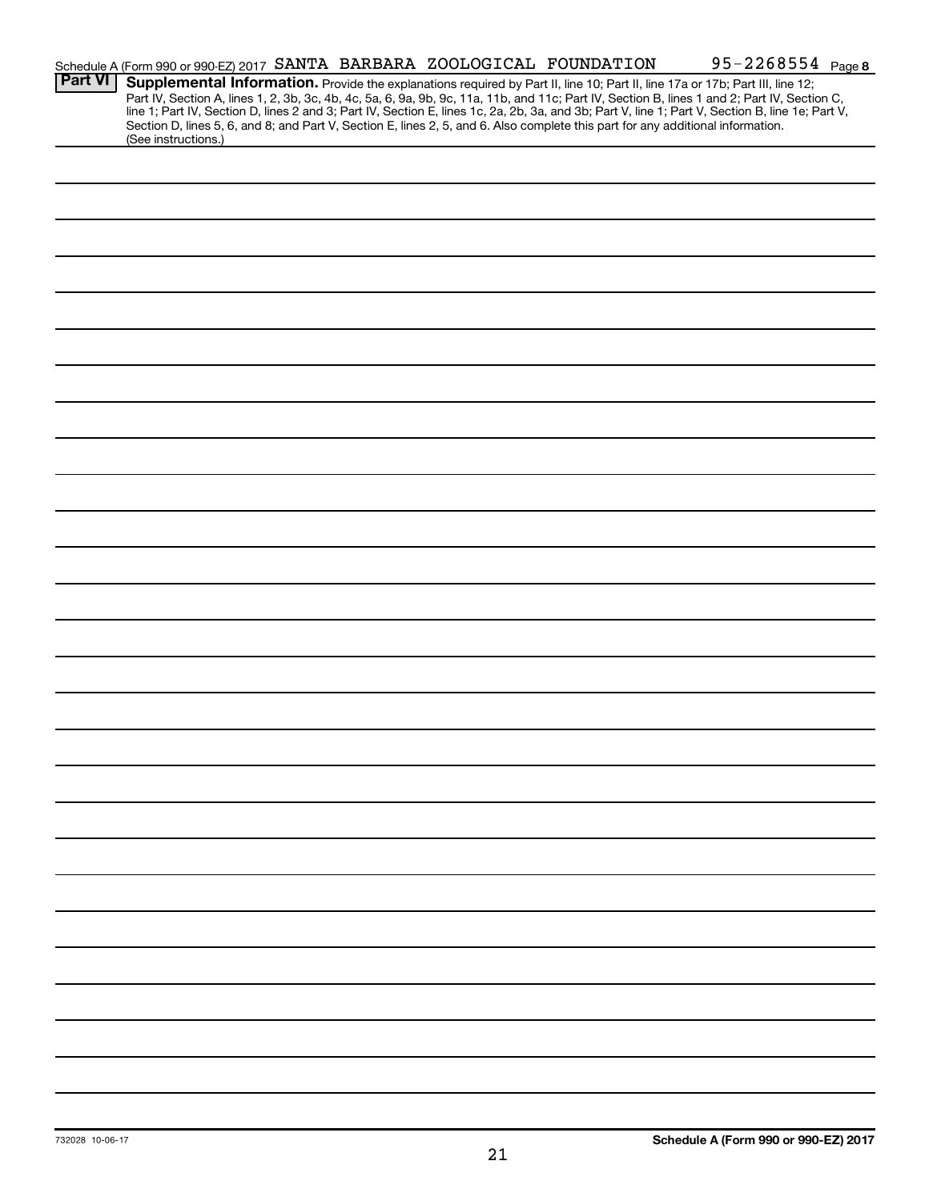Schedule A (Form 990 or 990-EZ) 2017 SANTA BARBARA ZOOLOGICAL FOUNDATION 95-2268554 Page **8**

## Part VI Supplemental Information.

Provide the explanations required by Part II, line 10; Part II, line 17a or 17b; Part III, line 12; Part IV, Section A, lines 1, 2, 3b, 3c, 4b, 4c, 5a, 6, 9a, 9b, 9c, 11a, 11b, and 11c; Part IV, Section B, lines 1 and 2; Part IV, Section C, line 1; Part IV, Section D, lines 2 and 3; Part IV, Section E, lines 1c, 2a, 2b, 3a, and 3b; Part V, line 1; Part V, Section B, line 1e; Part V, Section D, lines 5, 6, and 8; and Part V, Section E, lines 2, 5, and 6. Also complete this part for any additional information. (See instructions.)

732028 10-06-17

**Schedule A (Form 990 or 990-EZ) 2017**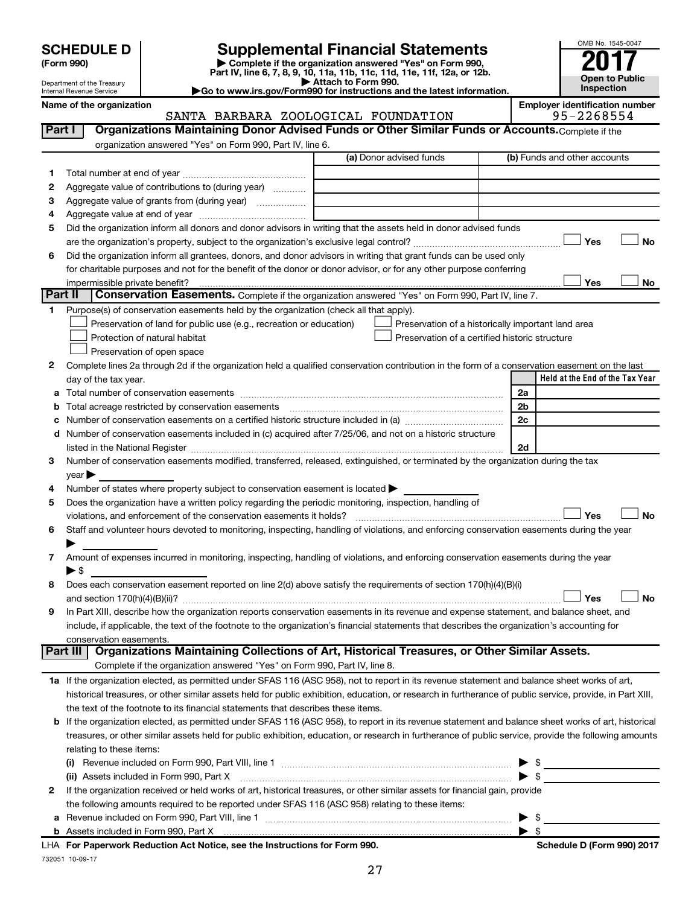# SCHEDULE D (Form 990)

Department of the Treasury
Internal Revenue Service

## Supplemental Financial Statements

▶ Complete if the organization answered "Yes" on Form 990, Part IV, line 6, 7, 8, 9, 10, 11a, 11b, 11c, 11d, 11e, 11f, 12a, or 12b.
▶ Attach to Form 990.
▶Go to www.irs.gov/Form990 for instructions and the latest information.

OMB No. 1545-0047

**2017**

**Open to Public Inspection**

Name of the organization: SANTA BARBARA ZOOLOGICAL FOUNDATION

Employer identification number: 95-2268554

**Part I — Organizations Maintaining Donor Advised Funds or Other Similar Funds or Accounts.** Complete if the organization answered "Yes" on Form 990, Part IV, line 6.

| | | (a) Donor advised funds | (b) Funds and other accounts |
|---|---|---|---|
| 1 | Total number at end of year | | |
| 2 | Aggregate value of contributions to (during year) | | |
| 3 | Aggregate value of grants from (during year) | | |
| 4 | Aggregate value at end of year | | |

5 Did the organization inform all donors and donor advisors in writing that the assets held in donor advised funds are the organization's property, subject to the organization's exclusive legal control? ☐ Yes ☐ No

6 Did the organization inform all grantees, donors, and donor advisors in writing that grant funds can be used only for charitable purposes and not for the benefit of the donor or donor advisor, or for any other purpose conferring impermissible private benefit? ☐ Yes ☐ No

**Part II — Conservation Easements.** Complete if the organization answered "Yes" on Form 990, Part IV, line 7.

1 Purpose(s) of conservation easements held by the organization (check all that apply).

- ☐ Preservation of land for public use (e.g., recreation or education)
- ☐ Protection of natural habitat
- ☐ Preservation of open space
- ☐ Preservation of a historically important land area
- ☐ Preservation of a certified historic structure

2 Complete lines 2a through 2d if the organization held a qualified conservation contribution in the form of a conservation easement on the last day of the tax year.

| | | | Held at the End of the Tax Year |
|---|---|---|---|
| a | Total number of conservation easements | 2a | |
| b | Total acreage restricted by conservation easements | 2b | |
| c | Number of conservation easements on a certified historic structure included in (a) | 2c | |
| d | Number of conservation easements included in (c) acquired after 7/25/06, and not on a historic structure listed in the National Register | 2d | |

3 Number of conservation easements modified, transferred, released, extinguished, or terminated by the organization during the tax year ▶

4 Number of states where property subject to conservation easement is located ▶

5 Does the organization have a written policy regarding the periodic monitoring, inspection, handling of violations, and enforcement of the conservation easements it holds? ☐ Yes ☐ No

6 Staff and volunteer hours devoted to monitoring, inspecting, handling of violations, and enforcing conservation easements during the year ▶

7 Amount of expenses incurred in monitoring, inspecting, handling of violations, and enforcing conservation easements during the year ▶ $

8 Does each conservation easement reported on line 2(d) above satisfy the requirements of section 170(h)(4)(B)(i) and section 170(h)(4)(B)(ii)? ☐ Yes ☐ No

9 In Part XIII, describe how the organization reports conservation easements in its revenue and expense statement, and balance sheet, and include, if applicable, the text of the footnote to the organization's financial statements that describes the organization's accounting for conservation easements.

**Part III — Organizations Maintaining Collections of Art, Historical Treasures, or Other Similar Assets.** Complete if the organization answered "Yes" on Form 990, Part IV, line 8.

1a If the organization elected, as permitted under SFAS 116 (ASC 958), not to report in its revenue statement and balance sheet works of art, historical treasures, or other similar assets held for public exhibition, education, or research in furtherance of public service, provide, in Part XIII, the text of the footnote to its financial statements that describes these items.

b If the organization elected, as permitted under SFAS 116 (ASC 958), to report in its revenue statement and balance sheet works of art, historical treasures, or other similar assets held for public exhibition, education, or research in furtherance of public service, provide the following amounts relating to these items:

(i) Revenue included on Form 990, Part VIII, line 1 ▶ $

(ii) Assets included in Form 990, Part X ▶ $

2 If the organization received or held works of art, historical treasures, or other similar assets for financial gain, provide the following amounts required to be reported under SFAS 116 (ASC 958) relating to these items:

a Revenue included on Form 990, Part VIII, line 1 ▶ $

b Assets included in Form 990, Part X ▶ $

LHA For Paperwork Reduction Act Notice, see the Instructions for Form 990.

Schedule D (Form 990) 2017

732051 10-09-17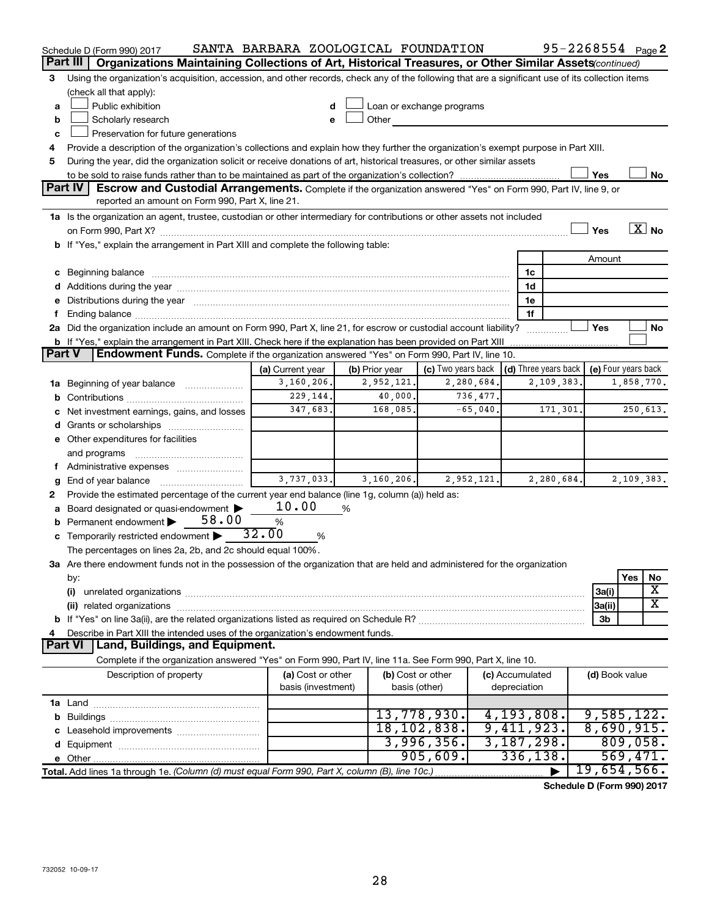Schedule D (Form 990) 2017 SANTA BARBARA ZOOLOGICAL FOUNDATION 95-2268554 Page 2

**Part III** | **Organizations Maintaining Collections of Art, Historical Treasures, or Other Similar Assets** *(continued)*

3 Using the organization's acquisition, accession, and other records, check any of the following that are a significant use of its collection items (check all that apply):

- a ☐ Public exhibition
- b ☐ Scholarly research
- c ☐ Preservation for future generations
- d ☐ Loan or exchange programs
- e ☐ Other

4 Provide a description of the organization's collections and explain how they further the organization's exempt purpose in Part XIII.

5 During the year, did the organization solicit or receive donations of art, historical treasures, or other similar assets to be sold to raise funds rather than to be maintained as part of the organization's collection? ☐ Yes ☐ No

**Part IV** | **Escrow and Custodial Arrangements.** Complete if the organization answered "Yes" on Form 990, Part IV, line 9, or reported an amount on Form 990, Part X, line 21.

1a Is the organization an agent, trustee, custodian or other intermediary for contributions or other assets not included on Form 990, Part X? ☐ Yes ☒ No

b If "Yes," explain the arrangement in Part XIII and complete the following table:

| | | Amount |
|---|---|---|
| c Beginning balance | 1c | |
| d Additions during the year | 1d | |
| e Distributions during the year | 1e | |
| f Ending balance | 1f | |

2a Did the organization include an amount on Form 990, Part X, line 21, for escrow or custodial account liability? ☐ Yes ☐ No

b If "Yes," explain the arrangement in Part XIII. Check here if the explanation has been provided on Part XIII ☐

**Part V** | **Endowment Funds.** Complete if the organization answered "Yes" on Form 990, Part IV, line 10.

| | (a) Current year | (b) Prior year | (c) Two years back | (d) Three years back | (e) Four years back |
|---|---|---|---|---|---|
| 1a Beginning of year balance | 3,160,206. | 2,952,121. | 2,280,684. | 2,109,383. | 1,858,770. |
| b Contributions | 229,144. | 40,000. | 736,477. | | |
| c Net investment earnings, gains, and losses | 347,683. | 168,085. | -65,040. | 171,301. | 250,613. |
| d Grants or scholarships | | | | | |
| e Other expenditures for facilities and programs | | | | | |
| f Administrative expenses | | | | | |
| g End of year balance | 3,737,033. | 3,160,206. | 2,952,121. | 2,280,684. | 2,109,383. |

2 Provide the estimated percentage of the current year end balance (line 1g, column (a)) held as:

- a Board designated or quasi-endowment ▶ 10.00 %
- b Permanent endowment ▶ 58.00 %
- c Temporarily restricted endowment ▶ 32.00 %

The percentages on lines 2a, 2b, and 2c should equal 100%.

3a Are there endowment funds not in the possession of the organization that are held and administered for the organization by:

| | | Yes | No |
|---|---|---|---|
| (i) unrelated organizations | 3a(i) | | X |
| (ii) related organizations | 3a(ii) | | X |
| b If "Yes" on line 3a(ii), are the related organizations listed as required on Schedule R? | 3b | | |

4 Describe in Part XIII the intended uses of the organization's endowment funds.

**Part VI** | **Land, Buildings, and Equipment.**

Complete if the organization answered "Yes" on Form 990, Part IV, line 11a. See Form 990, Part X, line 10.

| Description of property | (a) Cost or other basis (investment) | (b) Cost or other basis (other) | (c) Accumulated depreciation | (d) Book value |
|---|---|---|---|---|
| 1a Land | | | | |
| b Buildings | | 13,778,930. | 4,193,808. | 9,585,122. |
| c Leasehold improvements | | 18,102,838. | 9,411,923. | 8,690,915. |
| d Equipment | | 3,996,356. | 3,187,298. | 809,058. |
| e Other | | 905,609. | 336,138. | 569,471. |
| **Total.** Add lines 1a through 1e. *(Column (d) must equal Form 990, Part X, column (B), line 10c.)* | | | ▶ | 19,654,566. |

**Schedule D (Form 990) 2017**

732052 10-09-17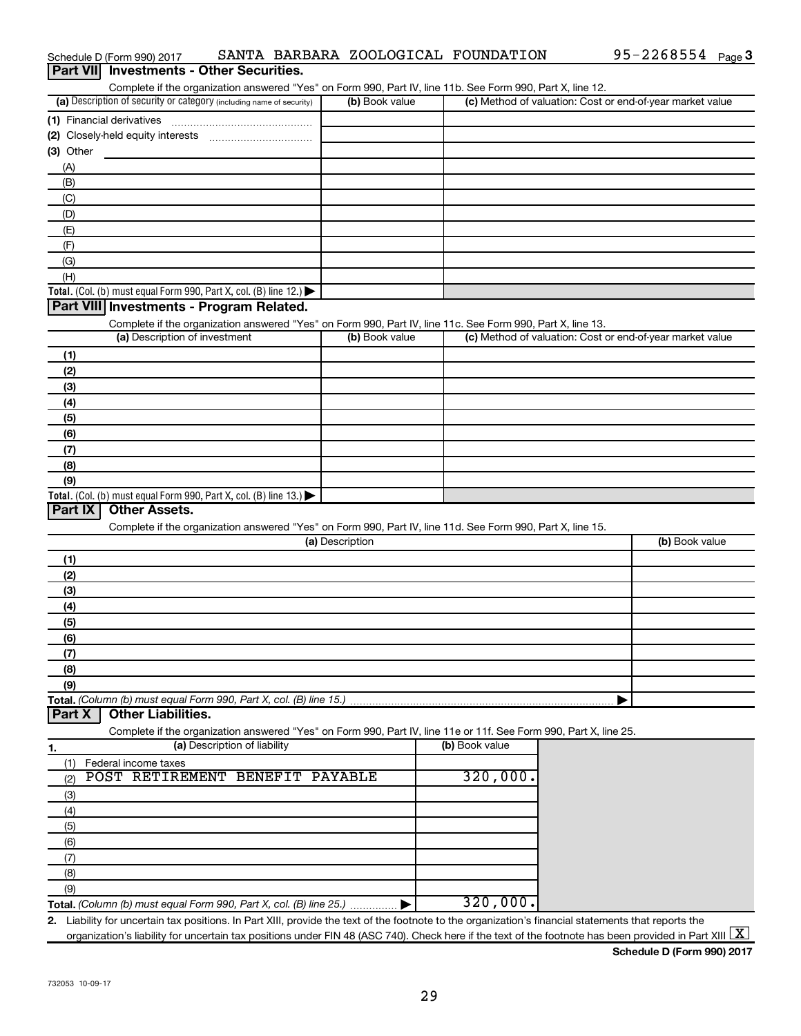Schedule D (Form 990) 2017 SANTA BARBARA ZOOLOGICAL FOUNDATION 95-2268554 Page 3

## Part VII Investments - Other Securities.

Complete if the organization answered "Yes" on Form 990, Part IV, line 11b. See Form 990, Part X, line 12.

| (a) Description of security or category (including name of security) | (b) Book value | (c) Method of valuation: Cost or end-of-year market value |
|---|---|---|
| (1) Financial derivatives | | |
| (2) Closely-held equity interests | | |
| (3) Other | | |
| (A) | | |
| (B) | | |
| (C) | | |
| (D) | | |
| (E) | | |
| (F) | | |
| (G) | | |
| (H) | | |
| **Total.** (Col. (b) must equal Form 990, Part X, col. (B) line 12.) ▶ | | |

## Part VIII Investments - Program Related.

Complete if the organization answered "Yes" on Form 990, Part IV, line 11c. See Form 990, Part X, line 13.

| (a) Description of investment | (b) Book value | (c) Method of valuation: Cost or end-of-year market value |
|---|---|---|
| (1) | | |
| (2) | | |
| (3) | | |
| (4) | | |
| (5) | | |
| (6) | | |
| (7) | | |
| (8) | | |
| (9) | | |
| **Total.** (Col. (b) must equal Form 990, Part X, col. (B) line 13.) ▶ | | |

## Part IX Other Assets.

Complete if the organization answered "Yes" on Form 990, Part IV, line 11d. See Form 990, Part X, line 15.

| (a) Description | (b) Book value |
|---|---|
| (1) | |
| (2) | |
| (3) | |
| (4) | |
| (5) | |
| (6) | |
| (7) | |
| (8) | |
| (9) | |
| **Total.** *(Column (b) must equal Form 990, Part X, col. (B) line 15.)* ▶ | |

## Part X Other Liabilities.

Complete if the organization answered "Yes" on Form 990, Part IV, line 11e or 11f. See Form 990, Part X, line 25.

| 1. (a) Description of liability | (b) Book value |
|---|---|
| (1) Federal income taxes | |
| (2) POST RETIREMENT BENEFIT PAYABLE | 320,000. |
| (3) | |
| (4) | |
| (5) | |
| (6) | |
| (7) | |
| (8) | |
| (9) | |
| **Total.** *(Column (b) must equal Form 990, Part X, col. (B) line 25.)* ▶ | 320,000. |

2. Liability for uncertain tax positions. In Part XIII, provide the text of the footnote to the organization's financial statements that reports the organization's liability for uncertain tax positions under FIN 48 (ASC 740). Check here if the text of the footnote has been provided in Part XIII [X]

Schedule D (Form 990) 2017

732053 10-09-17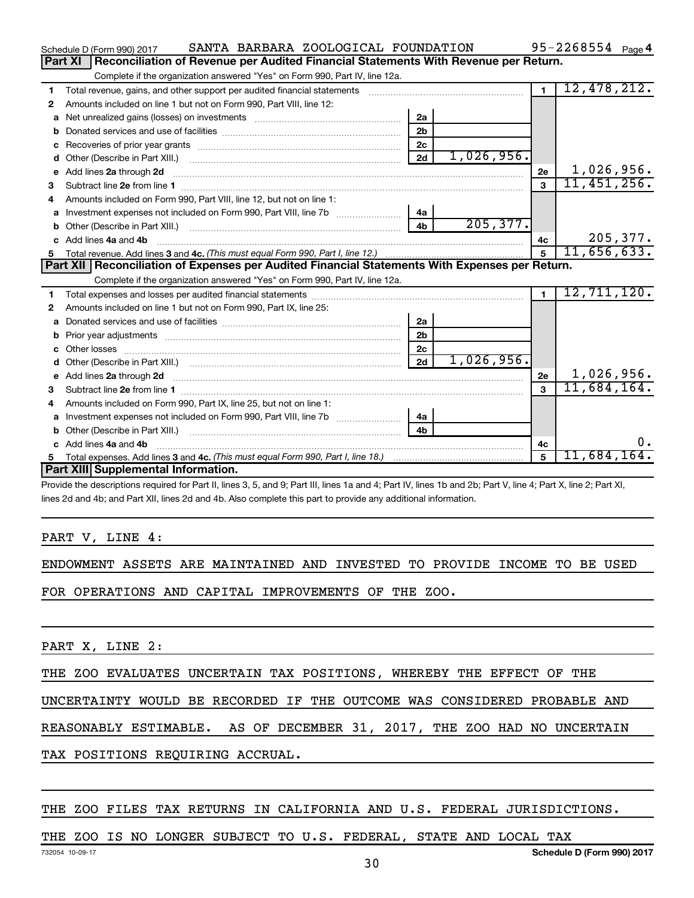Schedule D (Form 990) 2017 SANTA BARBARA ZOOLOGICAL FOUNDATION 95-2268554 Page 4

## Part XI Reconciliation of Revenue per Audited Financial Statements With Revenue per Return.

Complete if the organization answered "Yes" on Form 990, Part IV, line 12a.

| | | | | | |
|---|---|---|---|---|---|
| 1 | Total revenue, gains, and other support per audited financial statements | | | 1 | 12,478,212. |
| 2 | Amounts included on line 1 but not on Form 990, Part VIII, line 12: | | | | |
| a | Net unrealized gains (losses) on investments | 2a | | | |
| b | Donated services and use of facilities | 2b | | | |
| c | Recoveries of prior year grants | 2c | | | |
| d | Other (Describe in Part XIII.) | 2d | 1,026,956. | | |
| e | Add lines 2a through 2d | | | 2e | 1,026,956. |
| 3 | Subtract line 2e from line 1 | | | 3 | 11,451,256. |
| 4 | Amounts included on Form 990, Part VIII, line 12, but not on line 1: | | | | |
| a | Investment expenses not included on Form 990, Part VIII, line 7b | 4a | | | |
| b | Other (Describe in Part XIII.) | 4b | 205,377. | | |
| c | Add lines 4a and 4b | | | 4c | 205,377. |
| 5 | Total revenue. Add lines 3 and 4c. *(This must equal Form 990, Part I, line 12.)* | | | 5 | 11,656,633. |

## Part XII Reconciliation of Expenses per Audited Financial Statements With Expenses per Return.

Complete if the organization answered "Yes" on Form 990, Part IV, line 12a.

| | | | | | |
|---|---|---|---|---|---|
| 1 | Total expenses and losses per audited financial statements | | | 1 | 12,711,120. |
| 2 | Amounts included on line 1 but not on Form 990, Part IX, line 25: | | | | |
| a | Donated services and use of facilities | 2a | | | |
| b | Prior year adjustments | 2b | | | |
| c | Other losses | 2c | | | |
| d | Other (Describe in Part XIII.) | 2d | 1,026,956. | | |
| e | Add lines 2a through 2d | | | 2e | 1,026,956. |
| 3 | Subtract line 2e from line 1 | | | 3 | 11,684,164. |
| 4 | Amounts included on Form 990, Part IX, line 25, but not on line 1: | | | | |
| a | Investment expenses not included on Form 990, Part VIII, line 7b | 4a | | | |
| b | Other (Describe in Part XIII.) | 4b | | | |
| c | Add lines 4a and 4b | | | 4c | 0. |
| 5 | Total expenses. Add lines 3 and 4c. *(This must equal Form 990, Part I, line 18.)* | | | 5 | 11,684,164. |

## Part XIII Supplemental Information.

Provide the descriptions required for Part II, lines 3, 5, and 9; Part III, lines 1a and 4; Part IV, lines 1b and 2b; Part V, line 4; Part X, line 2; Part XI, lines 2d and 4b; and Part XII, lines 2d and 4b. Also complete this part to provide any additional information.

PART V, LINE 4:

ENDOWMENT ASSETS ARE MAINTAINED AND INVESTED TO PROVIDE INCOME TO BE USED FOR OPERATIONS AND CAPITAL IMPROVEMENTS OF THE ZOO.

PART X, LINE 2:

THE ZOO EVALUATES UNCERTAIN TAX POSITIONS, WHEREBY THE EFFECT OF THE UNCERTAINTY WOULD BE RECORDED IF THE OUTCOME WAS CONSIDERED PROBABLE AND REASONABLY ESTIMABLE. AS OF DECEMBER 31, 2017, THE ZOO HAD NO UNCERTAIN TAX POSITIONS REQUIRING ACCRUAL.

THE ZOO FILES TAX RETURNS IN CALIFORNIA AND U.S. FEDERAL JURISDICTIONS.

THE ZOO IS NO LONGER SUBJECT TO U.S. FEDERAL, STATE AND LOCAL TAX

732054 10-09-17 Schedule D (Form 990) 2017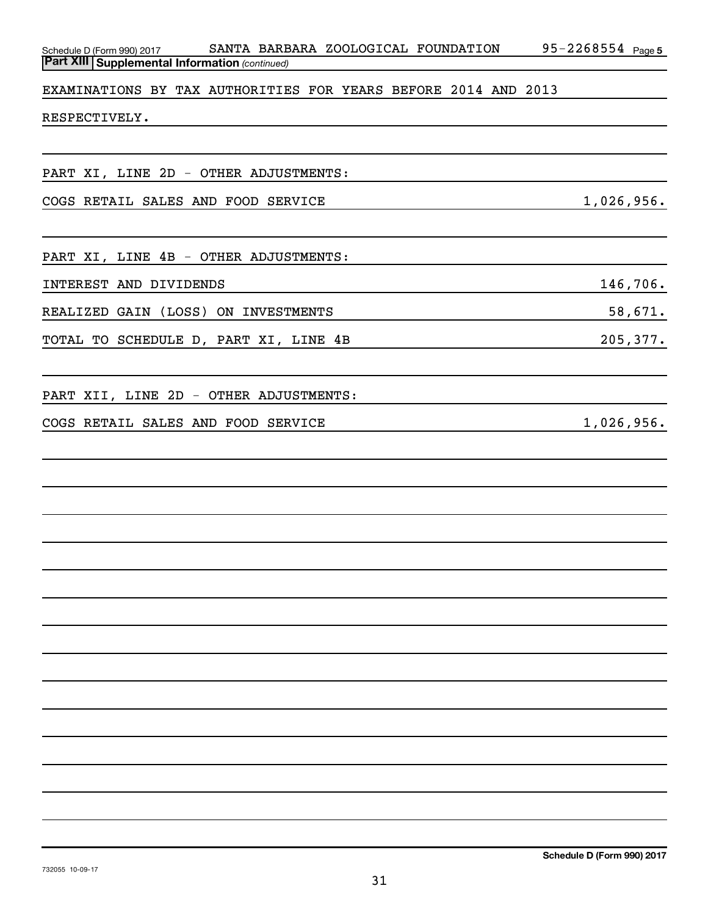Schedule D (Form 990) 2017 SANTA BARBARA ZOOLOGICAL FOUNDATION 95-2268554 Page 5

**Part XIII | Supplemental Information** *(continued)*

EXAMINATIONS BY TAX AUTHORITIES FOR YEARS BEFORE 2014 AND 2013 RESPECTIVELY.

PART XI, LINE 2D - OTHER ADJUSTMENTS:

| | |
|---|---|
| COGS RETAIL SALES AND FOOD SERVICE | 1,026,956. |

PART XI, LINE 4B - OTHER ADJUSTMENTS:

| | |
|---|---|
| INTEREST AND DIVIDENDS | 146,706. |
| REALIZED GAIN (LOSS) ON INVESTMENTS | 58,671. |
| TOTAL TO SCHEDULE D, PART XI, LINE 4B | 205,377. |

PART XII, LINE 2D - OTHER ADJUSTMENTS:

| | |
|---|---|
| COGS RETAIL SALES AND FOOD SERVICE | 1,026,956. |

**Schedule D (Form 990) 2017**

732055 10-09-17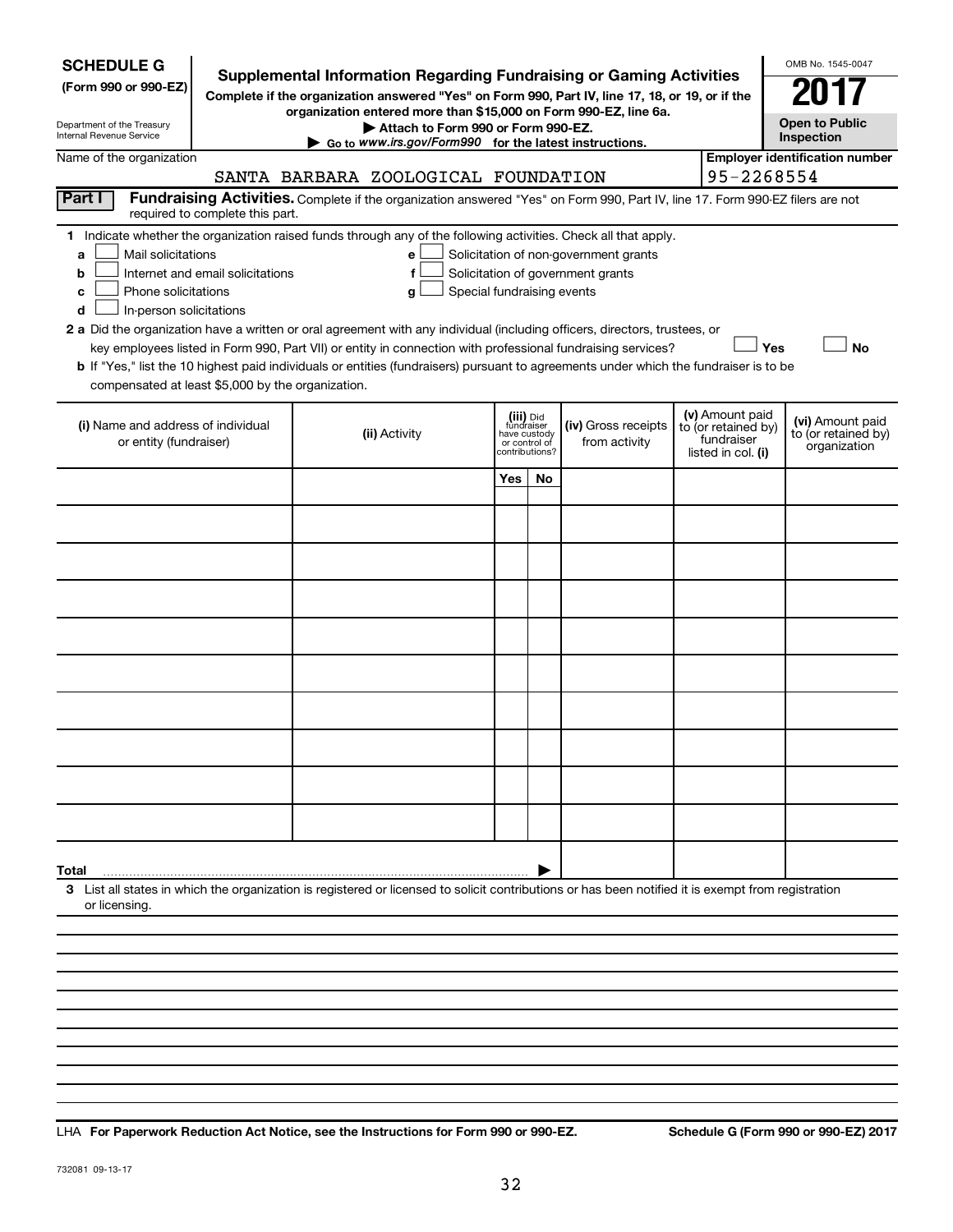**SCHEDULE G (Form 990 or 990-EZ)**

Department of the Treasury
Internal Revenue Service

# Supplemental Information Regarding Fundraising or Gaming Activities

**Complete if the organization answered "Yes" on Form 990, Part IV, line 17, 18, or 19, or if the organization entered more than $15,000 on Form 990-EZ, line 6a.**

**▶ Attach to Form 990 or Form 990-EZ.**

**▶ Go to *www.irs.gov/Form990* for the latest instructions.**

OMB No. 1545-0047

**2017**

**Open to Public Inspection**

Name of the organization: SANTA BARBARA ZOOLOGICAL FOUNDATION

**Employer identification number** 95-2268554

**Part I** **Fundraising Activities.** Complete if the organization answered "Yes" on Form 990, Part IV, line 17. Form 990-EZ filers are not required to complete this part.

**1** Indicate whether the organization raised funds through any of the following activities. Check all that apply.

- **a** ☐ Mail solicitations
- **b** ☐ Internet and email solicitations
- **c** ☐ Phone solicitations
- **d** ☐ In-person solicitations
- **e** ☐ Solicitation of non-government grants
- **f** ☐ Solicitation of government grants
- **g** ☐ Special fundraising events

**2 a** Did the organization have a written or oral agreement with any individual (including officers, directors, trustees, or key employees listed in Form 990, Part VII) or entity in connection with professional fundraising services? ☐ **Yes** ☐ **No**

**b** If "Yes," list the 10 highest paid individuals or entities (fundraisers) pursuant to agreements under which the fundraiser is to be compensated at least $5,000 by the organization.

| (i) Name and address of individual or entity (fundraiser) | (ii) Activity | (iii) Did fundraiser have custody or control of contributions? | | (iv) Gross receipts from activity | (v) Amount paid to (or retained by) fundraiser listed in col. (i) | (vi) Amount paid to (or retained by) organization |
|---|---|---|---|---|---|---|
| | | Yes | No | | | |
| | | | | | | |
| | | | | | | |
| | | | | | | |
| | | | | | | |
| | | | | | | |
| | | | | | | |
| | | | | | | |
| | | | | | | |
| | | | | | | |
| | | | | | | |
| **Total** ▶ | | | | | | |

**3** List all states in which the organization is registered or licensed to solicit contributions or has been notified it is exempt from registration or licensing.

LHA **For Paperwork Reduction Act Notice, see the Instructions for Form 990 or 990-EZ.** **Schedule G (Form 990 or 990-EZ) 2017**

732081 09-13-17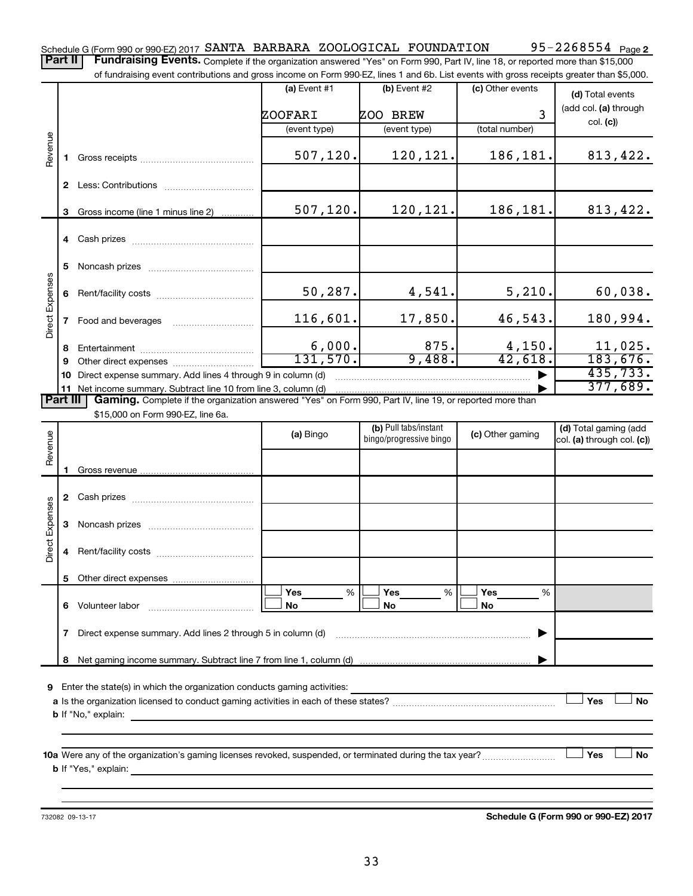Schedule G (Form 990 or 990-EZ) 2017 SANTA BARBARA ZOOLOGICAL FOUNDATION 95-2268554 Page 2

**Part II** **Fundraising Events.** Complete if the organization answered "Yes" on Form 990, Part IV, line 18, or reported more than $15,000 of fundraising event contributions and gross income on Form 990-EZ, lines 1 and 6b. List events with gross receipts greater than $5,000.

| | | | (a) Event #1 | (b) Event #2 | (c) Other events | (d) Total events (add col. (a) through col. (c)) |
|---|---|---|---|---|---|---|
| | | | ZOOFARI | ZOO BREW | 3 | |
| | | | (event type) | (event type) | (total number) | |
| Revenue | 1 | Gross receipts | 507,120. | 120,121. | 186,181. | 813,422. |
| | 2 | Less: Contributions | | | | |
| | 3 | Gross income (line 1 minus line 2) | 507,120. | 120,121. | 186,181. | 813,422. |
| Direct Expenses | 4 | Cash prizes | | | | |
| | 5 | Noncash prizes | | | | |
| | 6 | Rent/facility costs | 50,287. | 4,541. | 5,210. | 60,038. |
| | 7 | Food and beverages | 116,601. | 17,850. | 46,543. | 180,994. |
| | 8 | Entertainment | 6,000. | 875. | 4,150. | 11,025. |
| | 9 | Other direct expenses | 131,570. | 9,488. | 42,618. | 183,676. |
| | 10 | Direct expense summary. Add lines 4 through 9 in column (d) | | | ▶ | 435,733. |
| | 11 | Net income summary. Subtract line 10 from line 3, column (d) | | | ▶ | 377,689. |

**Part III** **Gaming.** Complete if the organization answered "Yes" on Form 990, Part IV, line 19, or reported more than $15,000 on Form 990-EZ, line 6a.

| | | | (a) Bingo | (b) Pull tabs/instant bingo/progressive bingo | (c) Other gaming | (d) Total gaming (add col. (a) through col. (c)) |
|---|---|---|---|---|---|---|
| Revenue | 1 | Gross revenue | | | | |
| Direct Expenses | 2 | Cash prizes | | | | |
| | 3 | Noncash prizes | | | | |
| | 4 | Rent/facility costs | | | | |
| | 5 | Other direct expenses | | | | |
| | 6 | Volunteer labor | ☐ Yes ___ % ☐ No | ☐ Yes ___ % ☐ No | ☐ Yes ___ % ☐ No | |
| | 7 | Direct expense summary. Add lines 2 through 5 in column (d) | | | ▶ | |
| | 8 | Net gaming income summary. Subtract line 7 from line 1, column (d) | | | ▶ | |

9 Enter the state(s) in which the organization conducts gaming activities:

a Is the organization licensed to conduct gaming activities in each of these states? ☐ Yes ☐ No

b If "No," explain:

10a Were any of the organization's gaming licenses revoked, suspended, or terminated during the tax year? ☐ Yes ☐ No

b If "Yes," explain:

732082 09-13-17 **Schedule G (Form 990 or 990-EZ) 2017**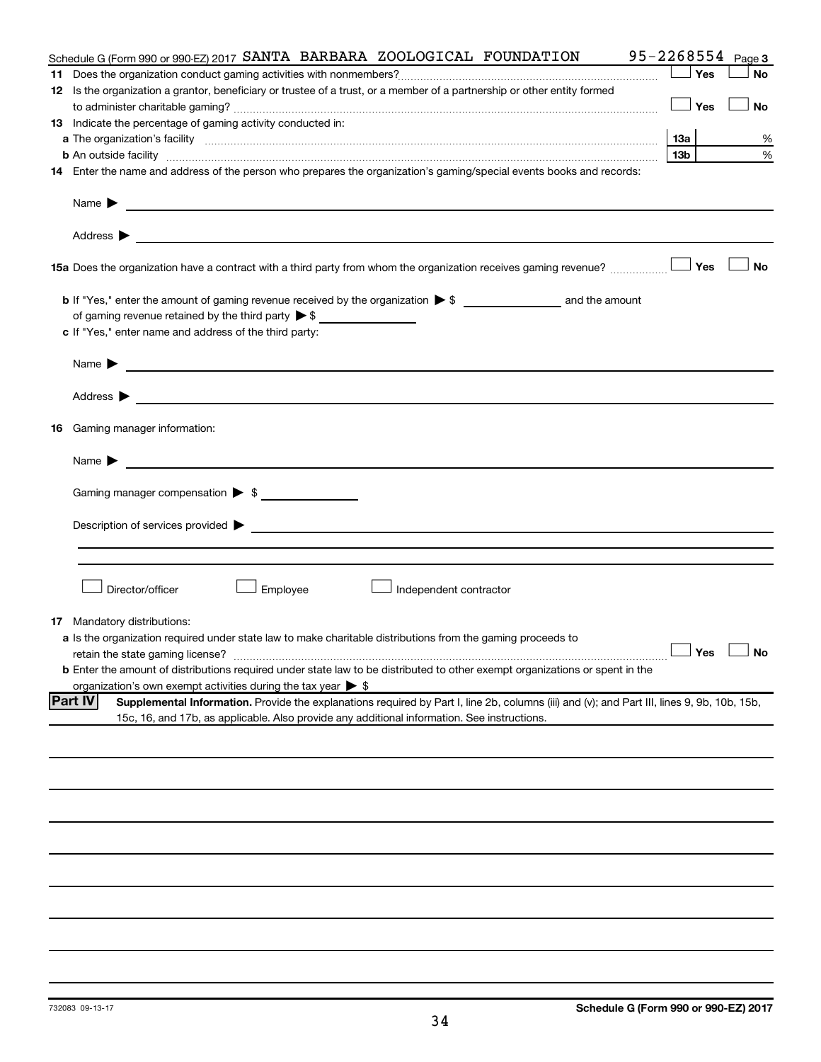Schedule G (Form 990 or 990-EZ) 2017 SANTA BARBARA ZOOLOGICAL FOUNDATION 95-2268554 Page 3

**11** Does the organization conduct gaming activities with nonmembers? ☐ Yes ☐ No

**12** Is the organization a grantor, beneficiary or trustee of a trust, or a member of a partnership or other entity formed to administer charitable gaming? ☐ Yes ☐ No

**13** Indicate the percentage of gaming activity conducted in:

**a** The organization's facility | 13a | %

**b** An outside facility | 13b | %

**14** Enter the name and address of the person who prepares the organization's gaming/special events books and records:

Name ▶

Address ▶

**15a** Does the organization have a contract with a third party from whom the organization receives gaming revenue? ☐ Yes ☐ No

**b** If "Yes," enter the amount of gaming revenue received by the organization ▶ $ ______ and the amount of gaming revenue retained by the third party ▶ $ ______

**c** If "Yes," enter name and address of the third party:

Name ▶

Address ▶

**16** Gaming manager information:

Name ▶

Gaming manager compensation ▶ $

Description of services provided ▶

☐ Director/officer ☐ Employee ☐ Independent contractor

**17** Mandatory distributions:

**a** Is the organization required under state law to make charitable distributions from the gaming proceeds to retain the state gaming license? ☐ Yes ☐ No

**b** Enter the amount of distributions required under state law to be distributed to other exempt organizations or spent in the organization's own exempt activities during the tax year ▶ $

## Part IV Supplemental Information.

Provide the explanations required by Part I, line 2b, columns (iii) and (v); and Part III, lines 9, 9b, 10b, 15b, 15c, 16, and 17b, as applicable. Also provide any additional information. See instructions.

732083 09-13-17

Schedule G (Form 990 or 990-EZ) 2017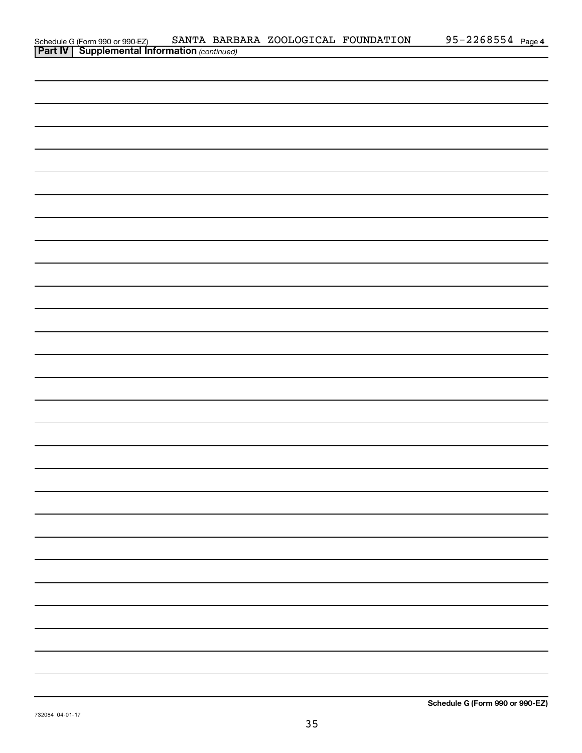Schedule G (Form 990 or 990-EZ) SANTA BARBARA ZOOLOGICAL FOUNDATION 95-2268554 Page 4

**Part IV | Supplemental Information** *(continued)*

**Schedule G (Form 990 or 990-EZ)**

732084 04-01-17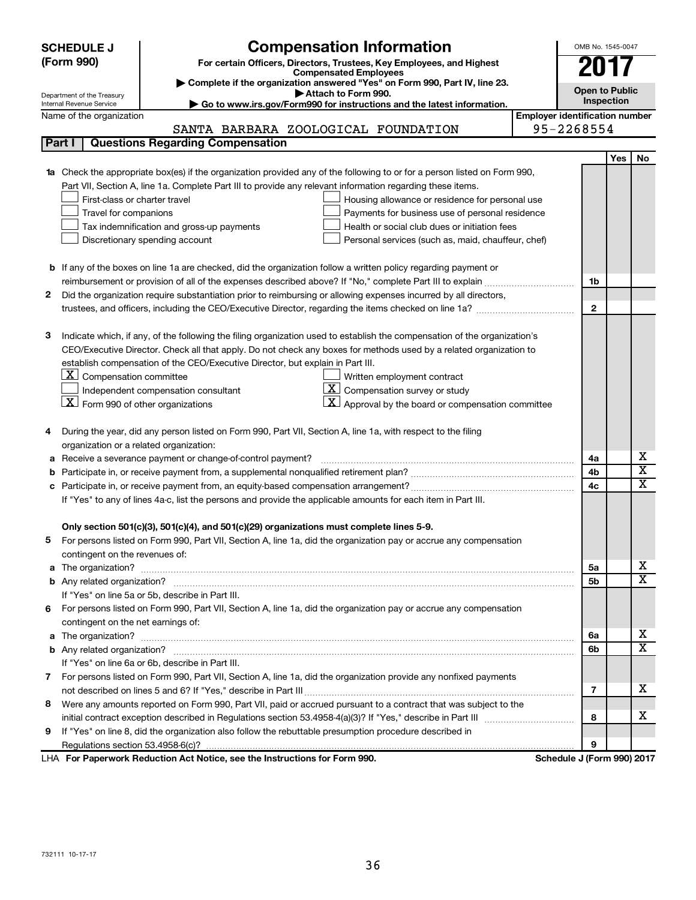# SCHEDULE J (Form 990)

Department of the Treasury
Internal Revenue Service

## Compensation Information

**For certain Officers, Directors, Trustees, Key Employees, and Highest Compensated Employees**

▶ Complete if the organization answered "Yes" on Form 990, Part IV, line 23.

▶ Attach to Form 990.

▶ Go to www.irs.gov/Form990 for instructions and the latest information.

OMB No. 1545-0047

**2017**

**Open to Public Inspection**

Name of the organization: SANTA BARBARA ZOOLOGICAL FOUNDATION

**Employer identification number:** 95-2268554

### Part I | Questions Regarding Compensation

| | | | Yes | No |
|---|---|---|---|---|
| **1a** | Check the appropriate box(es) if the organization provided any of the following to or for a person listed on Form 990, Part VII, Section A, line 1a. Complete Part III to provide any relevant information regarding these items.<br>☐ First-class or charter travel ☐ Housing allowance or residence for personal use<br>☐ Travel for companions ☐ Payments for business use of personal residence<br>☐ Tax indemnification and gross-up payments ☐ Health or social club dues or initiation fees<br>☐ Discretionary spending account ☐ Personal services (such as, maid, chauffeur, chef) | | | |
| **b** | If any of the boxes on line 1a are checked, did the organization follow a written policy regarding payment or reimbursement or provision of all of the expenses described above? If "No," complete Part III to explain | 1b | | |
| **2** | Did the organization require substantiation prior to reimbursing or allowing expenses incurred by all directors, trustees, and officers, including the CEO/Executive Director, regarding the items checked on line 1a? | 2 | | |
| **3** | Indicate which, if any, of the following the filing organization used to establish the compensation of the organization's CEO/Executive Director. Check all that apply. Do not check any boxes for methods used by a related organization to establish compensation of the CEO/Executive Director, but explain in Part III.<br>☒ Compensation committee ☐ Written employment contract<br>☐ Independent compensation consultant ☒ Compensation survey or study<br>☒ Form 990 of other organizations ☒ Approval by the board or compensation committee | | | |
| **4** | During the year, did any person listed on Form 990, Part VII, Section A, line 1a, with respect to the filing organization or a related organization: | | | |
| **a** | Receive a severance payment or change-of-control payment? | 4a | | X |
| **b** | Participate in, or receive payment from, a supplemental nonqualified retirement plan? | 4b | | X |
| **c** | Participate in, or receive payment from, an equity-based compensation arrangement? | 4c | | X |
| | If "Yes" to any of lines 4a-c, list the persons and provide the applicable amounts for each item in Part III. | | | |
| | **Only section 501(c)(3), 501(c)(4), and 501(c)(29) organizations must complete lines 5-9.** | | | |
| **5** | For persons listed on Form 990, Part VII, Section A, line 1a, did the organization pay or accrue any compensation contingent on the revenues of: | | | |
| **a** | The organization? | 5a | | X |
| **b** | Any related organization? | 5b | | X |
| | If "Yes" on line 5a or 5b, describe in Part III. | | | |
| **6** | For persons listed on Form 990, Part VII, Section A, line 1a, did the organization pay or accrue any compensation contingent on the net earnings of: | | | |
| **a** | The organization? | 6a | | X |
| **b** | Any related organization? | 6b | | X |
| | If "Yes" on line 6a or 6b, describe in Part III. | | | |
| **7** | For persons listed on Form 990, Part VII, Section A, line 1a, did the organization provide any nonfixed payments not described on lines 5 and 6? If "Yes," describe in Part III | 7 | | X |
| **8** | Were any amounts reported on Form 990, Part VII, paid or accrued pursuant to a contract that was subject to the initial contract exception described in Regulations section 53.4958-4(a)(3)? If "Yes," describe in Part III | 8 | | X |
| **9** | If "Yes" on line 8, did the organization also follow the rebuttable presumption procedure described in Regulations section 53.4958-6(c)? | 9 | | |

LHA **For Paperwork Reduction Act Notice, see the Instructions for Form 990.** **Schedule J (Form 990) 2017**

732111 10-17-17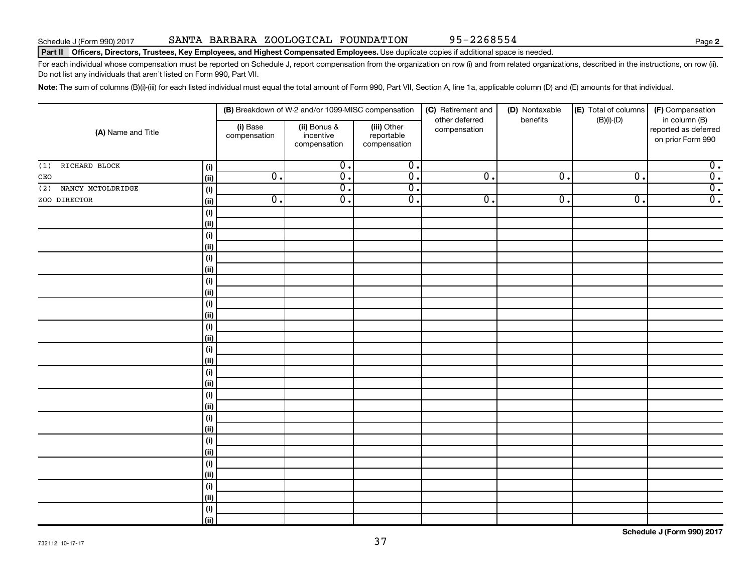Schedule J (Form 990) 2017 SANTA BARBARA ZOOLOGICAL FOUNDATION 95-2268554 Page **2**

**Part II** **Officers, Directors, Trustees, Key Employees, and Highest Compensated Employees.** Use duplicate copies if additional space is needed.

For each individual whose compensation must be reported on Schedule J, report compensation from the organization on row (i) and from related organizations, described in the instructions, on row (ii). Do not list any individuals that aren't listed on Form 990, Part VII.

**Note:** The sum of columns (B)(i)-(iii) for each listed individual must equal the total amount of Form 990, Part VII, Section A, line 1a, applicable column (D) and (E) amounts for that individual.

| (A) Name and Title | | (B) Breakdown of W-2 and/or 1099-MISC compensation | | | (C) Retirement and other deferred compensation | (D) Nontaxable benefits | (E) Total of columns (B)(i)-(D) | (F) Compensation in column (B) reported as deferred on prior Form 990 |
|---|---|---|---|---|---|---|---|---|
| | | (i) Base compensation | (ii) Bonus & incentive compensation | (iii) Other reportable compensation | | | | |
| (1) RICHARD BLOCK | (i) | | 0. | 0. | | | | 0. |
| CEO | (ii) | 0. | 0. | 0. | 0. | 0. | 0. | 0. |
| (2) NANCY MCTOLDRIDGE | (i) | | 0. | 0. | | | | 0. |
| ZOO DIRECTOR | (ii) | 0. | 0. | 0. | 0. | 0. | 0. | 0. |
| | (i) | | | | | | | |
| | (ii) | | | | | | | |
| | (i) | | | | | | | |
| | (ii) | | | | | | | |
| | (i) | | | | | | | |
| | (ii) | | | | | | | |
| | (i) | | | | | | | |
| | (ii) | | | | | | | |
| | (i) | | | | | | | |
| | (ii) | | | | | | | |
| | (i) | | | | | | | |
| | (ii) | | | | | | | |
| | (i) | | | | | | | |
| | (ii) | | | | | | | |
| | (i) | | | | | | | |
| | (ii) | | | | | | | |
| | (i) | | | | | | | |
| | (ii) | | | | | | | |
| | (i) | | | | | | | |
| | (ii) | | | | | | | |
| | (i) | | | | | | | |
| | (ii) | | | | | | | |
| | (i) | | | | | | | |
| | (ii) | | | | | | | |
| | (i) | | | | | | | |
| | (ii) | | | | | | | |
| | (i) | | | | | | | |
| | (ii) | | | | | | | |

732112 10-17-17

**Schedule J (Form 990) 2017**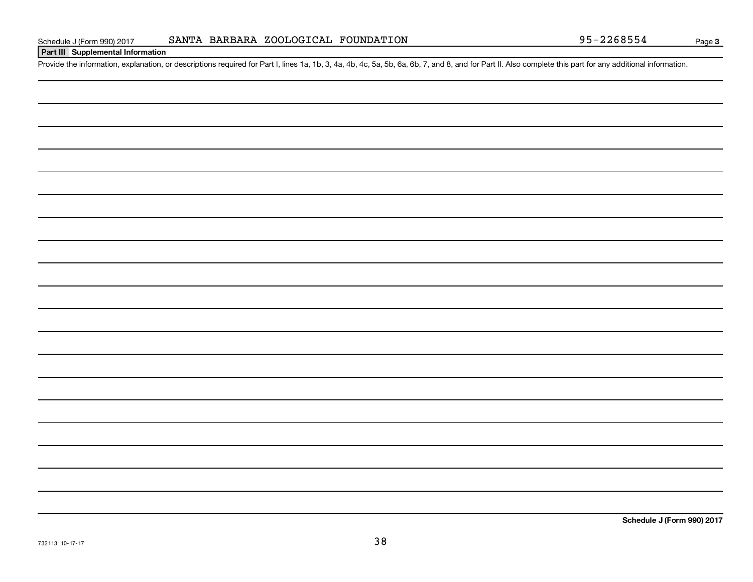Schedule J (Form 990) 2017 SANTA BARBARA ZOOLOGICAL FOUNDATION 95-2268554

## Part III Supplemental Information

Provide the information, explanation, or descriptions required for Part I, lines 1a, 1b, 3, 4a, 4b, 4c, 5a, 5b, 6a, 6b, 7, and 8, and for Part II. Also complete this part for any additional information.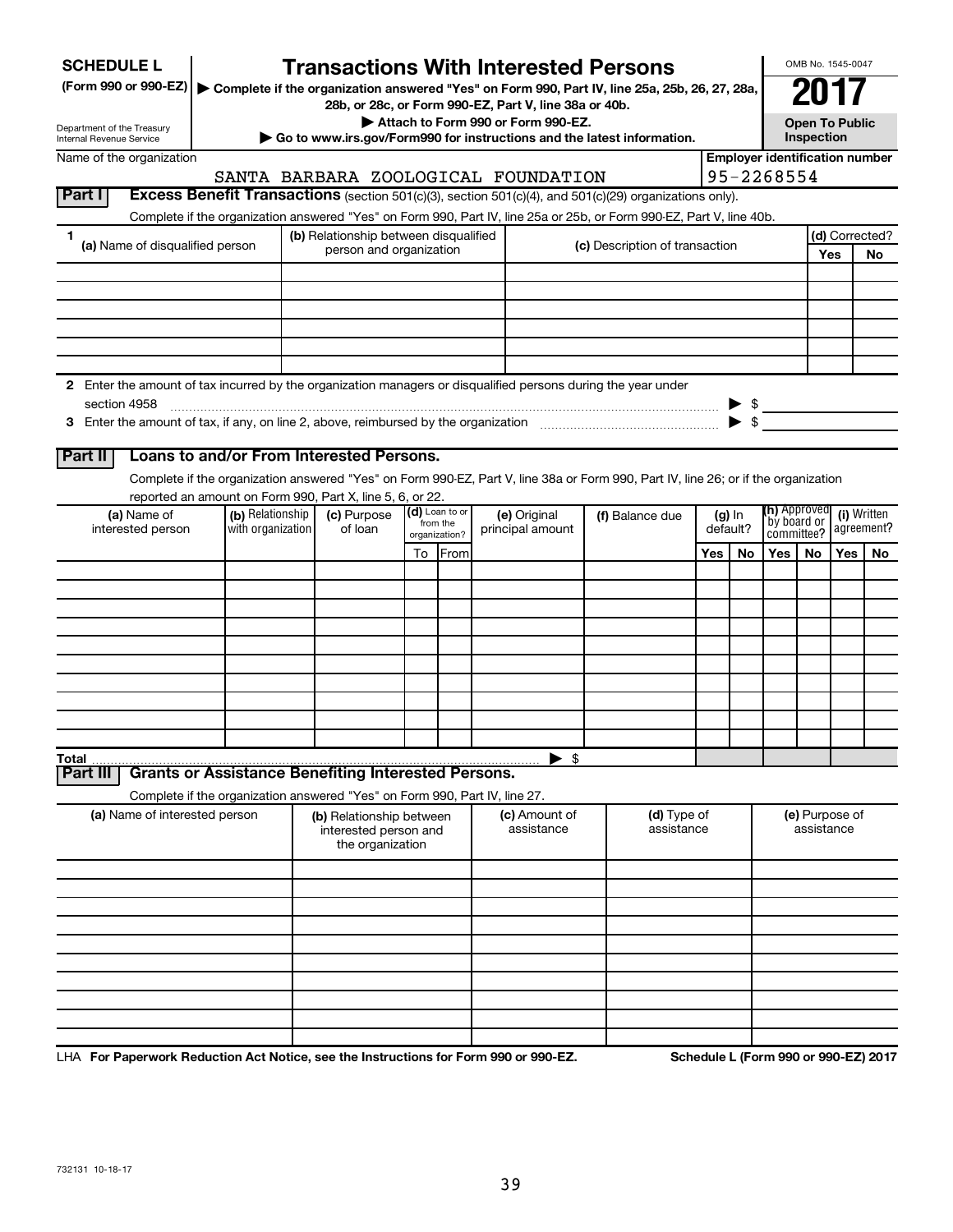**SCHEDULE L** (Form 990 or 990-EZ)

Department of the Treasury
Internal Revenue Service

# Transactions With Interested Persons

▶ Complete if the organization answered "Yes" on Form 990, Part IV, line 25a, 25b, 26, 27, 28a, 28b, or 28c, or Form 990-EZ, Part V, line 38a or 40b.

▶ Attach to Form 990 or Form 990-EZ.

▶ Go to www.irs.gov/Form990 for instructions and the latest information.

OMB No. 1545-0047

**2017**

**Open To Public Inspection**

Name of the organization: SANTA BARBARA ZOOLOGICAL FOUNDATION

**Employer identification number** 95-2268554

## Part I Excess Benefit Transactions (section 501(c)(3), section 501(c)(4), and 501(c)(29) organizations only).

Complete if the organization answered "Yes" on Form 990, Part IV, line 25a or 25b, or Form 990-EZ, Part V, line 40b.

| 1 (a) Name of disqualified person | (b) Relationship between disqualified person and organization | (c) Description of transaction | (d) Corrected? Yes | No |
|---|---|---|---|---|
| | | | | |
| | | | | |
| | | | | |
| | | | | |
| | | | | |
| | | | | |

2 Enter the amount of tax incurred by the organization managers or disqualified persons during the year under section 4958 ▶ $

3 Enter the amount of tax, if any, on line 2, above, reimbursed by the organization ▶ $

## Part II Loans to and/or From Interested Persons.

Complete if the organization answered "Yes" on Form 990-EZ, Part V, line 38a or Form 990, Part IV, line 26; or if the organization reported an amount on Form 990, Part X, line 5, 6, or 22.

| (a) Name of interested person | (b) Relationship with organization | (c) Purpose of loan | (d) Loan to or from the organization? To | From | (e) Original principal amount | (f) Balance due | (g) In default? Yes | No | (h) Approved by board or committee? Yes | No | (i) Written agreement? Yes | No |
|---|---|---|---|---|---|---|---|---|---|---|---|---|
| | | | | | | | | | | | | |
| | | | | | | | | | | | | |
| | | | | | | | | | | | | |
| | | | | | | | | | | | | |
| | | | | | | | | | | | | |
| | | | | | | | | | | | | |
| | | | | | | | | | | | | |
| | | | | | | | | | | | | |
| | | | | | | | | | | | | |
| | | | | | | | | | | | | |
| **Total** | | | | | ▶ $ | | | | | | | |

## Part III Grants or Assistance Benefiting Interested Persons.

Complete if the organization answered "Yes" on Form 990, Part IV, line 27.

| (a) Name of interested person | (b) Relationship between interested person and the organization | (c) Amount of assistance | (d) Type of assistance | (e) Purpose of assistance |
|---|---|---|---|---|
| | | | | |
| | | | | |
| | | | | |
| | | | | |
| | | | | |
| | | | | |
| | | | | |
| | | | | |
| | | | | |
| | | | | |

LHA **For Paperwork Reduction Act Notice, see the Instructions for Form 990 or 990-EZ.** **Schedule L (Form 990 or 990-EZ) 2017**

732131 10-18-17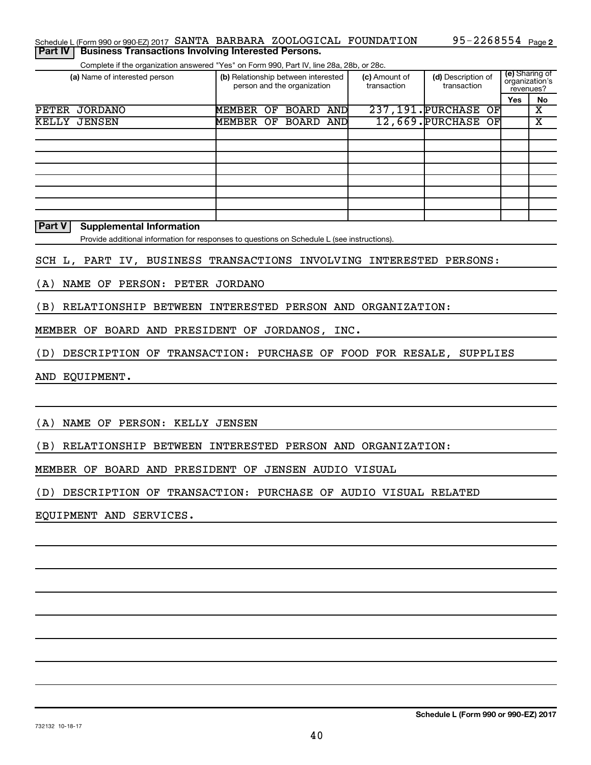Schedule L (Form 990 or 990-EZ) 2017 SANTA BARBARA ZOOLOGICAL FOUNDATION 95-2268554 Page 2

**Part IV | Business Transactions Involving Interested Persons.**

Complete if the organization answered "Yes" on Form 990, Part IV, line 28a, 28b, or 28c.

| (a) Name of interested person | (b) Relationship between interested person and the organization | (c) Amount of transaction | (d) Description of transaction | (e) Sharing of organization's revenues? | |
|---|---|---|---|---|---|
| | | | | Yes | No |
| PETER JORDANO | MEMBER OF BOARD AND | 237,191. | PURCHASE OF | | X |
| KELLY JENSEN | MEMBER OF BOARD AND | 12,669. | PURCHASE OF | | X |
| | | | | | |
| | | | | | |
| | | | | | |
| | | | | | |
| | | | | | |
| | | | | | |
| | | | | | |
| | | | | | |

**Part V | Supplemental Information**

Provide additional information for responses to questions on Schedule L (see instructions).

SCH L, PART IV, BUSINESS TRANSACTIONS INVOLVING INTERESTED PERSONS:

(A) NAME OF PERSON: PETER JORDANO

(B) RELATIONSHIP BETWEEN INTERESTED PERSON AND ORGANIZATION:

MEMBER OF BOARD AND PRESIDENT OF JORDANOS, INC.

(D) DESCRIPTION OF TRANSACTION: PURCHASE OF FOOD FOR RESALE, SUPPLIES

AND EQUIPMENT.

(A) NAME OF PERSON: KELLY JENSEN

(B) RELATIONSHIP BETWEEN INTERESTED PERSON AND ORGANIZATION:

MEMBER OF BOARD AND PRESIDENT OF JENSEN AUDIO VISUAL

(D) DESCRIPTION OF TRANSACTION: PURCHASE OF AUDIO VISUAL RELATED

EQUIPMENT AND SERVICES.

732132 10-18-17

**Schedule L (Form 990 or 990-EZ) 2017**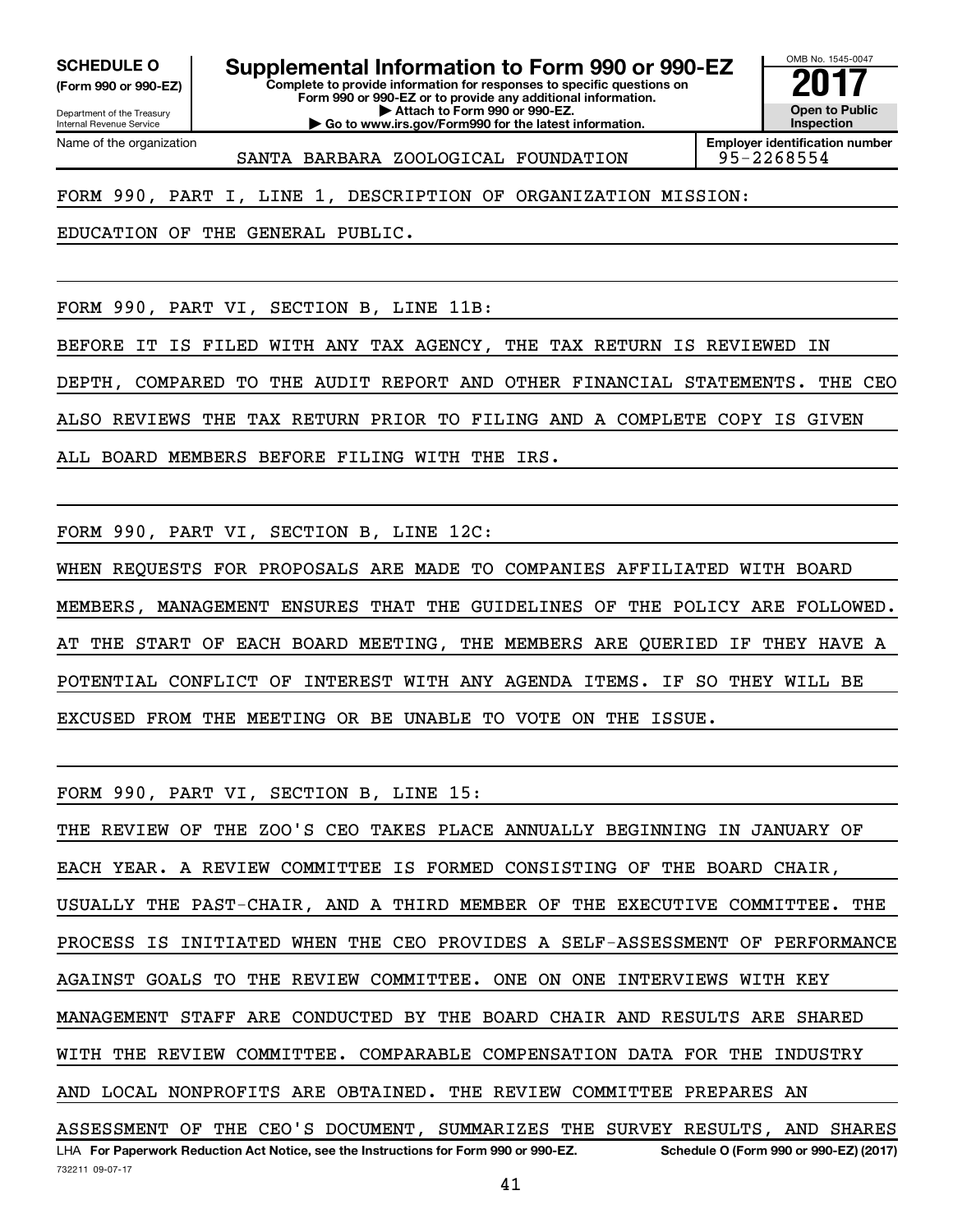**SCHEDULE O (Form 990 or 990-EZ)**

Department of the Treasury
Internal Revenue Service

# Supplemental Information to Form 990 or 990-EZ

**Complete to provide information for responses to specific questions on Form 990 or 990-EZ or to provide any additional information.**
**▶ Attach to Form 990 or 990-EZ.**
**▶ Go to www.irs.gov/Form990 for the latest information.**

OMB No. 1545-0047

**2017**

**Open to Public Inspection**

Name of the organization: SANTA BARBARA ZOOLOGICAL FOUNDATION

**Employer identification number**: 95-2268554

FORM 990, PART I, LINE 1, DESCRIPTION OF ORGANIZATION MISSION:

EDUCATION OF THE GENERAL PUBLIC.

FORM 990, PART VI, SECTION B, LINE 11B:

BEFORE IT IS FILED WITH ANY TAX AGENCY, THE TAX RETURN IS REVIEWED IN DEPTH, COMPARED TO THE AUDIT REPORT AND OTHER FINANCIAL STATEMENTS. THE CEO ALSO REVIEWS THE TAX RETURN PRIOR TO FILING AND A COMPLETE COPY IS GIVEN ALL BOARD MEMBERS BEFORE FILING WITH THE IRS.

FORM 990, PART VI, SECTION B, LINE 12C:

WHEN REQUESTS FOR PROPOSALS ARE MADE TO COMPANIES AFFILIATED WITH BOARD MEMBERS, MANAGEMENT ENSURES THAT THE GUIDELINES OF THE POLICY ARE FOLLOWED. AT THE START OF EACH BOARD MEETING, THE MEMBERS ARE QUERIED IF THEY HAVE A POTENTIAL CONFLICT OF INTEREST WITH ANY AGENDA ITEMS. IF SO THEY WILL BE EXCUSED FROM THE MEETING OR BE UNABLE TO VOTE ON THE ISSUE.

FORM 990, PART VI, SECTION B, LINE 15:

THE REVIEW OF THE ZOO'S CEO TAKES PLACE ANNUALLY BEGINNING IN JANUARY OF EACH YEAR. A REVIEW COMMITTEE IS FORMED CONSISTING OF THE BOARD CHAIR, USUALLY THE PAST-CHAIR, AND A THIRD MEMBER OF THE EXECUTIVE COMMITTEE. THE PROCESS IS INITIATED WHEN THE CEO PROVIDES A SELF-ASSESSMENT OF PERFORMANCE AGAINST GOALS TO THE REVIEW COMMITTEE. ONE ON ONE INTERVIEWS WITH KEY MANAGEMENT STAFF ARE CONDUCTED BY THE BOARD CHAIR AND RESULTS ARE SHARED WITH THE REVIEW COMMITTEE. COMPARABLE COMPENSATION DATA FOR THE INDUSTRY AND LOCAL NONPROFITS ARE OBTAINED. THE REVIEW COMMITTEE PREPARES AN ASSESSMENT OF THE CEO'S DOCUMENT, SUMMARIZES THE SURVEY RESULTS, AND SHARES

LHA **For Paperwork Reduction Act Notice, see the Instructions for Form 990 or 990-EZ.** **Schedule O (Form 990 or 990-EZ) (2017)**

732211 09-07-17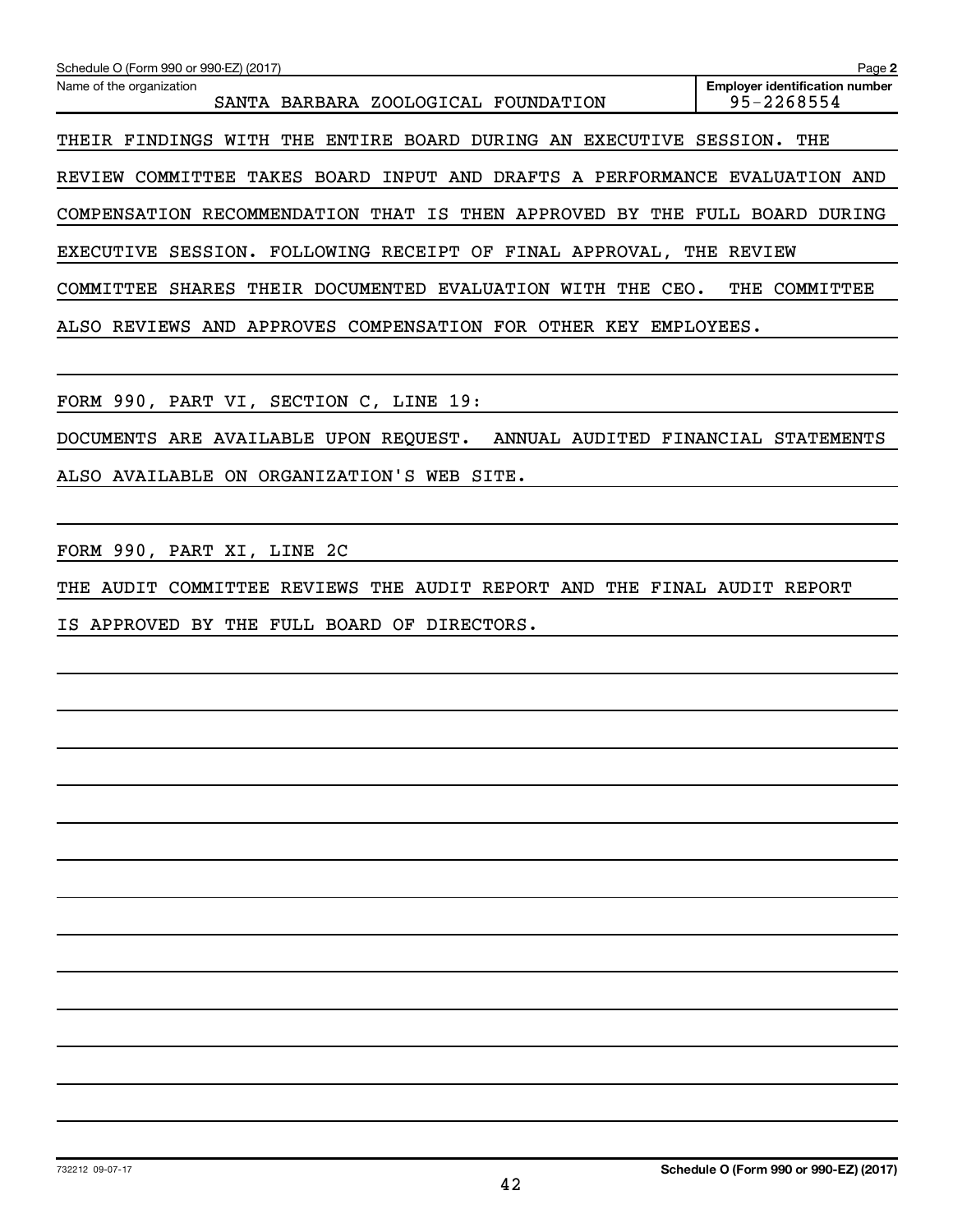Name of the organization: SANTA BARBARA ZOOLOGICAL FOUNDATION

Employer identification number: 95-2268554

THEIR FINDINGS WITH THE ENTIRE BOARD DURING AN EXECUTIVE SESSION. THE REVIEW COMMITTEE TAKES BOARD INPUT AND DRAFTS A PERFORMANCE EVALUATION AND COMPENSATION RECOMMENDATION THAT IS THEN APPROVED BY THE FULL BOARD DURING EXECUTIVE SESSION. FOLLOWING RECEIPT OF FINAL APPROVAL, THE REVIEW COMMITTEE SHARES THEIR DOCUMENTED EVALUATION WITH THE CEO. THE COMMITTEE ALSO REVIEWS AND APPROVES COMPENSATION FOR OTHER KEY EMPLOYEES.

FORM 990, PART VI, SECTION C, LINE 19:

DOCUMENTS ARE AVAILABLE UPON REQUEST. ANNUAL AUDITED FINANCIAL STATEMENTS ALSO AVAILABLE ON ORGANIZATION'S WEB SITE.

FORM 990, PART XI, LINE 2C

THE AUDIT COMMITTEE REVIEWS THE AUDIT REPORT AND THE FINAL AUDIT REPORT IS APPROVED BY THE FULL BOARD OF DIRECTORS.